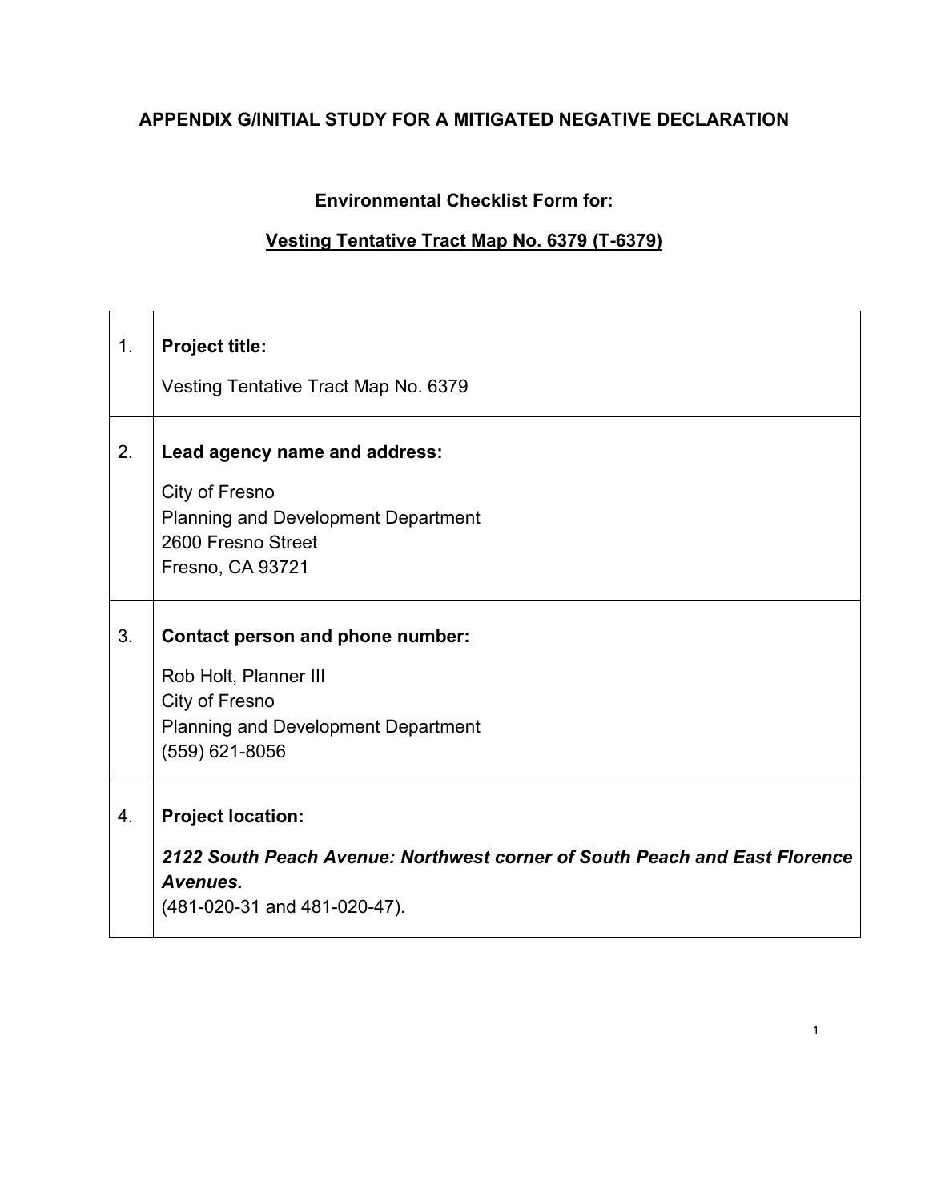# APPENDIX G/INITIAL STUDY FOR A MITIGATED NEGATIVE DECLARATION

## Environmental Checklist Form for:

## Vesting Tentative Tract Map No. 6379 (T-6379)

| | |
|---|---|
| 1. | **Project title:**<br><br>Vesting Tentative Tract Map No. 6379 |
| 2. | **Lead agency name and address:**<br><br>City of Fresno<br>Planning and Development Department<br>2600 Fresno Street<br>Fresno, CA 93721 |
| 3. | **Contact person and phone number:**<br><br>Rob Holt, Planner III<br>City of Fresno<br>Planning and Development Department<br>(559) 621-8056 |
| 4. | **Project location:**<br><br>***2122 South Peach Avenue: Northwest corner of South Peach and East Florence Avenues.***<br>(481-020-31 and 481-020-47). |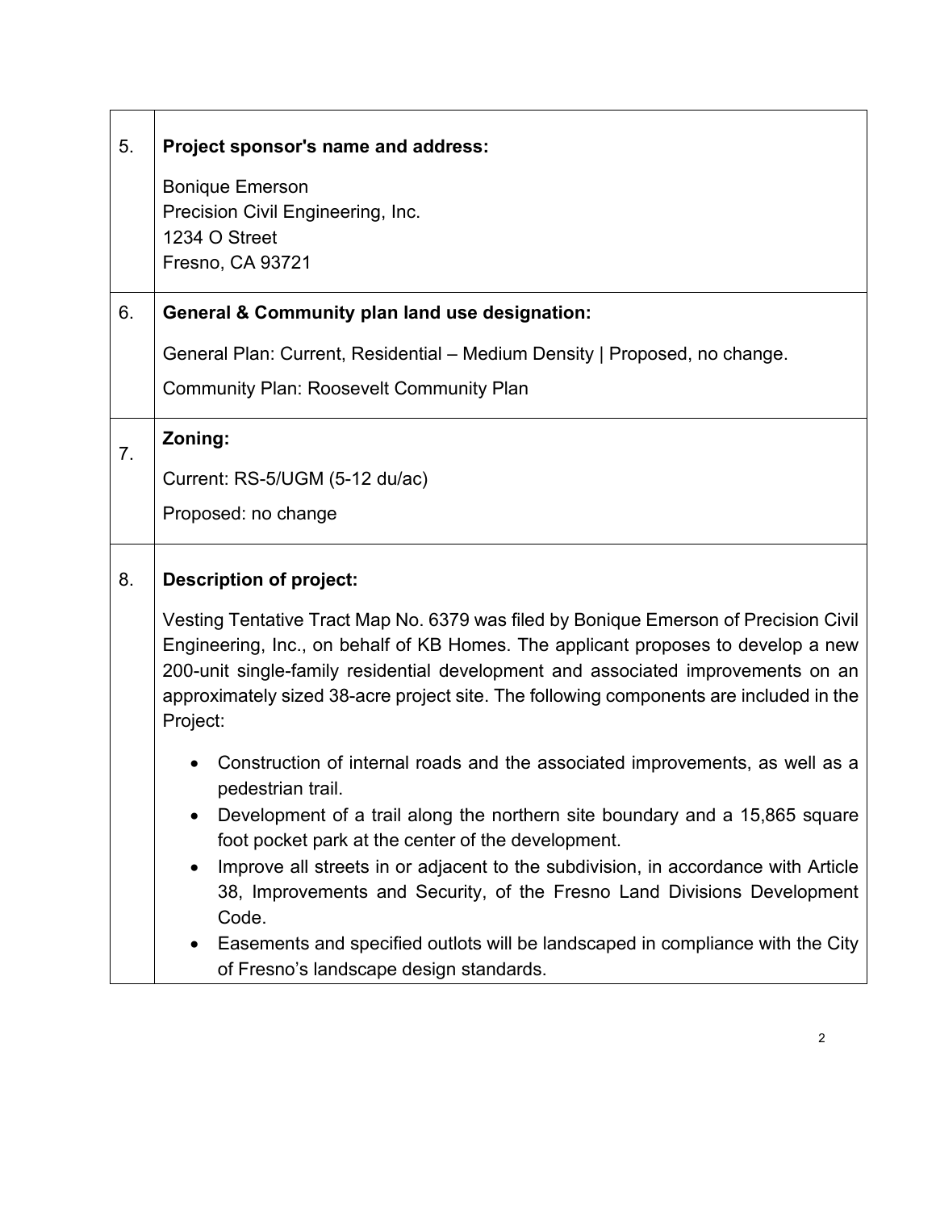| | |
|---|---|
| 5. | **Project sponsor's name and address:**<br><br>Bonique Emerson<br>Precision Civil Engineering, Inc.<br>1234 O Street<br>Fresno, CA 93721 |
| 6. | **General & Community plan land use designation:**<br><br>General Plan: Current, Residential – Medium Density \| Proposed, no change.<br><br>Community Plan: Roosevelt Community Plan |
| 7. | **Zoning:**<br><br>Current: RS-5/UGM (5-12 du/ac)<br><br>Proposed: no change |
| 8. | **Description of project:**<br><br>Vesting Tentative Tract Map No. 6379 was filed by Bonique Emerson of Precision Civil Engineering, Inc., on behalf of KB Homes. The applicant proposes to develop a new 200-unit single-family residential development and associated improvements on an approximately sized 38-acre project site. The following components are included in the Project:<br><br>• Construction of internal roads and the associated improvements, as well as a pedestrian trail.<br>• Development of a trail along the northern site boundary and a 15,865 square foot pocket park at the center of the development.<br>• Improve all streets in or adjacent to the subdivision, in accordance with Article 38, Improvements and Security, of the Fresno Land Divisions Development Code.<br>• Easements and specified outlots will be landscaped in compliance with the City of Fresno's landscape design standards. |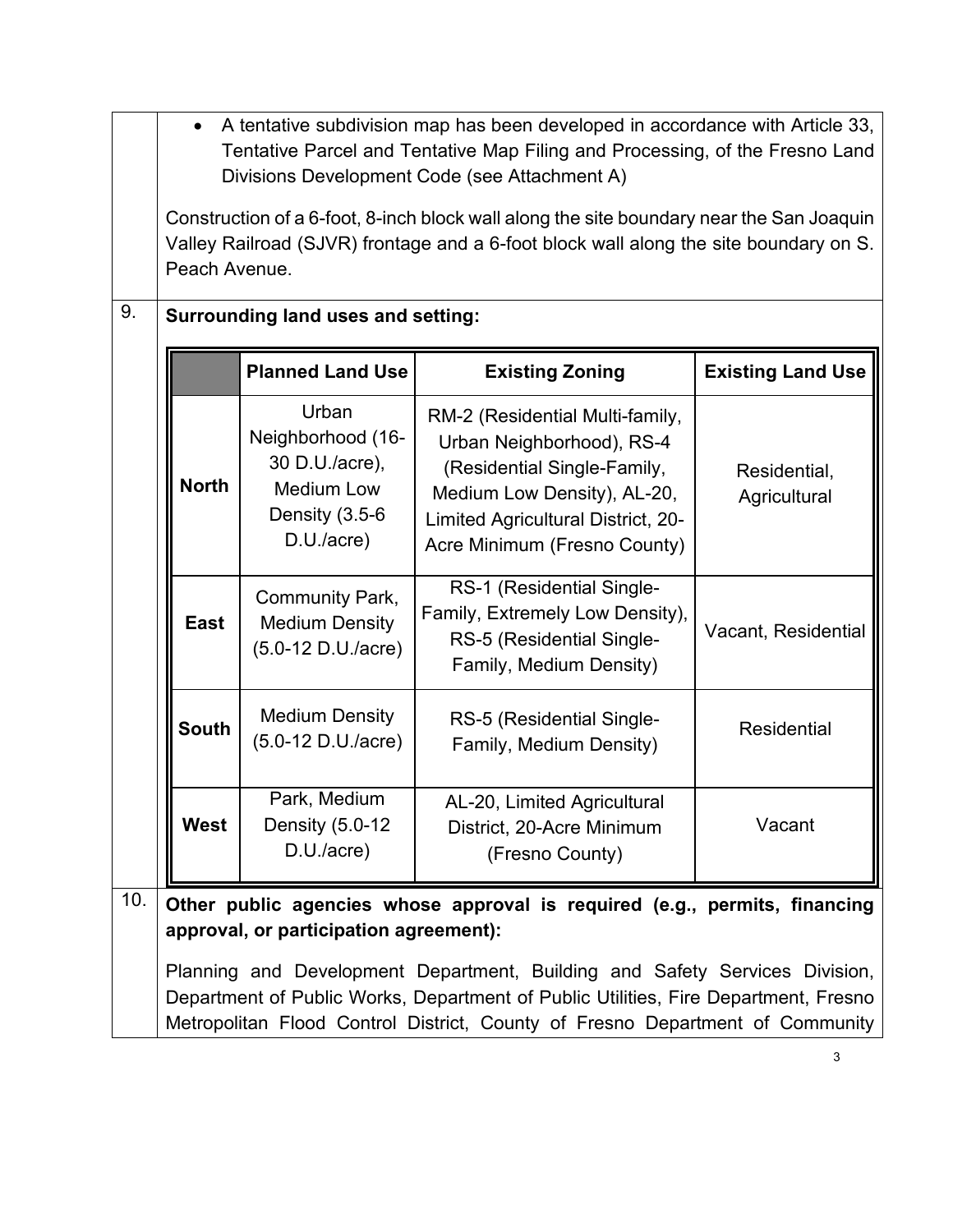- A tentative subdivision map has been developed in accordance with Article 33, Tentative Parcel and Tentative Map Filing and Processing, of the Fresno Land Divisions Development Code (see Attachment A)

Construction of a 6-foot, 8-inch block wall along the site boundary near the San Joaquin Valley Railroad (SJVR) frontage and a 6-foot block wall along the site boundary on S. Peach Avenue.

9. **Surrounding land uses and setting:**

| | Planned Land Use | Existing Zoning | Existing Land Use |
|---|---|---|---|
| **North** | Urban Neighborhood (16-30 D.U./acre), Medium Low Density (3.5-6 D.U./acre) | RM-2 (Residential Multi-family, Urban Neighborhood), RS-4 (Residential Single-Family, Medium Low Density), AL-20, Limited Agricultural District, 20-Acre Minimum (Fresno County) | Residential, Agricultural |
| **East** | Community Park, Medium Density (5.0-12 D.U./acre) | RS-1 (Residential Single-Family, Extremely Low Density), RS-5 (Residential Single-Family, Medium Density) | Vacant, Residential |
| **South** | Medium Density (5.0-12 D.U./acre) | RS-5 (Residential Single-Family, Medium Density) | Residential |
| **West** | Park, Medium Density (5.0-12 D.U./acre) | AL-20, Limited Agricultural District, 20-Acre Minimum (Fresno County) | Vacant |

10. **Other public agencies whose approval is required (e.g., permits, financing approval, or participation agreement):**

Planning and Development Department, Building and Safety Services Division, Department of Public Works, Department of Public Utilities, Fire Department, Fresno Metropolitan Flood Control District, County of Fresno Department of Community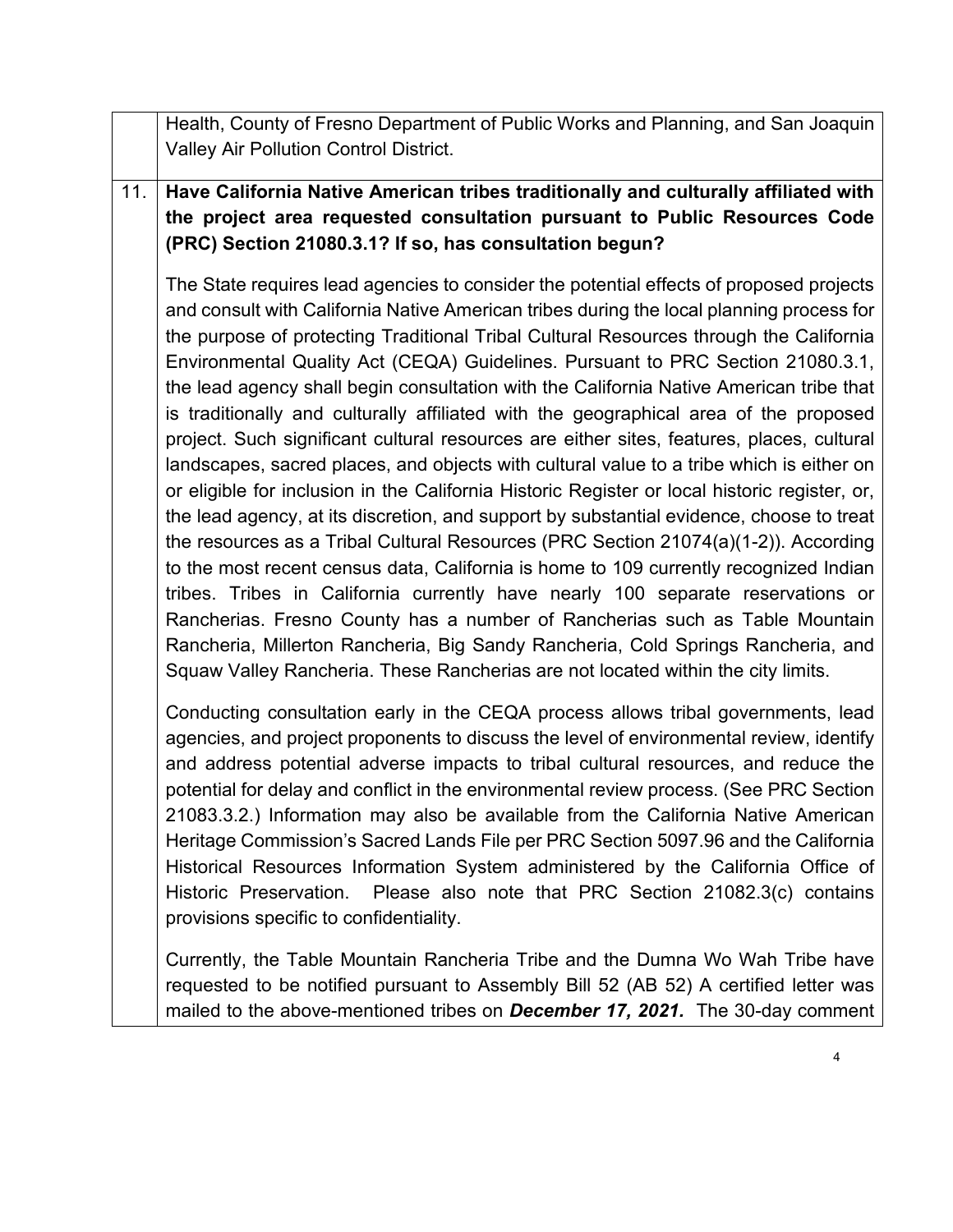| | |
|---|---|
| | Health, County of Fresno Department of Public Works and Planning, and San Joaquin Valley Air Pollution Control District. |
| 11. | **Have California Native American tribes traditionally and culturally affiliated with the project area requested consultation pursuant to Public Resources Code (PRC) Section 21080.3.1? If so, has consultation begun?**<br><br>The State requires lead agencies to consider the potential effects of proposed projects and consult with California Native American tribes during the local planning process for the purpose of protecting Traditional Tribal Cultural Resources through the California Environmental Quality Act (CEQA) Guidelines. Pursuant to PRC Section 21080.3.1, the lead agency shall begin consultation with the California Native American tribe that is traditionally and culturally affiliated with the geographical area of the proposed project. Such significant cultural resources are either sites, features, places, cultural landscapes, sacred places, and objects with cultural value to a tribe which is either on or eligible for inclusion in the California Historic Register or local historic register, or, the lead agency, at its discretion, and support by substantial evidence, choose to treat the resources as a Tribal Cultural Resources (PRC Section 21074(a)(1-2)). According to the most recent census data, California is home to 109 currently recognized Indian tribes. Tribes in California currently have nearly 100 separate reservations or Rancherias. Fresno County has a number of Rancherias such as Table Mountain Rancheria, Millerton Rancheria, Big Sandy Rancheria, Cold Springs Rancheria, and Squaw Valley Rancheria. These Rancherias are not located within the city limits.<br><br>Conducting consultation early in the CEQA process allows tribal governments, lead agencies, and project proponents to discuss the level of environmental review, identify and address potential adverse impacts to tribal cultural resources, and reduce the potential for delay and conflict in the environmental review process. (See PRC Section 21083.3.2.) Information may also be available from the California Native American Heritage Commission's Sacred Lands File per PRC Section 5097.96 and the California Historical Resources Information System administered by the California Office of Historic Preservation. Please also note that PRC Section 21082.3(c) contains provisions specific to confidentiality.<br><br>Currently, the Table Mountain Rancheria Tribe and the Dumna Wo Wah Tribe have requested to be notified pursuant to Assembly Bill 52 (AB 52) A certified letter was mailed to the above-mentioned tribes on ***December 17, 2021.*** The 30-day comment |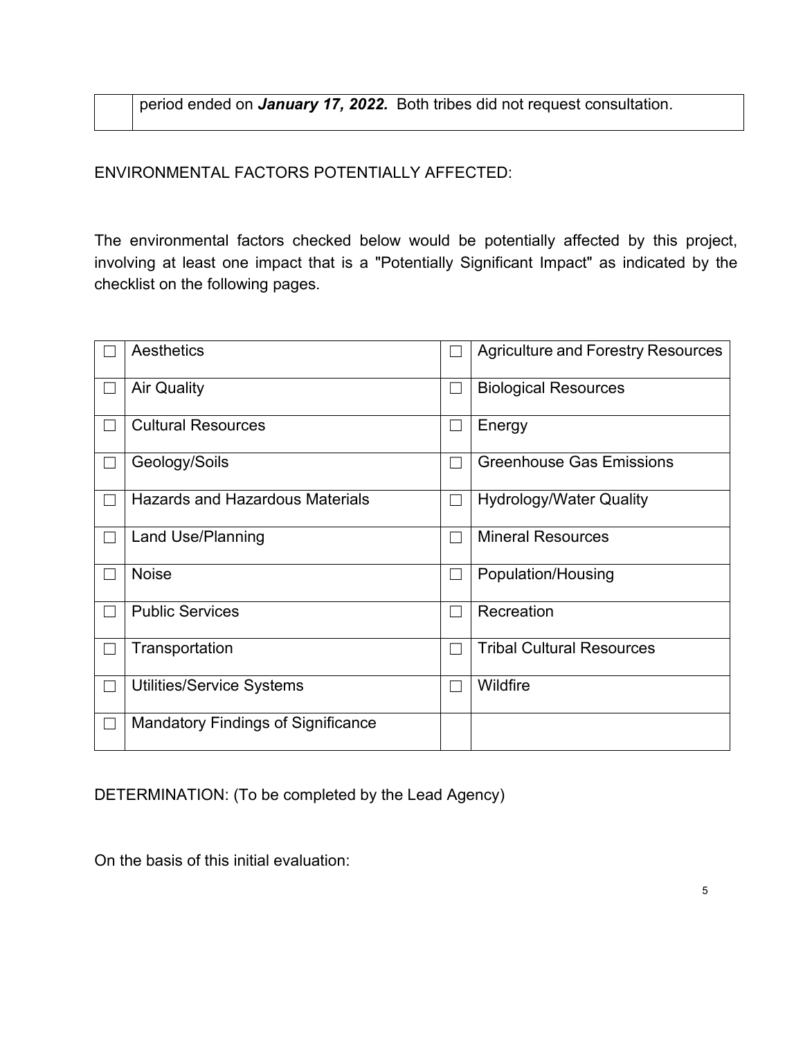| | period ended on ***January 17, 2022.*** Both tribes did not request consultation. |
|---|---|

ENVIRONMENTAL FACTORS POTENTIALLY AFFECTED:

The environmental factors checked below would be potentially affected by this project, involving at least one impact that is a "Potentially Significant Impact" as indicated by the checklist on the following pages.

| | | | |
|---|---|---|---|
| ☐ | Aesthetics | ☐ | Agriculture and Forestry Resources |
| ☐ | Air Quality | ☐ | Biological Resources |
| ☐ | Cultural Resources | ☐ | Energy |
| ☐ | Geology/Soils | ☐ | Greenhouse Gas Emissions |
| ☐ | Hazards and Hazardous Materials | ☐ | Hydrology/Water Quality |
| ☐ | Land Use/Planning | ☐ | Mineral Resources |
| ☐ | Noise | ☐ | Population/Housing |
| ☐ | Public Services | ☐ | Recreation |
| ☐ | Transportation | ☐ | Tribal Cultural Resources |
| ☐ | Utilities/Service Systems | ☐ | Wildfire |
| ☐ | Mandatory Findings of Significance | | |

DETERMINATION: (To be completed by the Lead Agency)

On the basis of this initial evaluation: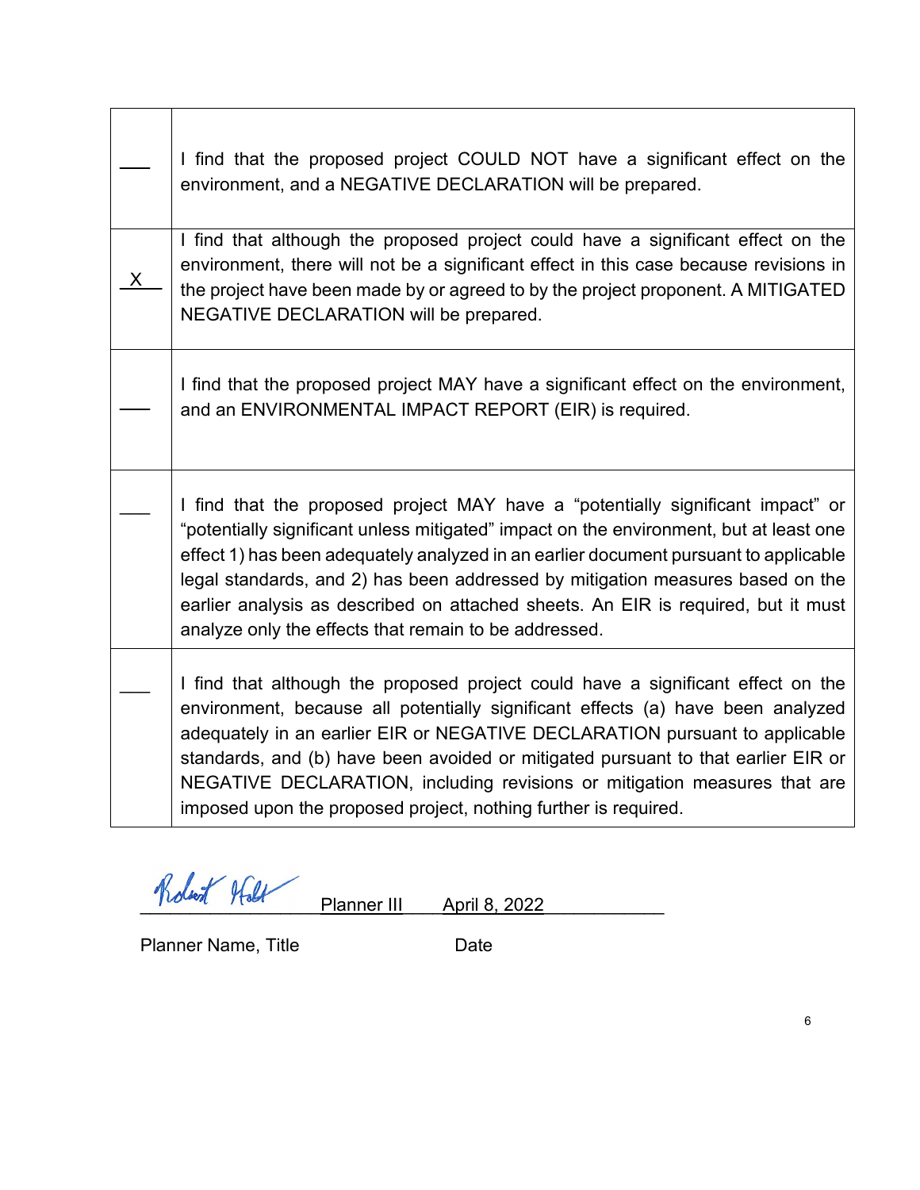|  |  |
| --- | --- |
| ___ | I find that the proposed project COULD NOT have a significant effect on the environment, and a NEGATIVE DECLARATION will be prepared. |
| X | I find that although the proposed project could have a significant effect on the environment, there will not be a significant effect in this case because revisions in the project have been made by or agreed to by the project proponent. A MITIGATED NEGATIVE DECLARATION will be prepared. |
| ___ | I find that the proposed project MAY have a significant effect on the environment, and an ENVIRONMENTAL IMPACT REPORT (EIR) is required. |
| ___ | I find that the proposed project MAY have a "potentially significant impact" or "potentially significant unless mitigated" impact on the environment, but at least one effect 1) has been adequately analyzed in an earlier document pursuant to applicable legal standards, and 2) has been addressed by mitigation measures based on the earlier analysis as described on attached sheets. An EIR is required, but it must analyze only the effects that remain to be addressed. |
| ___ | I find that although the proposed project could have a significant effect on the environment, because all potentially significant effects (a) have been analyzed adequately in an earlier EIR or NEGATIVE DECLARATION pursuant to applicable standards, and (b) have been avoided or mitigated pursuant to that earlier EIR or NEGATIVE DECLARATION, including revisions or mitigation measures that are imposed upon the proposed project, nothing further is required. |

Robert Holt, Planner III — April 8, 2022

Planner Name, Title — Date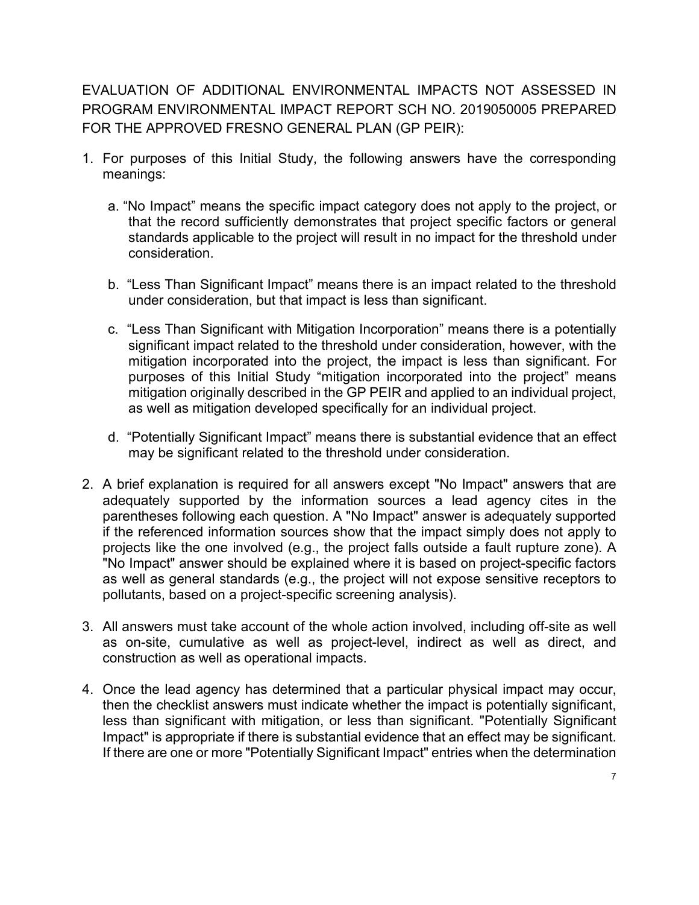EVALUATION OF ADDITIONAL ENVIRONMENTAL IMPACTS NOT ASSESSED IN PROGRAM ENVIRONMENTAL IMPACT REPORT SCH NO. 2019050005 PREPARED FOR THE APPROVED FRESNO GENERAL PLAN (GP PEIR):

1. For purposes of this Initial Study, the following answers have the corresponding meanings:

   a. "No Impact" means the specific impact category does not apply to the project, or that the record sufficiently demonstrates that project specific factors or general standards applicable to the project will result in no impact for the threshold under consideration.

   b. "Less Than Significant Impact" means there is an impact related to the threshold under consideration, but that impact is less than significant.

   c. "Less Than Significant with Mitigation Incorporation" means there is a potentially significant impact related to the threshold under consideration, however, with the mitigation incorporated into the project, the impact is less than significant. For purposes of this Initial Study "mitigation incorporated into the project" means mitigation originally described in the GP PEIR and applied to an individual project, as well as mitigation developed specifically for an individual project.

   d. "Potentially Significant Impact" means there is substantial evidence that an effect may be significant related to the threshold under consideration.

2. A brief explanation is required for all answers except "No Impact" answers that are adequately supported by the information sources a lead agency cites in the parentheses following each question. A "No Impact" answer is adequately supported if the referenced information sources show that the impact simply does not apply to projects like the one involved (e.g., the project falls outside a fault rupture zone). A "No Impact" answer should be explained where it is based on project-specific factors as well as general standards (e.g., the project will not expose sensitive receptors to pollutants, based on a project-specific screening analysis).

3. All answers must take account of the whole action involved, including off-site as well as on-site, cumulative as well as project-level, indirect as well as direct, and construction as well as operational impacts.

4. Once the lead agency has determined that a particular physical impact may occur, then the checklist answers must indicate whether the impact is potentially significant, less than significant with mitigation, or less than significant. "Potentially Significant Impact" is appropriate if there is substantial evidence that an effect may be significant. If there are one or more "Potentially Significant Impact" entries when the determination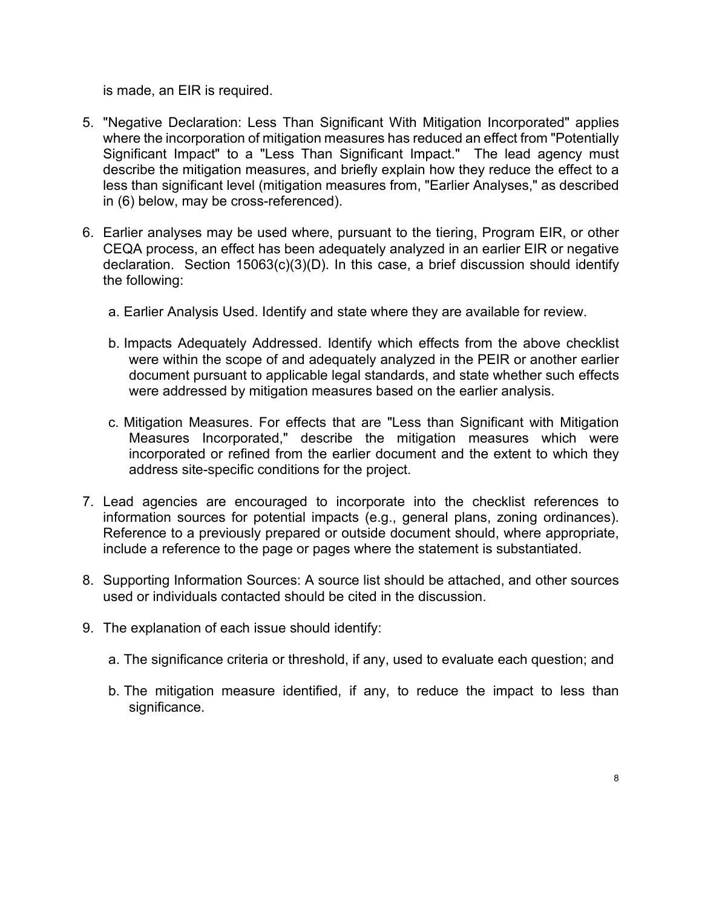is made, an EIR is required.

5. "Negative Declaration: Less Than Significant With Mitigation Incorporated" applies where the incorporation of mitigation measures has reduced an effect from "Potentially Significant Impact" to a "Less Than Significant Impact." The lead agency must describe the mitigation measures, and briefly explain how they reduce the effect to a less than significant level (mitigation measures from, "Earlier Analyses," as described in (6) below, may be cross-referenced).

6. Earlier analyses may be used where, pursuant to the tiering, Program EIR, or other CEQA process, an effect has been adequately analyzed in an earlier EIR or negative declaration. Section 15063(c)(3)(D). In this case, a brief discussion should identify the following:

   a. Earlier Analysis Used. Identify and state where they are available for review.

   b. Impacts Adequately Addressed. Identify which effects from the above checklist were within the scope of and adequately analyzed in the PEIR or another earlier document pursuant to applicable legal standards, and state whether such effects were addressed by mitigation measures based on the earlier analysis.

   c. Mitigation Measures. For effects that are "Less than Significant with Mitigation Measures Incorporated," describe the mitigation measures which were incorporated or refined from the earlier document and the extent to which they address site-specific conditions for the project.

7. Lead agencies are encouraged to incorporate into the checklist references to information sources for potential impacts (e.g., general plans, zoning ordinances). Reference to a previously prepared or outside document should, where appropriate, include a reference to the page or pages where the statement is substantiated.

8. Supporting Information Sources: A source list should be attached, and other sources used or individuals contacted should be cited in the discussion.

9. The explanation of each issue should identify:

   a. The significance criteria or threshold, if any, used to evaluate each question; and

   b. The mitigation measure identified, if any, to reduce the impact to less than significance.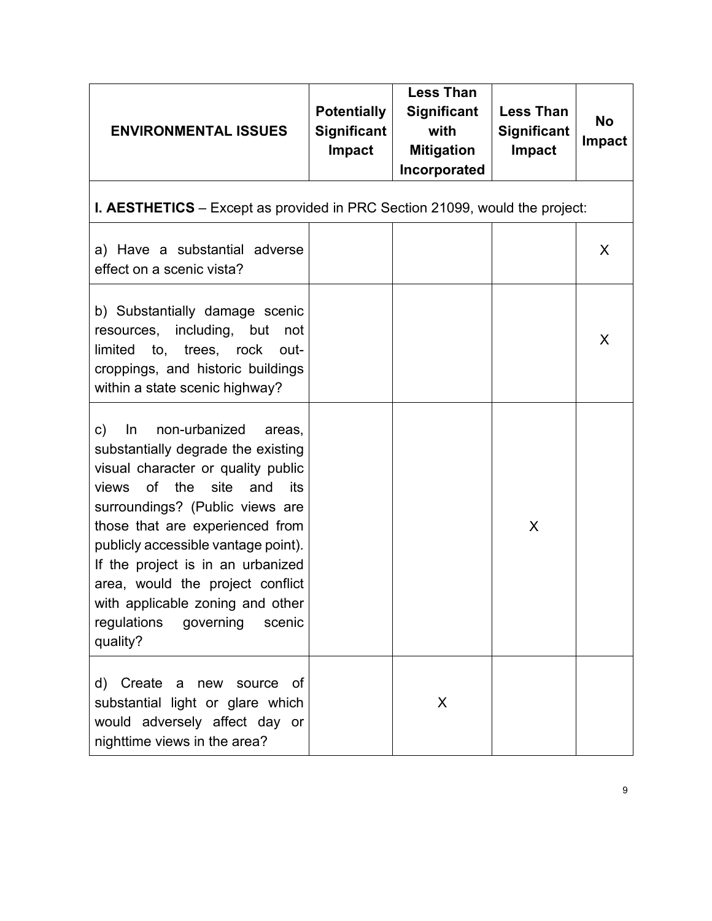| ENVIRONMENTAL ISSUES | Potentially Significant Impact | Less Than Significant with Mitigation Incorporated | Less Than Significant Impact | No Impact |
|---|---|---|---|---|
| **I. AESTHETICS** – Except as provided in PRC Section 21099, would the project: | | | | |
| a) Have a substantial adverse effect on a scenic vista? | | | | X |
| b) Substantially damage scenic resources, including, but not limited to, trees, rock out-croppings, and historic buildings within a state scenic highway? | | | | X |
| c) In non-urbanized areas, substantially degrade the existing visual character or quality public views of the site and its surroundings? (Public views are those that are experienced from publicly accessible vantage point). If the project is in an urbanized area, would the project conflict with applicable zoning and other regulations governing scenic quality? | | | X | |
| d) Create a new source of substantial light or glare which would adversely affect day or nighttime views in the area? | | X | | |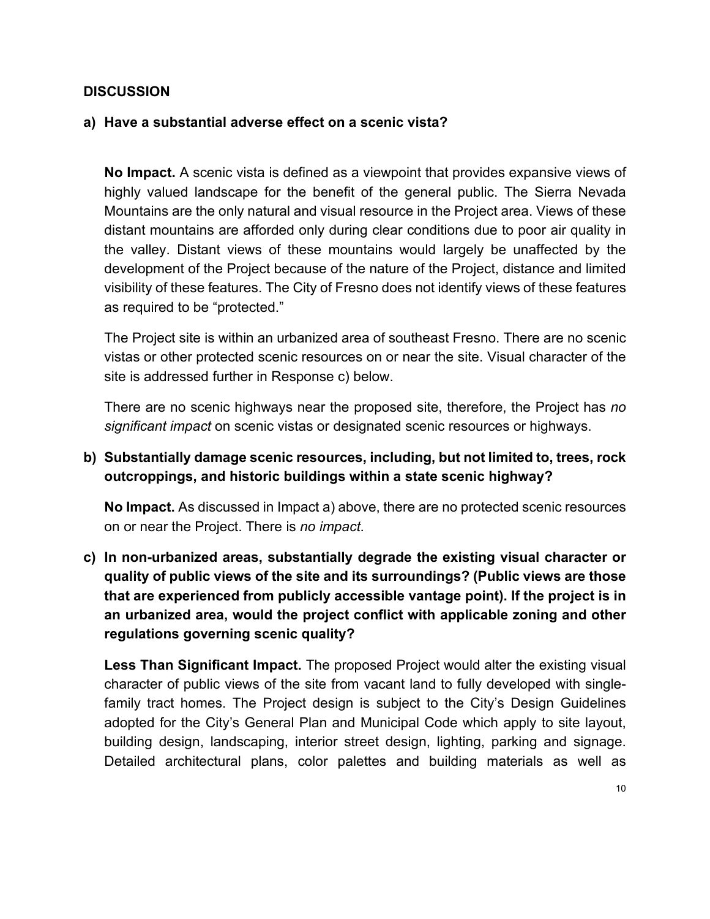**DISCUSSION**

**a) Have a substantial adverse effect on a scenic vista?**

**No Impact.** A scenic vista is defined as a viewpoint that provides expansive views of highly valued landscape for the benefit of the general public. The Sierra Nevada Mountains are the only natural and visual resource in the Project area. Views of these distant mountains are afforded only during clear conditions due to poor air quality in the valley. Distant views of these mountains would largely be unaffected by the development of the Project because of the nature of the Project, distance and limited visibility of these features. The City of Fresno does not identify views of these features as required to be "protected."

The Project site is within an urbanized area of southeast Fresno. There are no scenic vistas or other protected scenic resources on or near the site. Visual character of the site is addressed further in Response c) below.

There are no scenic highways near the proposed site, therefore, the Project has *no significant impact* on scenic vistas or designated scenic resources or highways.

**b) Substantially damage scenic resources, including, but not limited to, trees, rock outcroppings, and historic buildings within a state scenic highway?**

**No Impact.** As discussed in Impact a) above, there are no protected scenic resources on or near the Project. There is *no impact*.

**c) In non-urbanized areas, substantially degrade the existing visual character or quality of public views of the site and its surroundings? (Public views are those that are experienced from publicly accessible vantage point). If the project is in an urbanized area, would the project conflict with applicable zoning and other regulations governing scenic quality?**

**Less Than Significant Impact.** The proposed Project would alter the existing visual character of public views of the site from vacant land to fully developed with single-family tract homes. The Project design is subject to the City's Design Guidelines adopted for the City's General Plan and Municipal Code which apply to site layout, building design, landscaping, interior street design, lighting, parking and signage. Detailed architectural plans, color palettes and building materials as well as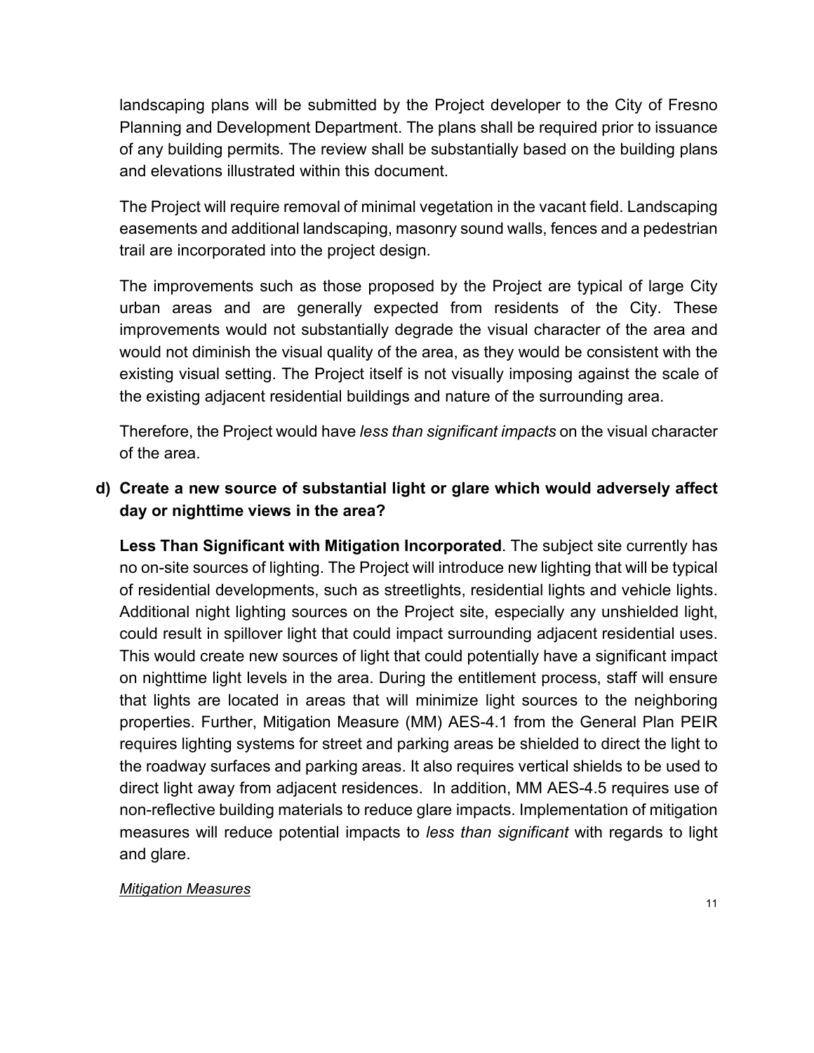landscaping plans will be submitted by the Project developer to the City of Fresno Planning and Development Department. The plans shall be required prior to issuance of any building permits. The review shall be substantially based on the building plans and elevations illustrated within this document.

The Project will require removal of minimal vegetation in the vacant field. Landscaping easements and additional landscaping, masonry sound walls, fences and a pedestrian trail are incorporated into the project design.

The improvements such as those proposed by the Project are typical of large City urban areas and are generally expected from residents of the City. These improvements would not substantially degrade the visual character of the area and would not diminish the visual quality of the area, as they would be consistent with the existing visual setting. The Project itself is not visually imposing against the scale of the existing adjacent residential buildings and nature of the surrounding area.

Therefore, the Project would have *less than significant impacts* on the visual character of the area.

**d) Create a new source of substantial light or glare which would adversely affect day or nighttime views in the area?**

**Less Than Significant with Mitigation Incorporated**. The subject site currently has no on-site sources of lighting. The Project will introduce new lighting that will be typical of residential developments, such as streetlights, residential lights and vehicle lights. Additional night lighting sources on the Project site, especially any unshielded light, could result in spillover light that could impact surrounding adjacent residential uses. This would create new sources of light that could potentially have a significant impact on nighttime light levels in the area. During the entitlement process, staff will ensure that lights are located in areas that will minimize light sources to the neighboring properties. Further, Mitigation Measure (MM) AES-4.1 from the General Plan PEIR requires lighting systems for street and parking areas be shielded to direct the light to the roadway surfaces and parking areas. It also requires vertical shields to be used to direct light away from adjacent residences. In addition, MM AES-4.5 requires use of non-reflective building materials to reduce glare impacts. Implementation of mitigation measures will reduce potential impacts to *less than significant* with regards to light and glare.

*<u>Mitigation Measures</u>*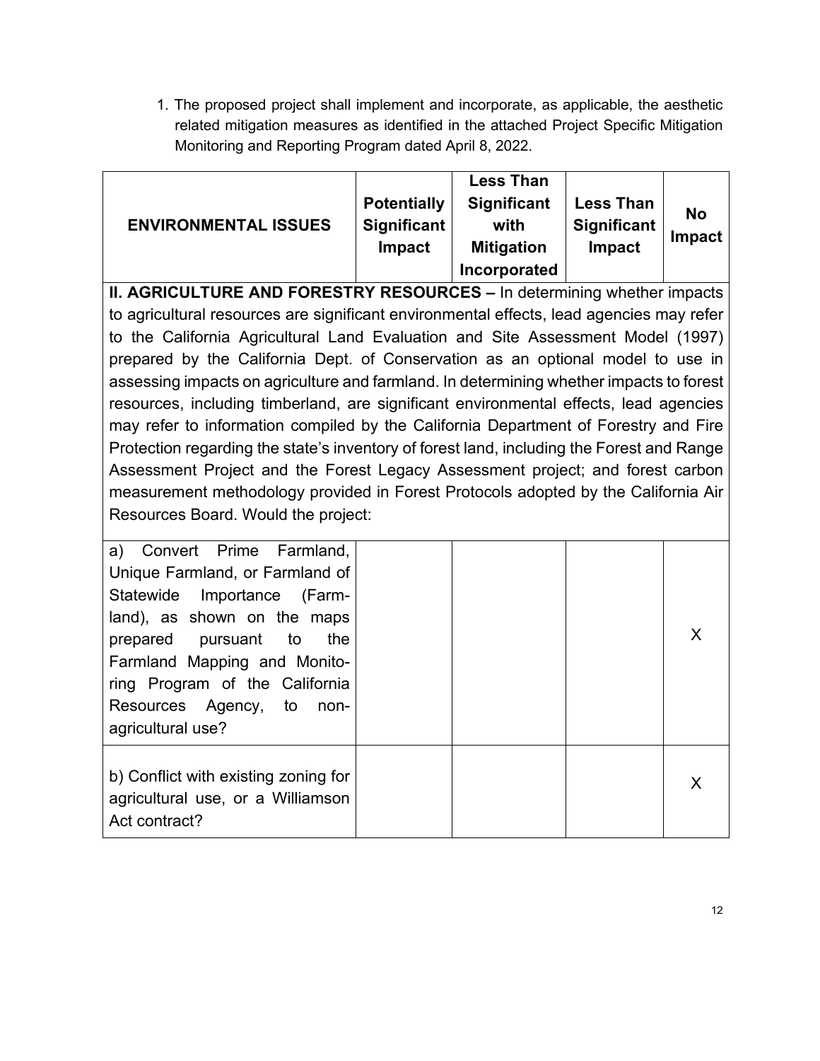1. The proposed project shall implement and incorporate, as applicable, the aesthetic related mitigation measures as identified in the attached Project Specific Mitigation Monitoring and Reporting Program dated April 8, 2022.

| ENVIRONMENTAL ISSUES | Potentially Significant Impact | Less Than Significant with Mitigation Incorporated | Less Than Significant Impact | No Impact |
|---|---|---|---|---|
| **II. AGRICULTURE AND FORESTRY RESOURCES –** In determining whether impacts to agricultural resources are significant environmental effects, lead agencies may refer to the California Agricultural Land Evaluation and Site Assessment Model (1997) prepared by the California Dept. of Conservation as an optional model to use in assessing impacts on agriculture and farmland. In determining whether impacts to forest resources, including timberland, are significant environmental effects, lead agencies may refer to information compiled by the California Department of Forestry and Fire Protection regarding the state's inventory of forest land, including the Forest and Range Assessment Project and the Forest Legacy Assessment project; and forest carbon measurement methodology provided in Forest Protocols adopted by the California Air Resources Board. Would the project: | | | | |
| a) Convert Prime Farmland, Unique Farmland, or Farmland of Statewide Importance (Farmland), as shown on the maps prepared pursuant to the Farmland Mapping and Monitoring Program of the California Resources Agency, to non-agricultural use? | | | | X |
| b) Conflict with existing zoning for agricultural use, or a Williamson Act contract? | | | | X |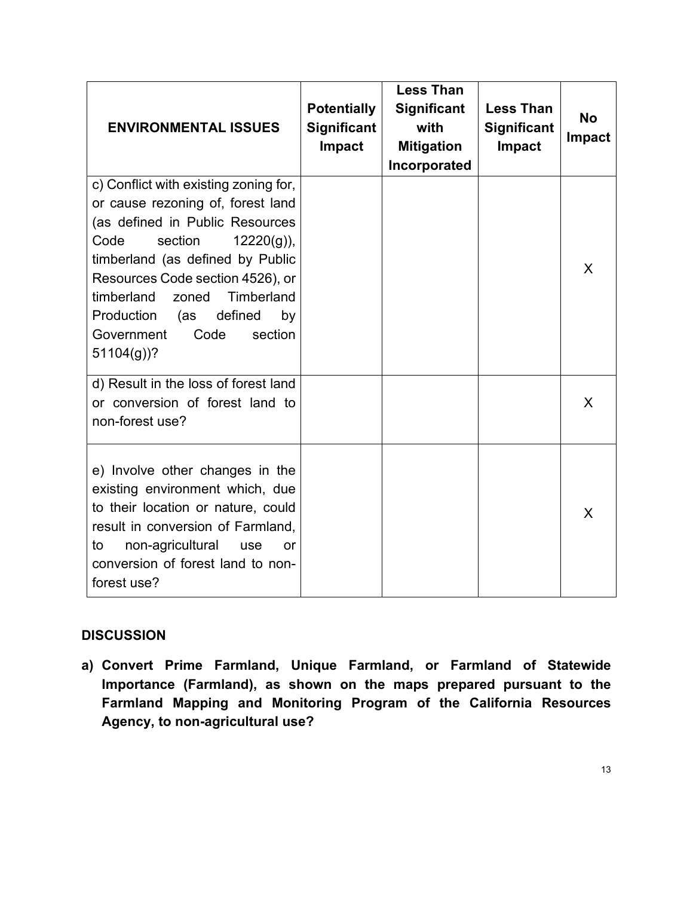| ENVIRONMENTAL ISSUES | Potentially Significant Impact | Less Than Significant with Mitigation Incorporated | Less Than Significant Impact | No Impact |
|---|---|---|---|---|
| c) Conflict with existing zoning for, or cause rezoning of, forest land (as defined in Public Resources Code section 12220(g)), timberland (as defined by Public Resources Code section 4526), or timberland zoned Timberland Production (as defined by Government Code section 51104(g))? | | | | X |
| d) Result in the loss of forest land or conversion of forest land to non-forest use? | | | | X |
| e) Involve other changes in the existing environment which, due to their location or nature, could result in conversion of Farmland, to non-agricultural use or conversion of forest land to non-forest use? | | | | X |

**DISCUSSION**

**a) Convert Prime Farmland, Unique Farmland, or Farmland of Statewide Importance (Farmland), as shown on the maps prepared pursuant to the Farmland Mapping and Monitoring Program of the California Resources Agency, to non-agricultural use?**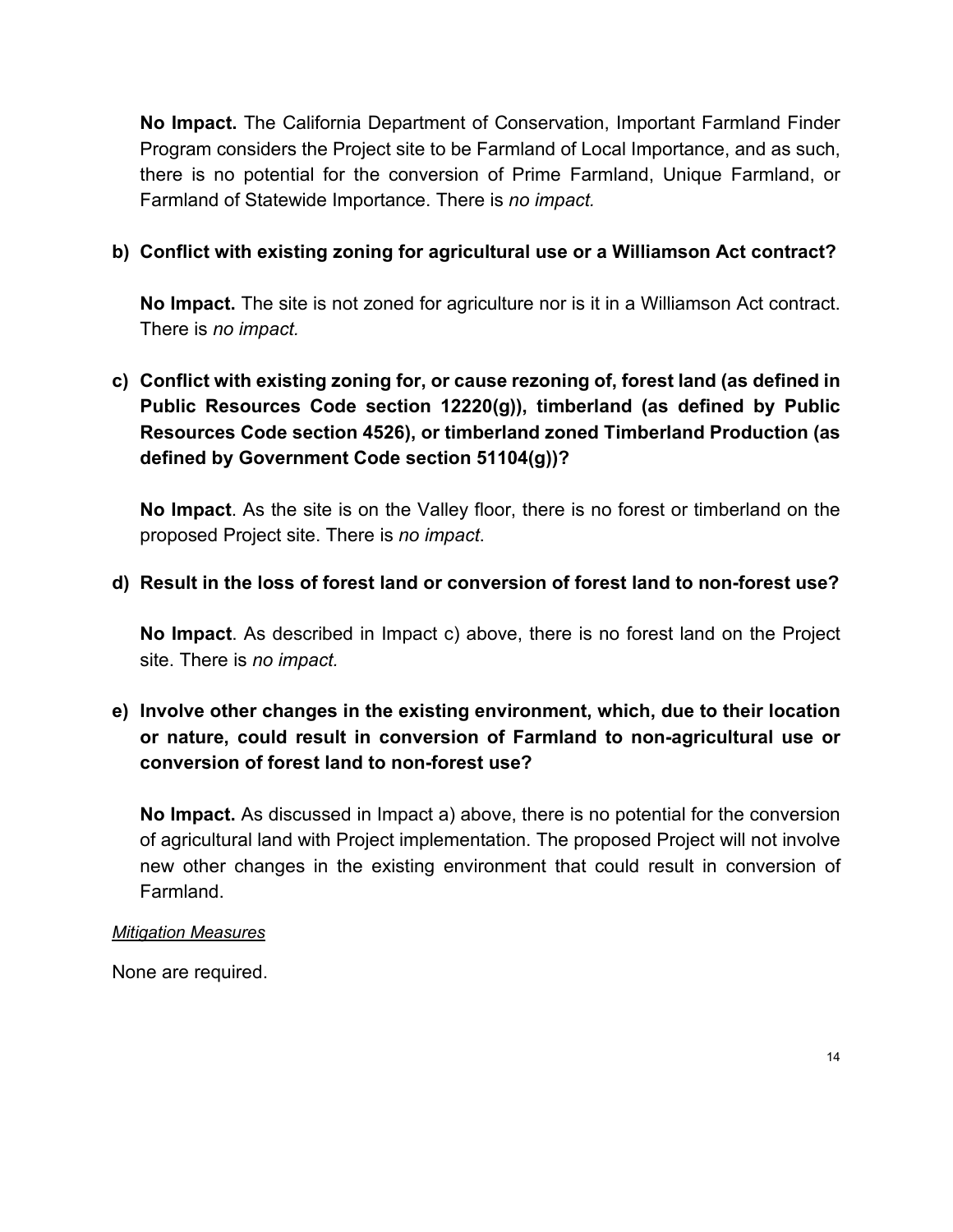**No Impact.** The California Department of Conservation, Important Farmland Finder Program considers the Project site to be Farmland of Local Importance, and as such, there is no potential for the conversion of Prime Farmland, Unique Farmland, or Farmland of Statewide Importance. There is *no impact.*

**b) Conflict with existing zoning for agricultural use or a Williamson Act contract?**

**No Impact.** The site is not zoned for agriculture nor is it in a Williamson Act contract. There is *no impact.*

**c) Conflict with existing zoning for, or cause rezoning of, forest land (as defined in Public Resources Code section 12220(g)), timberland (as defined by Public Resources Code section 4526), or timberland zoned Timberland Production (as defined by Government Code section 51104(g))?**

**No Impact**. As the site is on the Valley floor, there is no forest or timberland on the proposed Project site. There is *no impact*.

**d) Result in the loss of forest land or conversion of forest land to non-forest use?**

**No Impact**. As described in Impact c) above, there is no forest land on the Project site. There is *no impact.*

**e) Involve other changes in the existing environment, which, due to their location or nature, could result in conversion of Farmland to non-agricultural use or conversion of forest land to non-forest use?**

**No Impact.** As discussed in Impact a) above, there is no potential for the conversion of agricultural land with Project implementation. The proposed Project will not involve new other changes in the existing environment that could result in conversion of Farmland.

*Mitigation Measures*

None are required.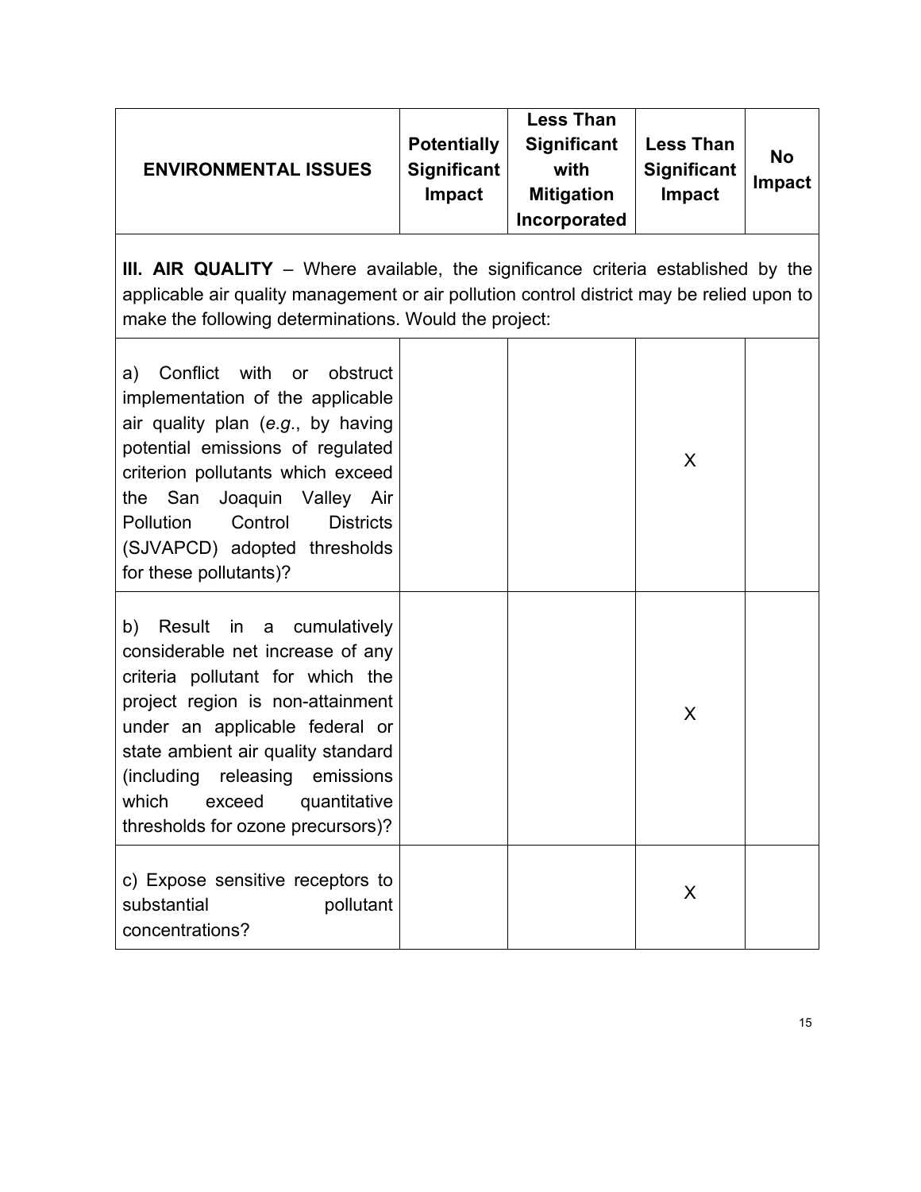| ENVIRONMENTAL ISSUES | Potentially Significant Impact | Less Than Significant with Mitigation Incorporated | Less Than Significant Impact | No Impact |
|---|---|---|---|---|
| **III. AIR QUALITY** – Where available, the significance criteria established by the applicable air quality management or air pollution control district may be relied upon to make the following determinations. Would the project: | | | | |
| a) Conflict with or obstruct implementation of the applicable air quality plan (*e.g.*, by having potential emissions of regulated criterion pollutants which exceed the San Joaquin Valley Air Pollution Control Districts (SJVAPCD) adopted thresholds for these pollutants)? | | | X | |
| b) Result in a cumulatively considerable net increase of any criteria pollutant for which the project region is non-attainment under an applicable federal or state ambient air quality standard (including releasing emissions which exceed quantitative thresholds for ozone precursors)? | | | X | |
| c) Expose sensitive receptors to substantial pollutant concentrations? | | | X | |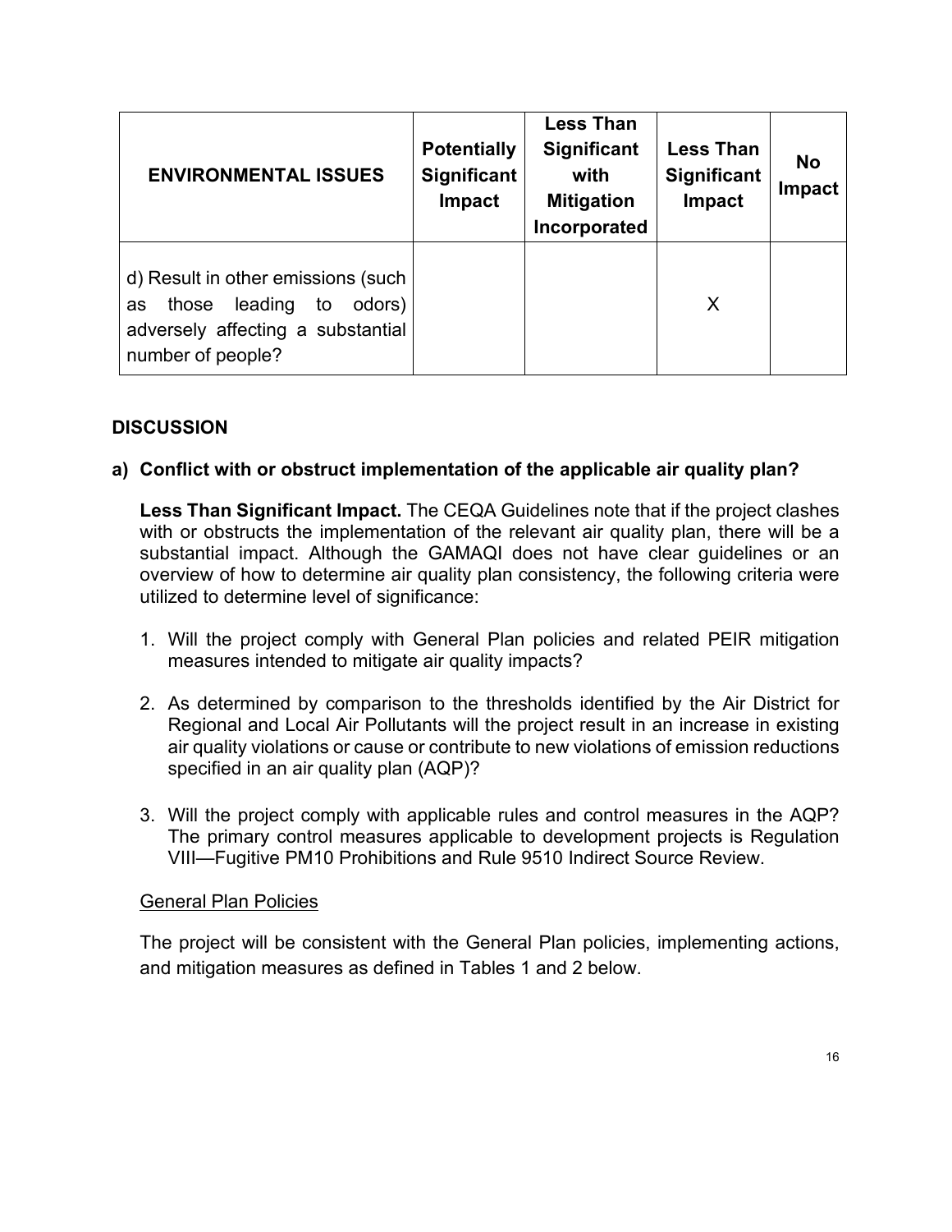| ENVIRONMENTAL ISSUES | Potentially Significant Impact | Less Than Significant with Mitigation Incorporated | Less Than Significant Impact | No Impact |
|---|---|---|---|---|
| d) Result in other emissions (such as those leading to odors) adversely affecting a substantial number of people? | | | X | |

## DISCUSSION

### a) Conflict with or obstruct implementation of the applicable air quality plan?

**Less Than Significant Impact.** The CEQA Guidelines note that if the project clashes with or obstructs the implementation of the relevant air quality plan, there will be a substantial impact. Although the GAMAQI does not have clear guidelines or an overview of how to determine air quality plan consistency, the following criteria were utilized to determine level of significance:

1. Will the project comply with General Plan policies and related PEIR mitigation measures intended to mitigate air quality impacts?

2. As determined by comparison to the thresholds identified by the Air District for Regional and Local Air Pollutants will the project result in an increase in existing air quality violations or cause or contribute to new violations of emission reductions specified in an air quality plan (AQP)?

3. Will the project comply with applicable rules and control measures in the AQP? The primary control measures applicable to development projects is Regulation VIII—Fugitive PM10 Prohibitions and Rule 9510 Indirect Source Review.

<u>General Plan Policies</u>

The project will be consistent with the General Plan policies, implementing actions, and mitigation measures as defined in Tables 1 and 2 below.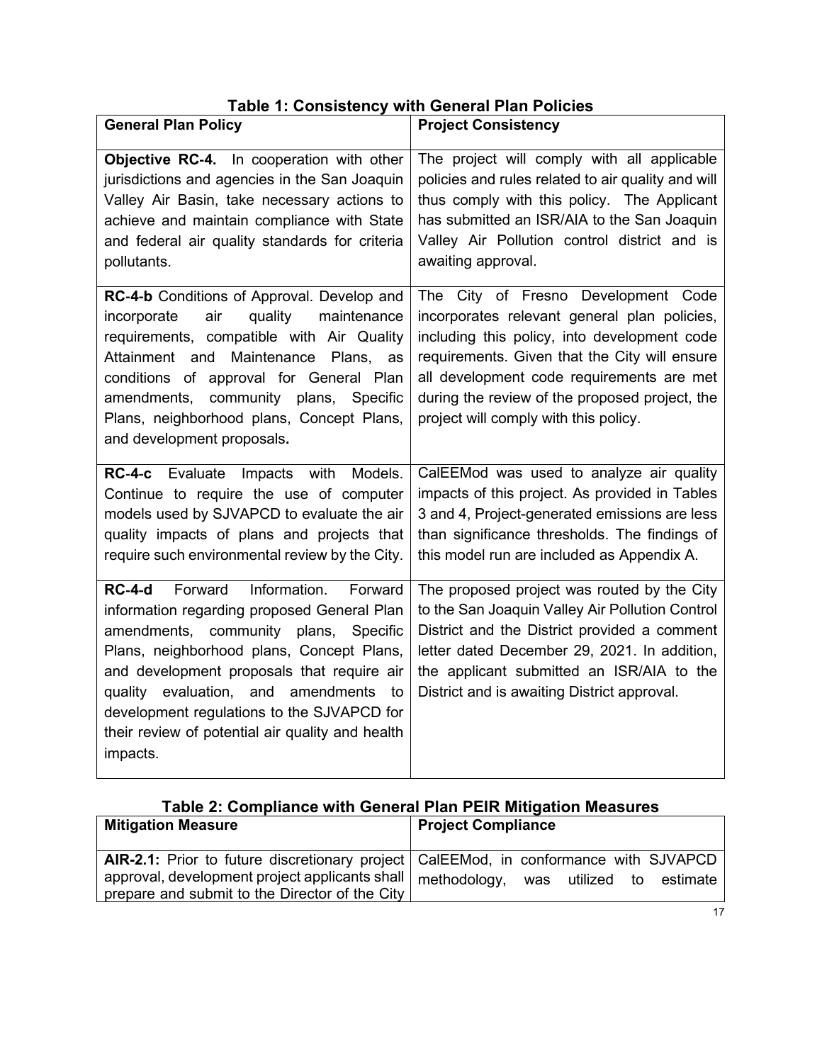**Table 1: Consistency with General Plan Policies**

| General Plan Policy | Project Consistency |
|---|---|
| **Objective RC-4.** In cooperation with other jurisdictions and agencies in the San Joaquin Valley Air Basin, take necessary actions to achieve and maintain compliance with State and federal air quality standards for criteria pollutants. | The project will comply with all applicable policies and rules related to air quality and will thus comply with this policy. The Applicant has submitted an ISR/AIA to the San Joaquin Valley Air Pollution control district and is awaiting approval. |
| **RC-4-b** Conditions of Approval. Develop and incorporate air quality maintenance requirements, compatible with Air Quality Attainment and Maintenance Plans, as conditions of approval for General Plan amendments, community plans, Specific Plans, neighborhood plans, Concept Plans, and development proposals**.** | The City of Fresno Development Code incorporates relevant general plan policies, including this policy, into development code requirements. Given that the City will ensure all development code requirements are met during the review of the proposed project, the project will comply with this policy. |
| **RC-4-c** Evaluate Impacts with Models. Continue to require the use of computer models used by SJVAPCD to evaluate the air quality impacts of plans and projects that require such environmental review by the City. | CalEEMod was used to analyze air quality impacts of this project. As provided in Tables 3 and 4, Project-generated emissions are less than significance thresholds. The findings of this model run are included as Appendix A. |
| **RC-4-d** Forward Information. Forward information regarding proposed General Plan amendments, community plans, Specific Plans, neighborhood plans, Concept Plans, and development proposals that require air quality evaluation, and amendments to development regulations to the SJVAPCD for their review of potential air quality and health impacts. | The proposed project was routed by the City to the San Joaquin Valley Air Pollution Control District and the District provided a comment letter dated December 29, 2021. In addition, the applicant submitted an ISR/AIA to the District and is awaiting District approval. |

**Table 2: Compliance with General Plan PEIR Mitigation Measures**

| Mitigation Measure | Project Compliance |
|---|---|
| **AIR-2.1:** Prior to future discretionary project approval, development project applicants shall prepare and submit to the Director of the City | CalEEMod, in conformance with SJVAPCD methodology, was utilized to estimate |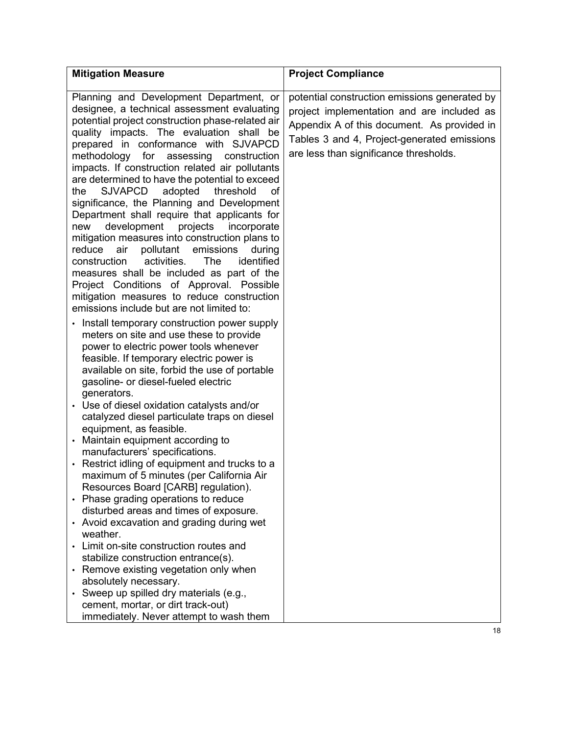| Mitigation Measure | Project Compliance |
|---|---|
| Planning and Development Department, or designee, a technical assessment evaluating potential project construction phase-related air quality impacts. The evaluation shall be prepared in conformance with SJVAPCD methodology for assessing construction impacts. If construction related air pollutants are determined to have the potential to exceed the SJVAPCD adopted threshold of significance, the Planning and Development Department shall require that applicants for new development projects incorporate mitigation measures into construction plans to reduce air pollutant emissions during construction activities. The identified measures shall be included as part of the Project Conditions of Approval. Possible mitigation measures to reduce construction emissions include but are not limited to: <br>• Install temporary construction power supply meters on site and use these to provide power to electric power tools whenever feasible. If temporary electric power is available on site, forbid the use of portable gasoline- or diesel-fueled electric generators. <br>• Use of diesel oxidation catalysts and/or catalyzed diesel particulate traps on diesel equipment, as feasible. <br>• Maintain equipment according to manufacturers' specifications. <br>• Restrict idling of equipment and trucks to a maximum of 5 minutes (per California Air Resources Board [CARB] regulation). <br>• Phase grading operations to reduce disturbed areas and times of exposure. <br>• Avoid excavation and grading during wet weather. <br>• Limit on-site construction routes and stabilize construction entrance(s). <br>• Remove existing vegetation only when absolutely necessary. <br>• Sweep up spilled dry materials (e.g., cement, mortar, or dirt track-out) immediately. Never attempt to wash them | potential construction emissions generated by project implementation and are included as Appendix A of this document. As provided in Tables 3 and 4, Project-generated emissions are less than significance thresholds. |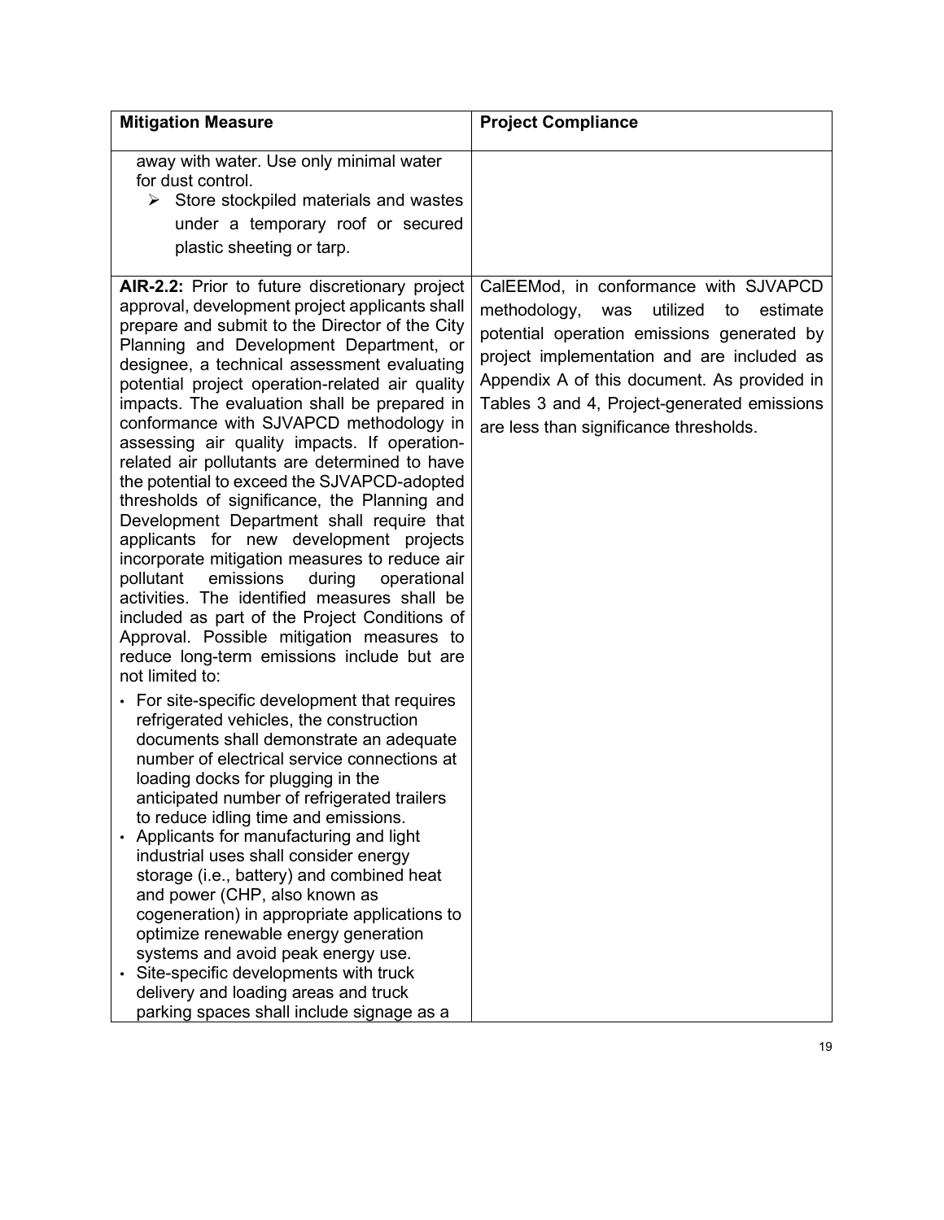| Mitigation Measure | Project Compliance |
|---|---|
| away with water. Use only minimal water for dust control.<br>➢ Store stockpiled materials and wastes under a temporary roof or secured plastic sheeting or tarp. | |
| **AIR-2.2:** Prior to future discretionary project approval, development project applicants shall prepare and submit to the Director of the City Planning and Development Department, or designee, a technical assessment evaluating potential project operation-related air quality impacts. The evaluation shall be prepared in conformance with SJVAPCD methodology in assessing air quality impacts. If operation-related air pollutants are determined to have the potential to exceed the SJVAPCD-adopted thresholds of significance, the Planning and Development Department shall require that applicants for new development projects incorporate mitigation measures to reduce air pollutant emissions during operational activities. The identified measures shall be included as part of the Project Conditions of Approval. Possible mitigation measures to reduce long-term emissions include but are not limited to:<br>• For site-specific development that requires refrigerated vehicles, the construction documents shall demonstrate an adequate number of electrical service connections at loading docks for plugging in the anticipated number of refrigerated trailers to reduce idling time and emissions.<br>• Applicants for manufacturing and light industrial uses shall consider energy storage (i.e., battery) and combined heat and power (CHP, also known as cogeneration) in appropriate applications to optimize renewable energy generation systems and avoid peak energy use.<br>• Site-specific developments with truck delivery and loading areas and truck parking spaces shall include signage as a | CalEEMod, in conformance with SJVAPCD methodology, was utilized to estimate potential operation emissions generated by project implementation and are included as Appendix A of this document. As provided in Tables 3 and 4, Project-generated emissions are less than significance thresholds. |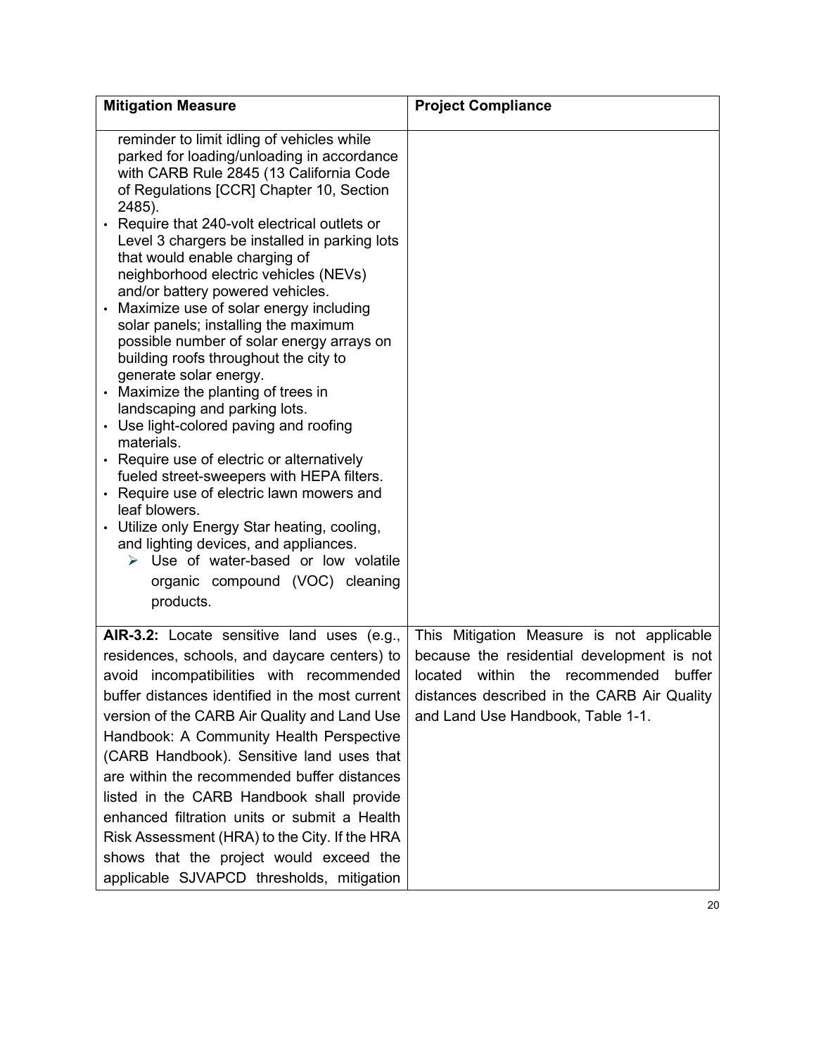| Mitigation Measure | Project Compliance |
|---|---|
| reminder to limit idling of vehicles while parked for loading/unloading in accordance with CARB Rule 2845 (13 California Code of Regulations [CCR] Chapter 10, Section 2485).<br>• Require that 240-volt electrical outlets or Level 3 chargers be installed in parking lots that would enable charging of neighborhood electric vehicles (NEVs) and/or battery powered vehicles.<br>• Maximize use of solar energy including solar panels; installing the maximum possible number of solar energy arrays on building roofs throughout the city to generate solar energy.<br>• Maximize the planting of trees in landscaping and parking lots.<br>• Use light-colored paving and roofing materials.<br>• Require use of electric or alternatively fueled street-sweepers with HEPA filters.<br>• Require use of electric lawn mowers and leaf blowers.<br>• Utilize only Energy Star heating, cooling, and lighting devices, and appliances.<br>➢ Use of water-based or low volatile organic compound (VOC) cleaning products. | |
| **AIR-3.2:** Locate sensitive land uses (e.g., residences, schools, and daycare centers) to avoid incompatibilities with recommended buffer distances identified in the most current version of the CARB Air Quality and Land Use Handbook: A Community Health Perspective (CARB Handbook). Sensitive land uses that are within the recommended buffer distances listed in the CARB Handbook shall provide enhanced filtration units or submit a Health Risk Assessment (HRA) to the City. If the HRA shows that the project would exceed the applicable SJVAPCD thresholds, mitigation | This Mitigation Measure is not applicable because the residential development is not located within the recommended buffer distances described in the CARB Air Quality and Land Use Handbook, Table 1-1. |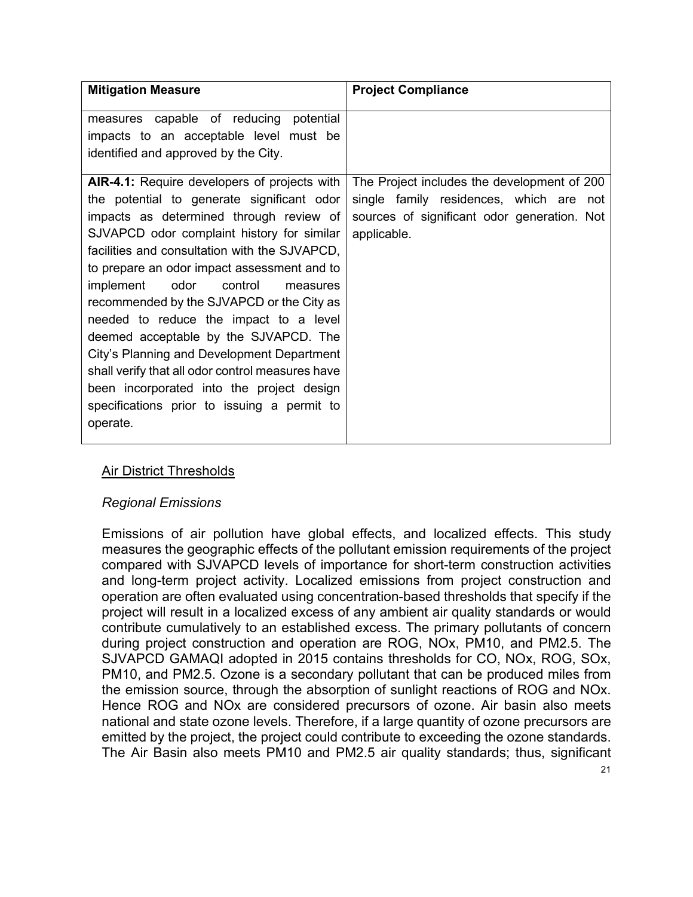| Mitigation Measure | Project Compliance |
| --- | --- |
| measures capable of reducing potential impacts to an acceptable level must be identified and approved by the City. | |
| **AIR-4.1:** Require developers of projects with the potential to generate significant odor impacts as determined through review of SJVAPCD odor complaint history for similar facilities and consultation with the SJVAPCD, to prepare an odor impact assessment and to implement odor control measures recommended by the SJVAPCD or the City as needed to reduce the impact to a level deemed acceptable by the SJVAPCD. The City's Planning and Development Department shall verify that all odor control measures have been incorporated into the project design specifications prior to issuing a permit to operate. | The Project includes the development of 200 single family residences, which are not sources of significant odor generation. Not applicable. |

<u>Air District Thresholds</u>

*Regional Emissions*

Emissions of air pollution have global effects, and localized effects. This study measures the geographic effects of the pollutant emission requirements of the project compared with SJVAPCD levels of importance for short-term construction activities and long-term project activity. Localized emissions from project construction and operation are often evaluated using concentration-based thresholds that specify if the project will result in a localized excess of any ambient air quality standards or would contribute cumulatively to an established excess. The primary pollutants of concern during project construction and operation are ROG, NOx, PM10, and PM2.5. The SJVAPCD GAMAQI adopted in 2015 contains thresholds for CO, NOx, ROG, SOx, PM10, and PM2.5. Ozone is a secondary pollutant that can be produced miles from the emission source, through the absorption of sunlight reactions of ROG and NOx. Hence ROG and NOx are considered precursors of ozone. Air basin also meets national and state ozone levels. Therefore, if a large quantity of ozone precursors are emitted by the project, the project could contribute to exceeding the ozone standards. The Air Basin also meets PM10 and PM2.5 air quality standards; thus, significant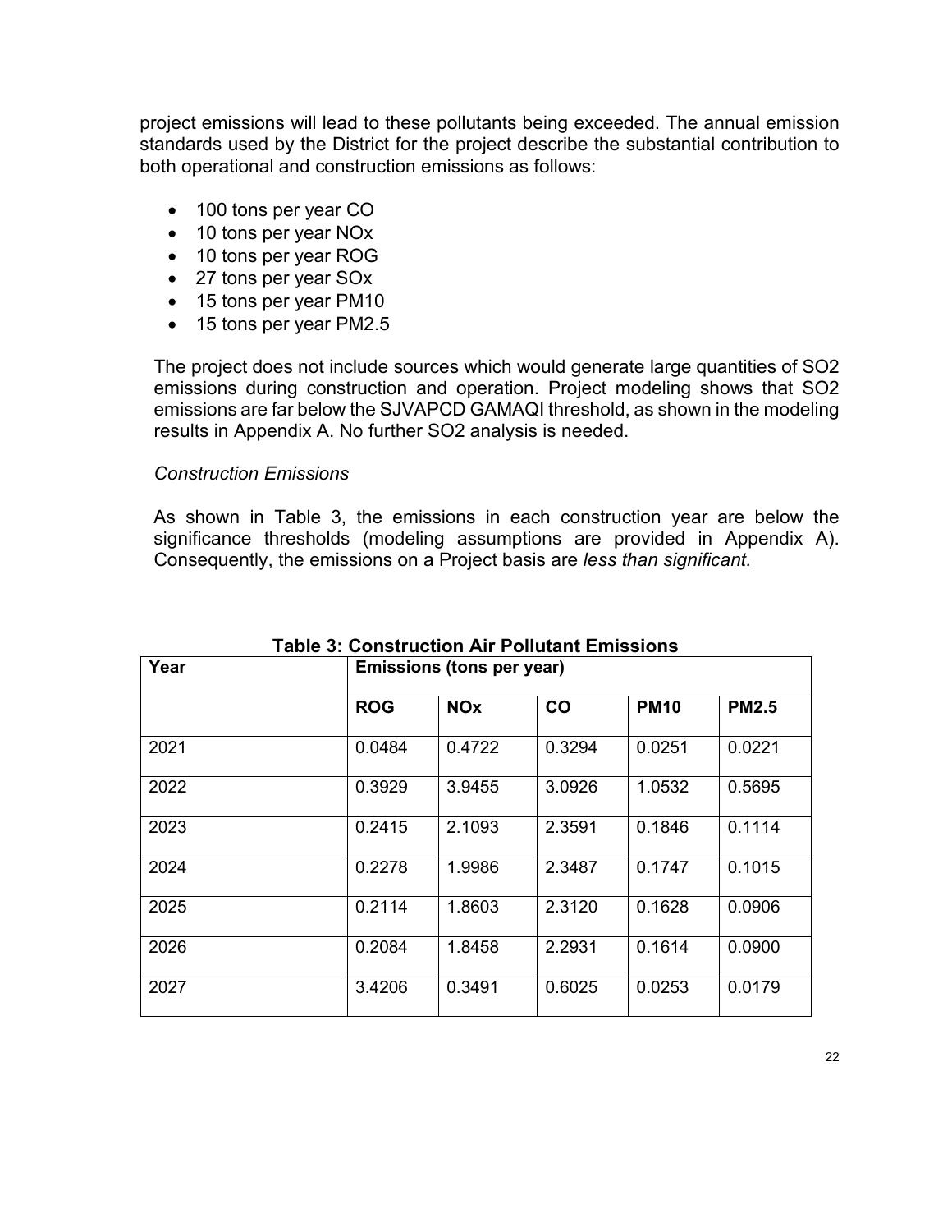project emissions will lead to these pollutants being exceeded. The annual emission standards used by the District for the project describe the substantial contribution to both operational and construction emissions as follows:

- 100 tons per year CO
- 10 tons per year NOx
- 10 tons per year ROG
- 27 tons per year SOx
- 15 tons per year PM10
- 15 tons per year PM2.5

The project does not include sources which would generate large quantities of SO2 emissions during construction and operation. Project modeling shows that SO2 emissions are far below the SJVAPCD GAMAQI threshold, as shown in the modeling results in Appendix A. No further SO2 analysis is needed.

*Construction Emissions*

As shown in Table 3, the emissions in each construction year are below the significance thresholds (modeling assumptions are provided in Appendix A). Consequently, the emissions on a Project basis are *less than significant.*

**Table 3: Construction Air Pollutant Emissions**

| Year | Emissions (tons per year) | | | | |
|---|---|---|---|---|---|
| | **ROG** | **NOx** | **CO** | **PM10** | **PM2.5** |
| 2021 | 0.0484 | 0.4722 | 0.3294 | 0.0251 | 0.0221 |
| 2022 | 0.3929 | 3.9455 | 3.0926 | 1.0532 | 0.5695 |
| 2023 | 0.2415 | 2.1093 | 2.3591 | 0.1846 | 0.1114 |
| 2024 | 0.2278 | 1.9986 | 2.3487 | 0.1747 | 0.1015 |
| 2025 | 0.2114 | 1.8603 | 2.3120 | 0.1628 | 0.0906 |
| 2026 | 0.2084 | 1.8458 | 2.2931 | 0.1614 | 0.0900 |
| 2027 | 3.4206 | 0.3491 | 0.6025 | 0.0253 | 0.0179 |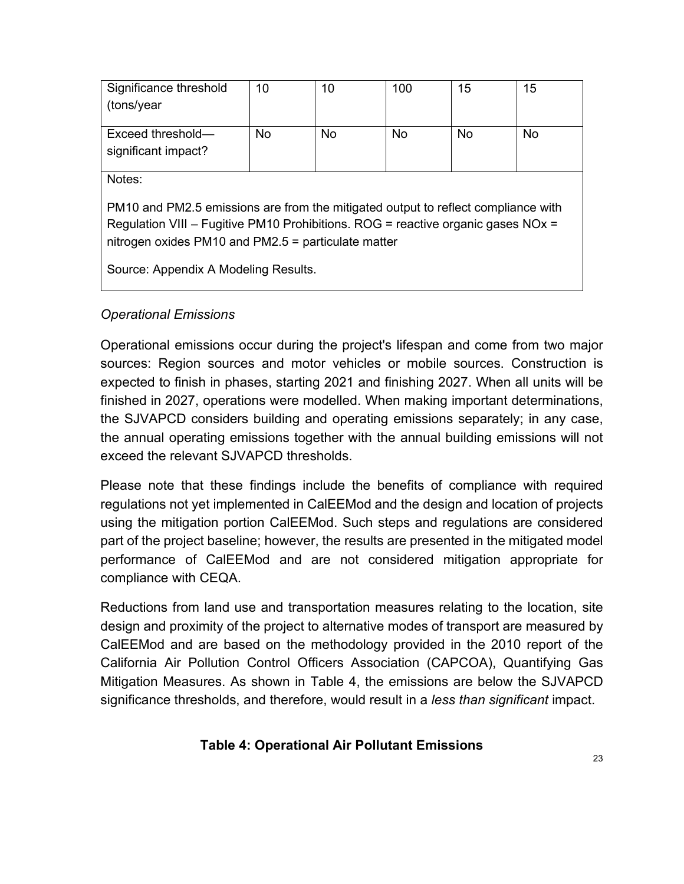| Significance threshold (tons/year | 10 | 10 | 100 | 15 | 15 |
|---|---|---|---|---|---|
| Exceed threshold—significant impact? | No | No | No | No | No |
| Notes:<br><br>PM10 and PM2.5 emissions are from the mitigated output to reflect compliance with Regulation VIII – Fugitive PM10 Prohibitions. ROG = reactive organic gases NOx = nitrogen oxides PM10 and PM2.5 = particulate matter<br><br>Source: Appendix A Modeling Results. | | | | | |

*Operational Emissions*

Operational emissions occur during the project's lifespan and come from two major sources: Region sources and motor vehicles or mobile sources. Construction is expected to finish in phases, starting 2021 and finishing 2027. When all units will be finished in 2027, operations were modelled. When making important determinations, the SJVAPCD considers building and operating emissions separately; in any case, the annual operating emissions together with the annual building emissions will not exceed the relevant SJVAPCD thresholds.

Please note that these findings include the benefits of compliance with required regulations not yet implemented in CalEEMod and the design and location of projects using the mitigation portion CalEEMod. Such steps and regulations are considered part of the project baseline; however, the results are presented in the mitigated model performance of CalEEMod and are not considered mitigation appropriate for compliance with CEQA.

Reductions from land use and transportation measures relating to the location, site design and proximity of the project to alternative modes of transport are measured by CalEEMod and are based on the methodology provided in the 2010 report of the California Air Pollution Control Officers Association (CAPCOA), Quantifying Gas Mitigation Measures. As shown in Table 4, the emissions are below the SJVAPCD significance thresholds, and therefore, would result in a *less than significant* impact.

**Table 4: Operational Air Pollutant Emissions**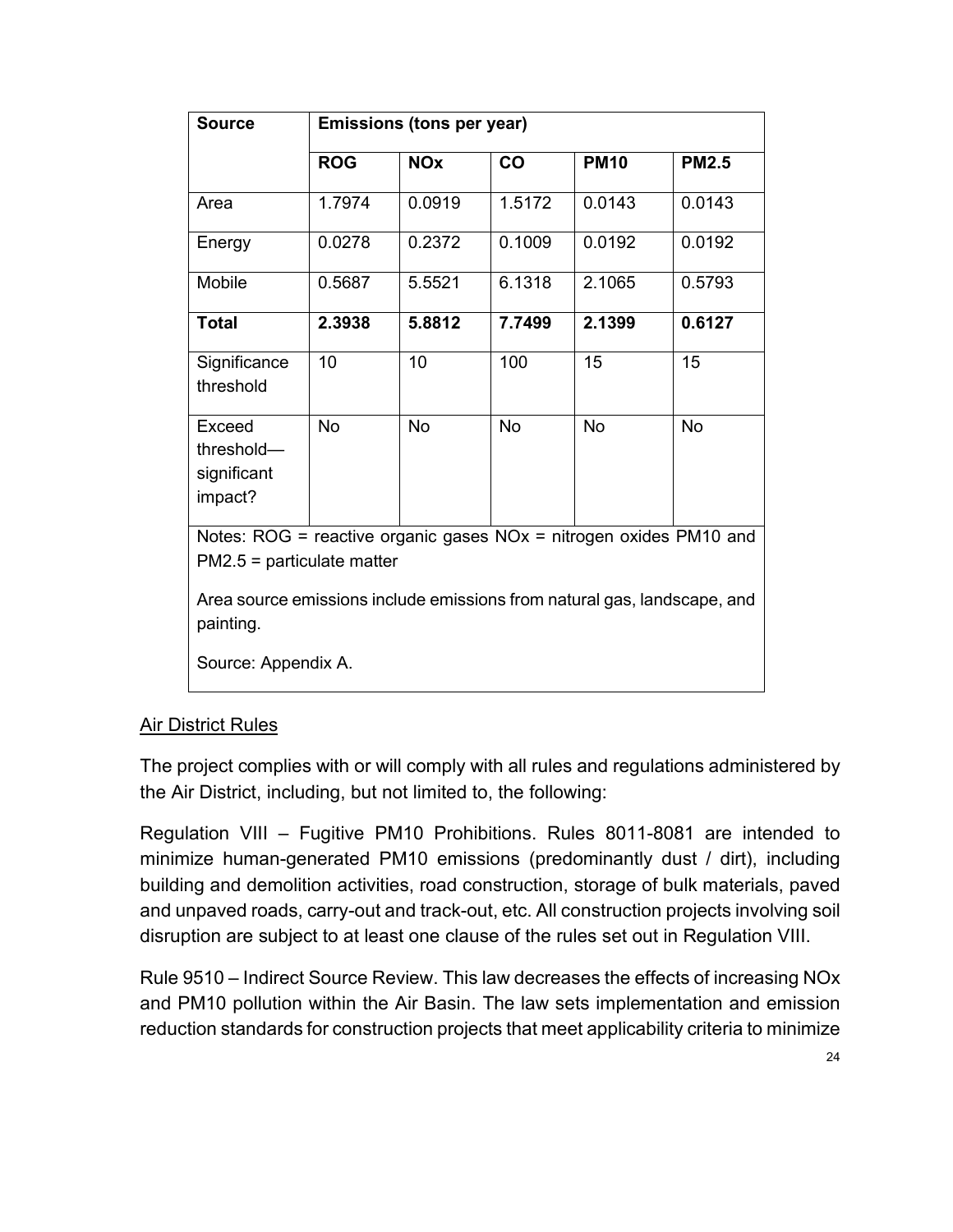| Source | Emissions (tons per year) | | | | |
|---|---|---|---|---|---|
| | **ROG** | **NOx** | **CO** | **PM10** | **PM2.5** |
| Area | 1.7974 | 0.0919 | 1.5172 | 0.0143 | 0.0143 |
| Energy | 0.0278 | 0.2372 | 0.1009 | 0.0192 | 0.0192 |
| Mobile | 0.5687 | 5.5521 | 6.1318 | 2.1065 | 0.5793 |
| **Total** | **2.3938** | **5.8812** | **7.7499** | **2.1399** | **0.6127** |
| Significance threshold | 10 | 10 | 100 | 15 | 15 |
| Exceed threshold—significant impact? | No | No | No | No | No |

Notes: ROG = reactive organic gases NOx = nitrogen oxides PM10 and PM2.5 = particulate matter

Area source emissions include emissions from natural gas, landscape, and painting.

Source: Appendix A.

<u>Air District Rules</u>

The project complies with or will comply with all rules and regulations administered by the Air District, including, but not limited to, the following:

Regulation VIII – Fugitive PM10 Prohibitions. Rules 8011-8081 are intended to minimize human-generated PM10 emissions (predominantly dust / dirt), including building and demolition activities, road construction, storage of bulk materials, paved and unpaved roads, carry-out and track-out, etc. All construction projects involving soil disruption are subject to at least one clause of the rules set out in Regulation VIII.

Rule 9510 – Indirect Source Review. This law decreases the effects of increasing NOx and PM10 pollution within the Air Basin. The law sets implementation and emission reduction standards for construction projects that meet applicability criteria to minimize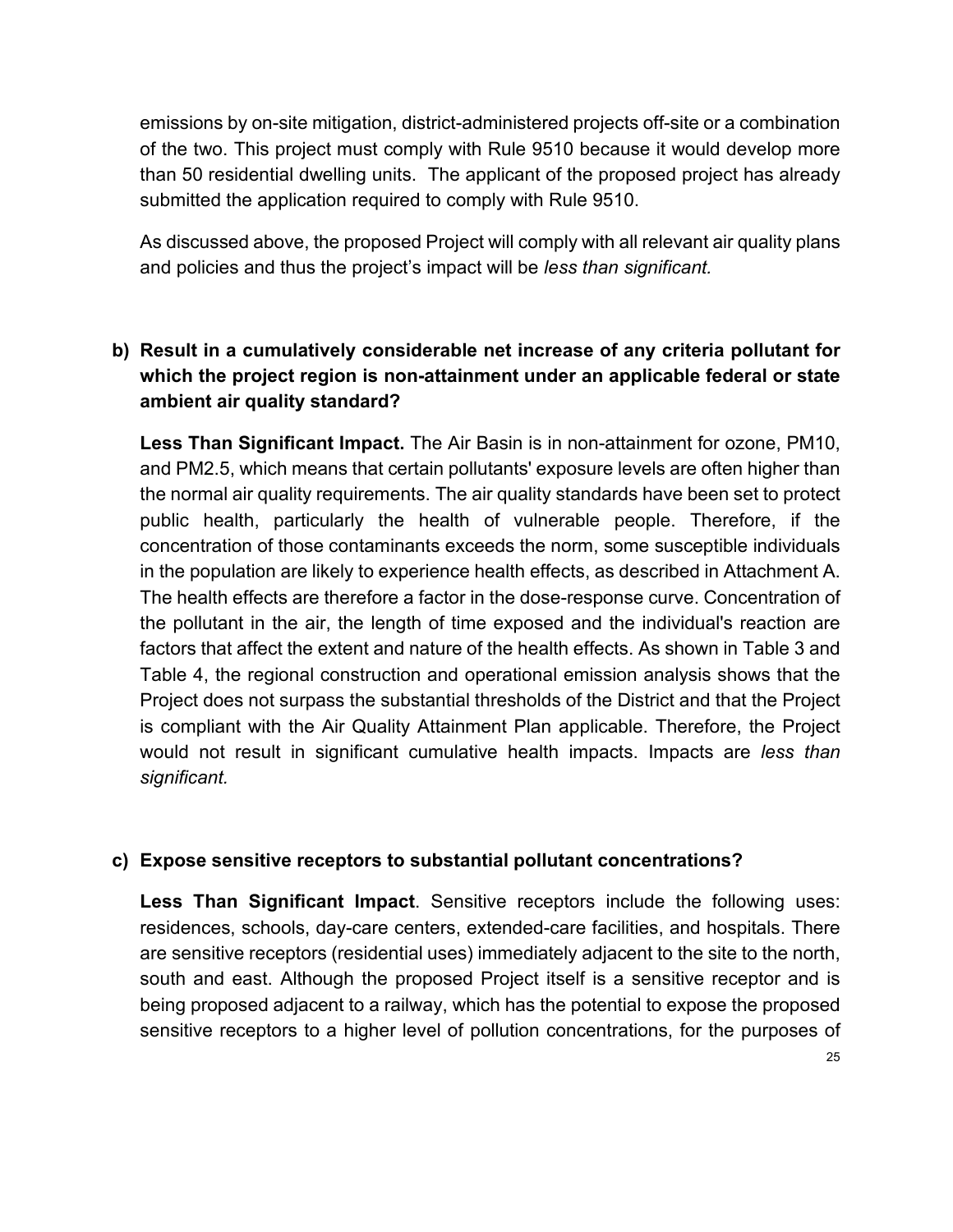emissions by on-site mitigation, district-administered projects off-site or a combination of the two. This project must comply with Rule 9510 because it would develop more than 50 residential dwelling units. The applicant of the proposed project has already submitted the application required to comply with Rule 9510.

As discussed above, the proposed Project will comply with all relevant air quality plans and policies and thus the project's impact will be *less than significant.*

**b) Result in a cumulatively considerable net increase of any criteria pollutant for which the project region is non-attainment under an applicable federal or state ambient air quality standard?**

**Less Than Significant Impact.** The Air Basin is in non-attainment for ozone, PM10, and PM2.5, which means that certain pollutants' exposure levels are often higher than the normal air quality requirements. The air quality standards have been set to protect public health, particularly the health of vulnerable people. Therefore, if the concentration of those contaminants exceeds the norm, some susceptible individuals in the population are likely to experience health effects, as described in Attachment A. The health effects are therefore a factor in the dose-response curve. Concentration of the pollutant in the air, the length of time exposed and the individual's reaction are factors that affect the extent and nature of the health effects. As shown in Table 3 and Table 4, the regional construction and operational emission analysis shows that the Project does not surpass the substantial thresholds of the District and that the Project is compliant with the Air Quality Attainment Plan applicable. Therefore, the Project would not result in significant cumulative health impacts. Impacts are *less than significant.*

**c) Expose sensitive receptors to substantial pollutant concentrations?**

**Less Than Significant Impact**. Sensitive receptors include the following uses: residences, schools, day-care centers, extended-care facilities, and hospitals. There are sensitive receptors (residential uses) immediately adjacent to the site to the north, south and east. Although the proposed Project itself is a sensitive receptor and is being proposed adjacent to a railway, which has the potential to expose the proposed sensitive receptors to a higher level of pollution concentrations, for the purposes of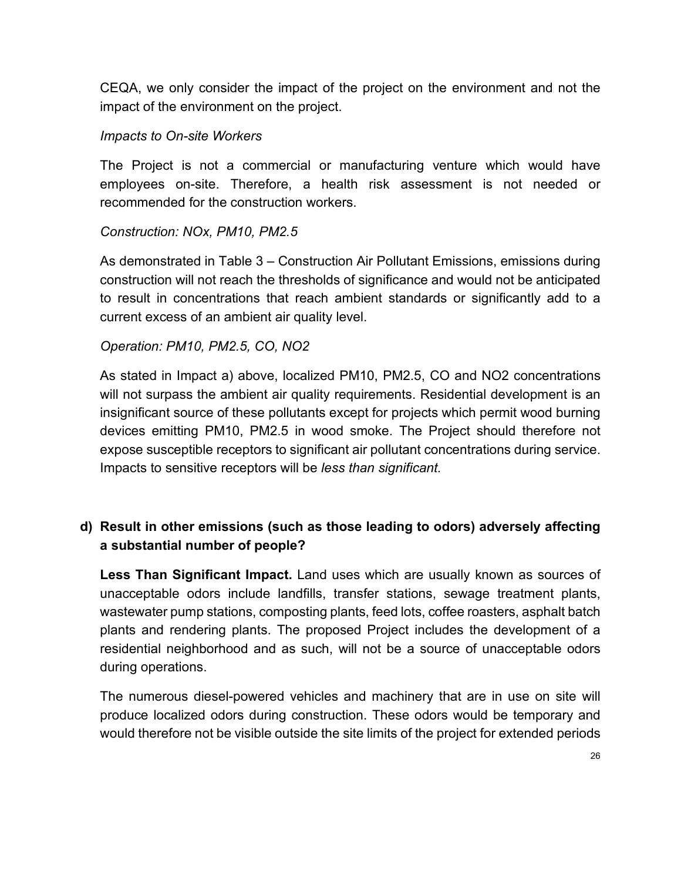CEQA, we only consider the impact of the project on the environment and not the impact of the environment on the project.

*Impacts to On-site Workers*

The Project is not a commercial or manufacturing venture which would have employees on-site. Therefore, a health risk assessment is not needed or recommended for the construction workers.

*Construction: NOx, PM10, PM2.5*

As demonstrated in Table 3 – Construction Air Pollutant Emissions, emissions during construction will not reach the thresholds of significance and would not be anticipated to result in concentrations that reach ambient standards or significantly add to a current excess of an ambient air quality level.

*Operation: PM10, PM2.5, CO, NO2*

As stated in Impact a) above, localized PM10, PM2.5, CO and NO2 concentrations will not surpass the ambient air quality requirements. Residential development is an insignificant source of these pollutants except for projects which permit wood burning devices emitting PM10, PM2.5 in wood smoke. The Project should therefore not expose susceptible receptors to significant air pollutant concentrations during service. Impacts to sensitive receptors will be *less than significant.*

**d) Result in other emissions (such as those leading to odors) adversely affecting a substantial number of people?**

**Less Than Significant Impact.** Land uses which are usually known as sources of unacceptable odors include landfills, transfer stations, sewage treatment plants, wastewater pump stations, composting plants, feed lots, coffee roasters, asphalt batch plants and rendering plants. The proposed Project includes the development of a residential neighborhood and as such, will not be a source of unacceptable odors during operations.

The numerous diesel-powered vehicles and machinery that are in use on site will produce localized odors during construction. These odors would be temporary and would therefore not be visible outside the site limits of the project for extended periods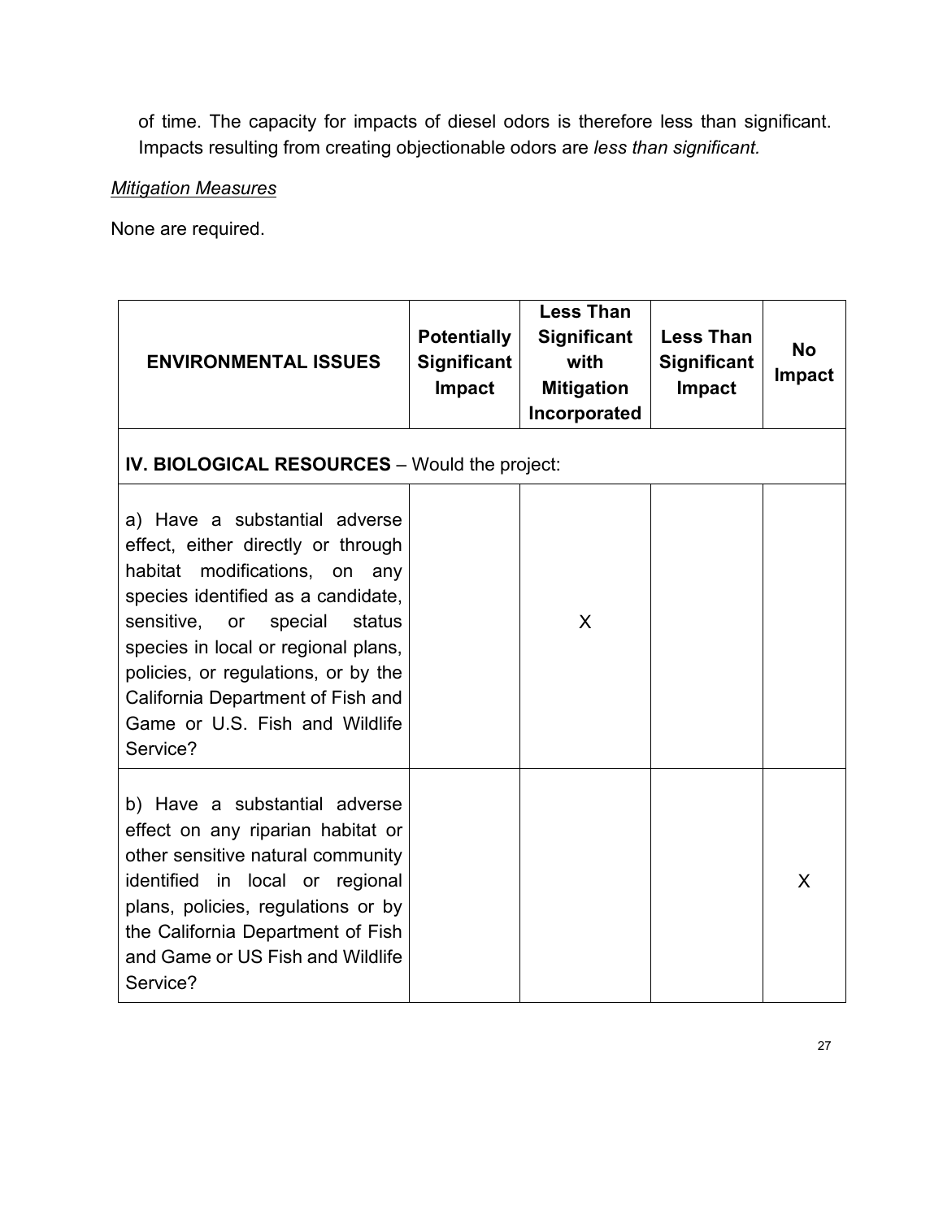of time. The capacity for impacts of diesel odors is therefore less than significant. Impacts resulting from creating objectionable odors are *less than significant.*

*Mitigation Measures*

None are required.

| ENVIRONMENTAL ISSUES | Potentially Significant Impact | Less Than Significant with Mitigation Incorporated | Less Than Significant Impact | No Impact |
|---|---|---|---|---|
| **IV. BIOLOGICAL RESOURCES** – Would the project: | | | | |
| a) Have a substantial adverse effect, either directly or through habitat modifications, on any species identified as a candidate, sensitive, or special status species in local or regional plans, policies, or regulations, or by the California Department of Fish and Game or U.S. Fish and Wildlife Service? | | X | | |
| b) Have a substantial adverse effect on any riparian habitat or other sensitive natural community identified in local or regional plans, policies, regulations or by the California Department of Fish and Game or US Fish and Wildlife Service? | | | | X |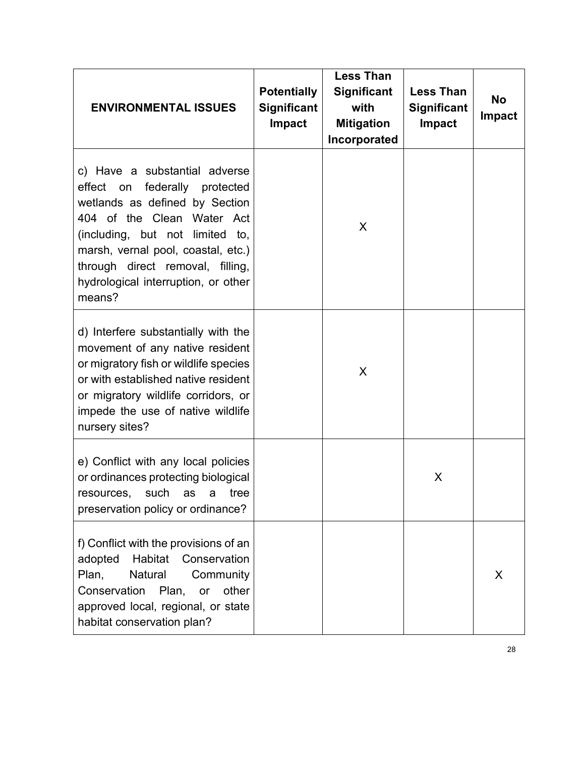| ENVIRONMENTAL ISSUES | Potentially Significant Impact | Less Than Significant with Mitigation Incorporated | Less Than Significant Impact | No Impact |
|---|---|---|---|---|
| c) Have a substantial adverse effect on federally protected wetlands as defined by Section 404 of the Clean Water Act (including, but not limited to, marsh, vernal pool, coastal, etc.) through direct removal, filling, hydrological interruption, or other means? | | X | | |
| d) Interfere substantially with the movement of any native resident or migratory fish or wildlife species or with established native resident or migratory wildlife corridors, or impede the use of native wildlife nursery sites? | | X | | |
| e) Conflict with any local policies or ordinances protecting biological resources, such as a tree preservation policy or ordinance? | | | X | |
| f) Conflict with the provisions of an adopted Habitat Conservation Plan, Natural Community Conservation Plan, or other approved local, regional, or state habitat conservation plan? | | | | X |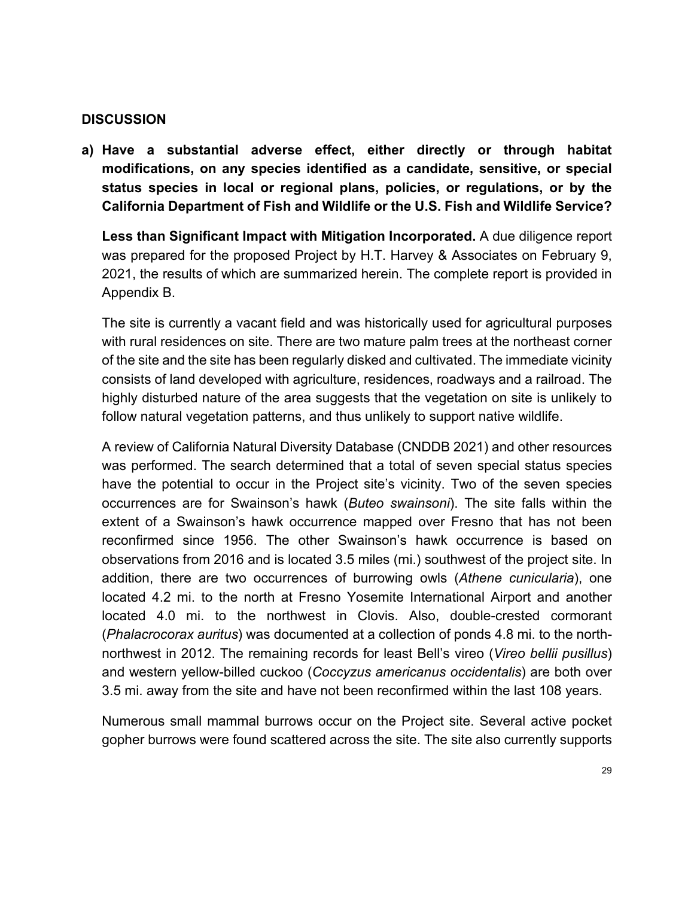## DISCUSSION

**a) Have a substantial adverse effect, either directly or through habitat modifications, on any species identified as a candidate, sensitive, or special status species in local or regional plans, policies, or regulations, or by the California Department of Fish and Wildlife or the U.S. Fish and Wildlife Service?**

**Less than Significant Impact with Mitigation Incorporated.** A due diligence report was prepared for the proposed Project by H.T. Harvey & Associates on February 9, 2021, the results of which are summarized herein. The complete report is provided in Appendix B.

The site is currently a vacant field and was historically used for agricultural purposes with rural residences on site. There are two mature palm trees at the northeast corner of the site and the site has been regularly disked and cultivated. The immediate vicinity consists of land developed with agriculture, residences, roadways and a railroad. The highly disturbed nature of the area suggests that the vegetation on site is unlikely to follow natural vegetation patterns, and thus unlikely to support native wildlife.

A review of California Natural Diversity Database (CNDDB 2021) and other resources was performed. The search determined that a total of seven special status species have the potential to occur in the Project site's vicinity. Two of the seven species occurrences are for Swainson's hawk (*Buteo swainsoni*). The site falls within the extent of a Swainson's hawk occurrence mapped over Fresno that has not been reconfirmed since 1956. The other Swainson's hawk occurrence is based on observations from 2016 and is located 3.5 miles (mi.) southwest of the project site. In addition, there are two occurrences of burrowing owls (*Athene cunicularia*), one located 4.2 mi. to the north at Fresno Yosemite International Airport and another located 4.0 mi. to the northwest in Clovis. Also, double-crested cormorant (*Phalacrocorax auritus*) was documented at a collection of ponds 4.8 mi. to the north-northwest in 2012. The remaining records for least Bell's vireo (*Vireo bellii pusillus*) and western yellow-billed cuckoo (*Coccyzus americanus occidentalis*) are both over 3.5 mi. away from the site and have not been reconfirmed within the last 108 years.

Numerous small mammal burrows occur on the Project site. Several active pocket gopher burrows were found scattered across the site. The site also currently supports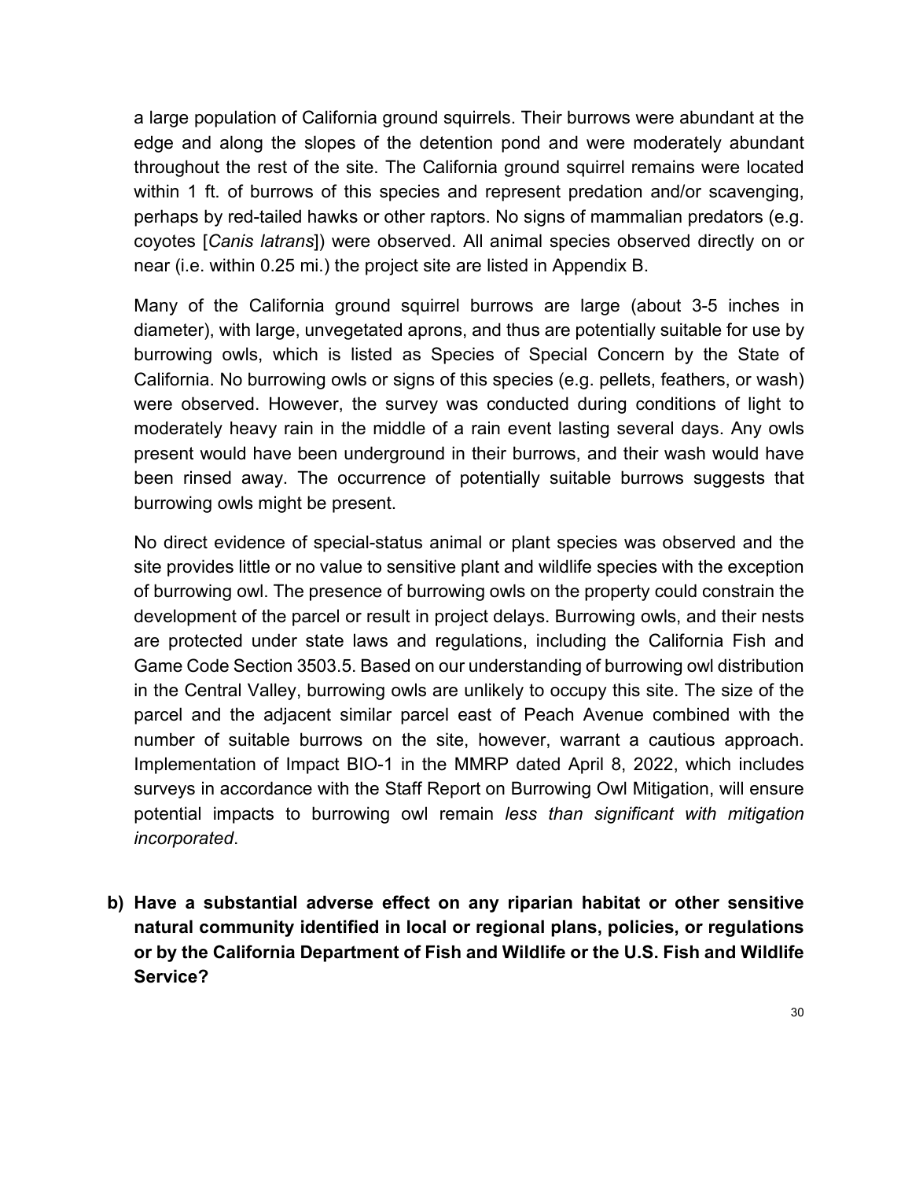a large population of California ground squirrels. Their burrows were abundant at the edge and along the slopes of the detention pond and were moderately abundant throughout the rest of the site. The California ground squirrel remains were located within 1 ft. of burrows of this species and represent predation and/or scavenging, perhaps by red-tailed hawks or other raptors. No signs of mammalian predators (e.g. coyotes [*Canis latrans*]) were observed. All animal species observed directly on or near (i.e. within 0.25 mi.) the project site are listed in Appendix B.

Many of the California ground squirrel burrows are large (about 3-5 inches in diameter), with large, unvegetated aprons, and thus are potentially suitable for use by burrowing owls, which is listed as Species of Special Concern by the State of California. No burrowing owls or signs of this species (e.g. pellets, feathers, or wash) were observed. However, the survey was conducted during conditions of light to moderately heavy rain in the middle of a rain event lasting several days. Any owls present would have been underground in their burrows, and their wash would have been rinsed away. The occurrence of potentially suitable burrows suggests that burrowing owls might be present.

No direct evidence of special-status animal or plant species was observed and the site provides little or no value to sensitive plant and wildlife species with the exception of burrowing owl. The presence of burrowing owls on the property could constrain the development of the parcel or result in project delays. Burrowing owls, and their nests are protected under state laws and regulations, including the California Fish and Game Code Section 3503.5. Based on our understanding of burrowing owl distribution in the Central Valley, burrowing owls are unlikely to occupy this site. The size of the parcel and the adjacent similar parcel east of Peach Avenue combined with the number of suitable burrows on the site, however, warrant a cautious approach. Implementation of Impact BIO-1 in the MMRP dated April 8, 2022, which includes surveys in accordance with the Staff Report on Burrowing Owl Mitigation, will ensure potential impacts to burrowing owl remain *less than significant with mitigation incorporated*.

**b) Have a substantial adverse effect on any riparian habitat or other sensitive natural community identified in local or regional plans, policies, or regulations or by the California Department of Fish and Wildlife or the U.S. Fish and Wildlife Service?**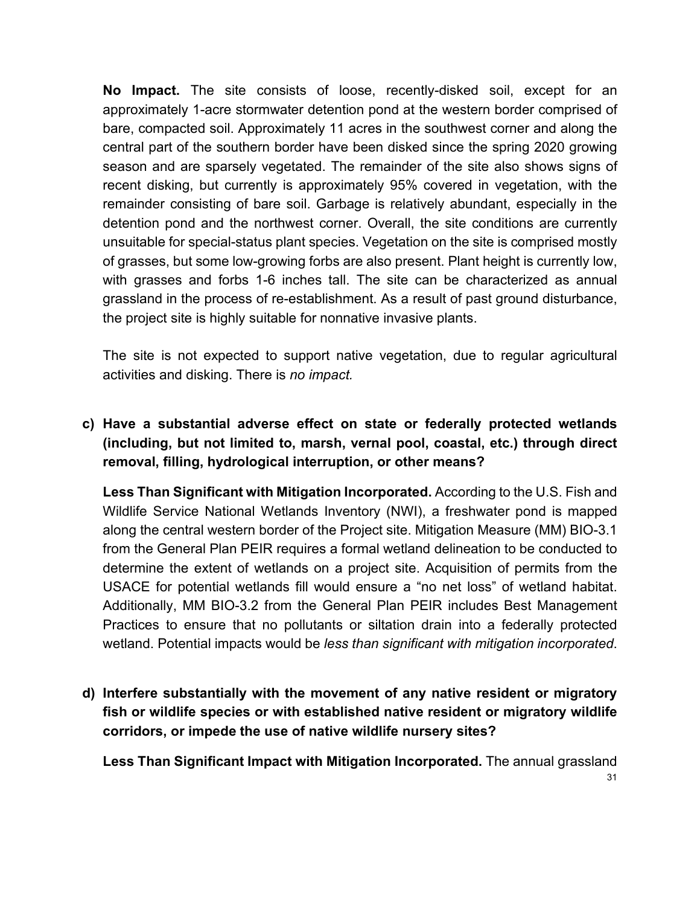**No Impact.** The site consists of loose, recently-disked soil, except for an approximately 1-acre stormwater detention pond at the western border comprised of bare, compacted soil. Approximately 11 acres in the southwest corner and along the central part of the southern border have been disked since the spring 2020 growing season and are sparsely vegetated. The remainder of the site also shows signs of recent disking, but currently is approximately 95% covered in vegetation, with the remainder consisting of bare soil. Garbage is relatively abundant, especially in the detention pond and the northwest corner. Overall, the site conditions are currently unsuitable for special-status plant species. Vegetation on the site is comprised mostly of grasses, but some low-growing forbs are also present. Plant height is currently low, with grasses and forbs 1-6 inches tall. The site can be characterized as annual grassland in the process of re-establishment. As a result of past ground disturbance, the project site is highly suitable for nonnative invasive plants.

The site is not expected to support native vegetation, due to regular agricultural activities and disking. There is *no impact.*

**c) Have a substantial adverse effect on state or federally protected wetlands (including, but not limited to, marsh, vernal pool, coastal, etc.) through direct removal, filling, hydrological interruption, or other means?**

**Less Than Significant with Mitigation Incorporated.** According to the U.S. Fish and Wildlife Service National Wetlands Inventory (NWI), a freshwater pond is mapped along the central western border of the Project site. Mitigation Measure (MM) BIO-3.1 from the General Plan PEIR requires a formal wetland delineation to be conducted to determine the extent of wetlands on a project site. Acquisition of permits from the USACE for potential wetlands fill would ensure a “no net loss” of wetland habitat. Additionally, MM BIO-3.2 from the General Plan PEIR includes Best Management Practices to ensure that no pollutants or siltation drain into a federally protected wetland. Potential impacts would be *less than significant with mitigation incorporated*.

**d) Interfere substantially with the movement of any native resident or migratory fish or wildlife species or with established native resident or migratory wildlife corridors, or impede the use of native wildlife nursery sites?**

**Less Than Significant Impact with Mitigation Incorporated.** The annual grassland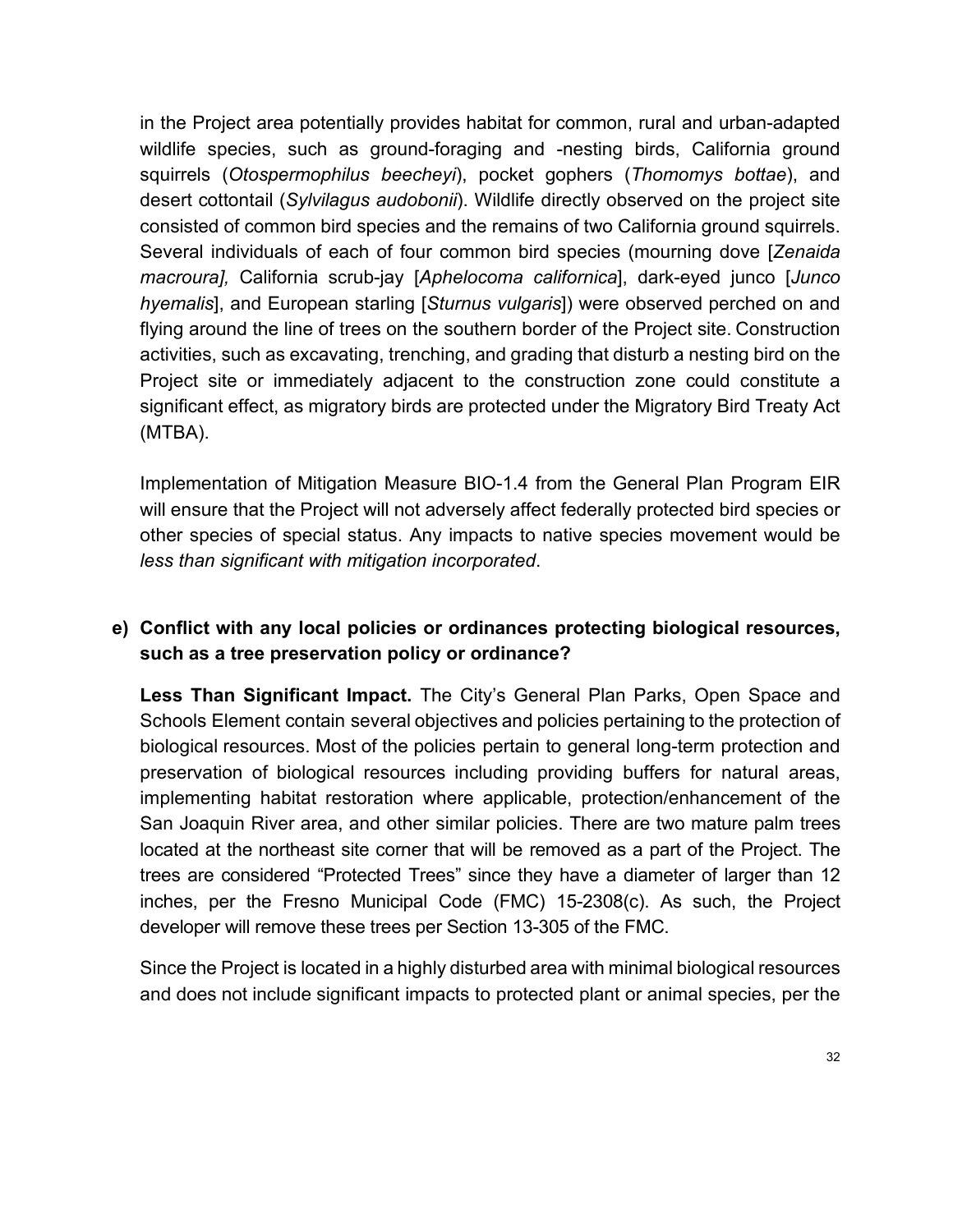in the Project area potentially provides habitat for common, rural and urban-adapted wildlife species, such as ground-foraging and -nesting birds, California ground squirrels (*Otospermophilus beecheyi*), pocket gophers (*Thomomys bottae*), and desert cottontail (*Sylvilagus audobonii*). Wildlife directly observed on the project site consisted of common bird species and the remains of two California ground squirrels. Several individuals of each of four common bird species (mourning dove [*Zenaida macroura],* California scrub-jay [*Aphelocoma californica*], dark-eyed junco [*Junco hyemalis*], and European starling [*Sturnus vulgaris*]) were observed perched on and flying around the line of trees on the southern border of the Project site. Construction activities, such as excavating, trenching, and grading that disturb a nesting bird on the Project site or immediately adjacent to the construction zone could constitute a significant effect, as migratory birds are protected under the Migratory Bird Treaty Act (MTBA).

Implementation of Mitigation Measure BIO-1.4 from the General Plan Program EIR will ensure that the Project will not adversely affect federally protected bird species or other species of special status. Any impacts to native species movement would be *less than significant with mitigation incorporated*.

**e) Conflict with any local policies or ordinances protecting biological resources, such as a tree preservation policy or ordinance?**

**Less Than Significant Impact.** The City's General Plan Parks, Open Space and Schools Element contain several objectives and policies pertaining to the protection of biological resources. Most of the policies pertain to general long-term protection and preservation of biological resources including providing buffers for natural areas, implementing habitat restoration where applicable, protection/enhancement of the San Joaquin River area, and other similar policies. There are two mature palm trees located at the northeast site corner that will be removed as a part of the Project. The trees are considered "Protected Trees" since they have a diameter of larger than 12 inches, per the Fresno Municipal Code (FMC) 15-2308(c). As such, the Project developer will remove these trees per Section 13-305 of the FMC.

Since the Project is located in a highly disturbed area with minimal biological resources and does not include significant impacts to protected plant or animal species, per the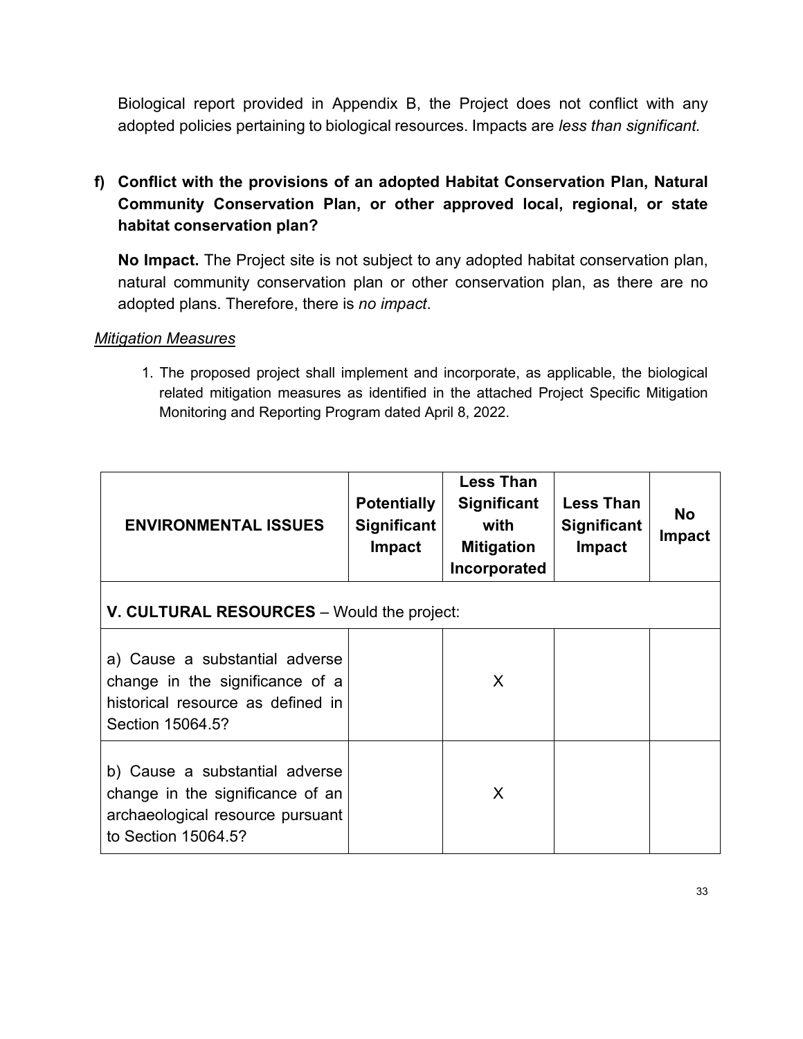Biological report provided in Appendix B, the Project does not conflict with any adopted policies pertaining to biological resources. Impacts are *less than significant.*

**f) Conflict with the provisions of an adopted Habitat Conservation Plan, Natural Community Conservation Plan, or other approved local, regional, or state habitat conservation plan?**

**No Impact.** The Project site is not subject to any adopted habitat conservation plan, natural community conservation plan or other conservation plan, as there are no adopted plans. Therefore, there is *no impact*.

*Mitigation Measures*

1. The proposed project shall implement and incorporate, as applicable, the biological related mitigation measures as identified in the attached Project Specific Mitigation Monitoring and Reporting Program dated April 8, 2022.

| ENVIRONMENTAL ISSUES | Potentially Significant Impact | Less Than Significant with Mitigation Incorporated | Less Than Significant Impact | No Impact |
|---|---|---|---|---|
| **V. CULTURAL RESOURCES** – Would the project: | | | | |
| a) Cause a substantial adverse change in the significance of a historical resource as defined in Section 15064.5? | | X | | |
| b) Cause a substantial adverse change in the significance of an archaeological resource pursuant to Section 15064.5? | | X | | |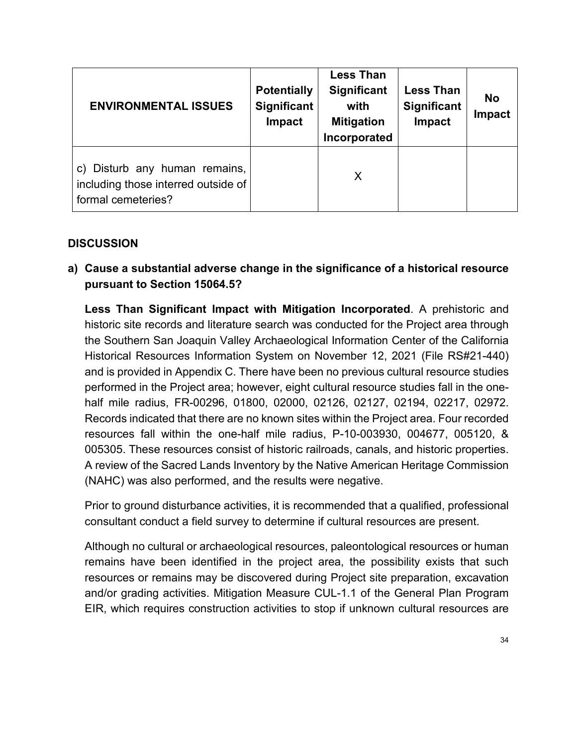| ENVIRONMENTAL ISSUES | Potentially Significant Impact | Less Than Significant with Mitigation Incorporated | Less Than Significant Impact | No Impact |
|---|---|---|---|---|
| c) Disturb any human remains, including those interred outside of formal cemeteries? | | X | | |

### DISCUSSION

**a) Cause a substantial adverse change in the significance of a historical resource pursuant to Section 15064.5?**

**Less Than Significant Impact with Mitigation Incorporated**. A prehistoric and historic site records and literature search was conducted for the Project area through the Southern San Joaquin Valley Archaeological Information Center of the California Historical Resources Information System on November 12, 2021 (File RS#21-440) and is provided in Appendix C. There have been no previous cultural resource studies performed in the Project area; however, eight cultural resource studies fall in the one-half mile radius, FR-00296, 01800, 02000, 02126, 02127, 02194, 02217, 02972. Records indicated that there are no known sites within the Project area. Four recorded resources fall within the one-half mile radius, P-10-003930, 004677, 005120, & 005305. These resources consist of historic railroads, canals, and historic properties. A review of the Sacred Lands Inventory by the Native American Heritage Commission (NAHC) was also performed, and the results were negative.

Prior to ground disturbance activities, it is recommended that a qualified, professional consultant conduct a field survey to determine if cultural resources are present.

Although no cultural or archaeological resources, paleontological resources or human remains have been identified in the project area, the possibility exists that such resources or remains may be discovered during Project site preparation, excavation and/or grading activities. Mitigation Measure CUL-1.1 of the General Plan Program EIR, which requires construction activities to stop if unknown cultural resources are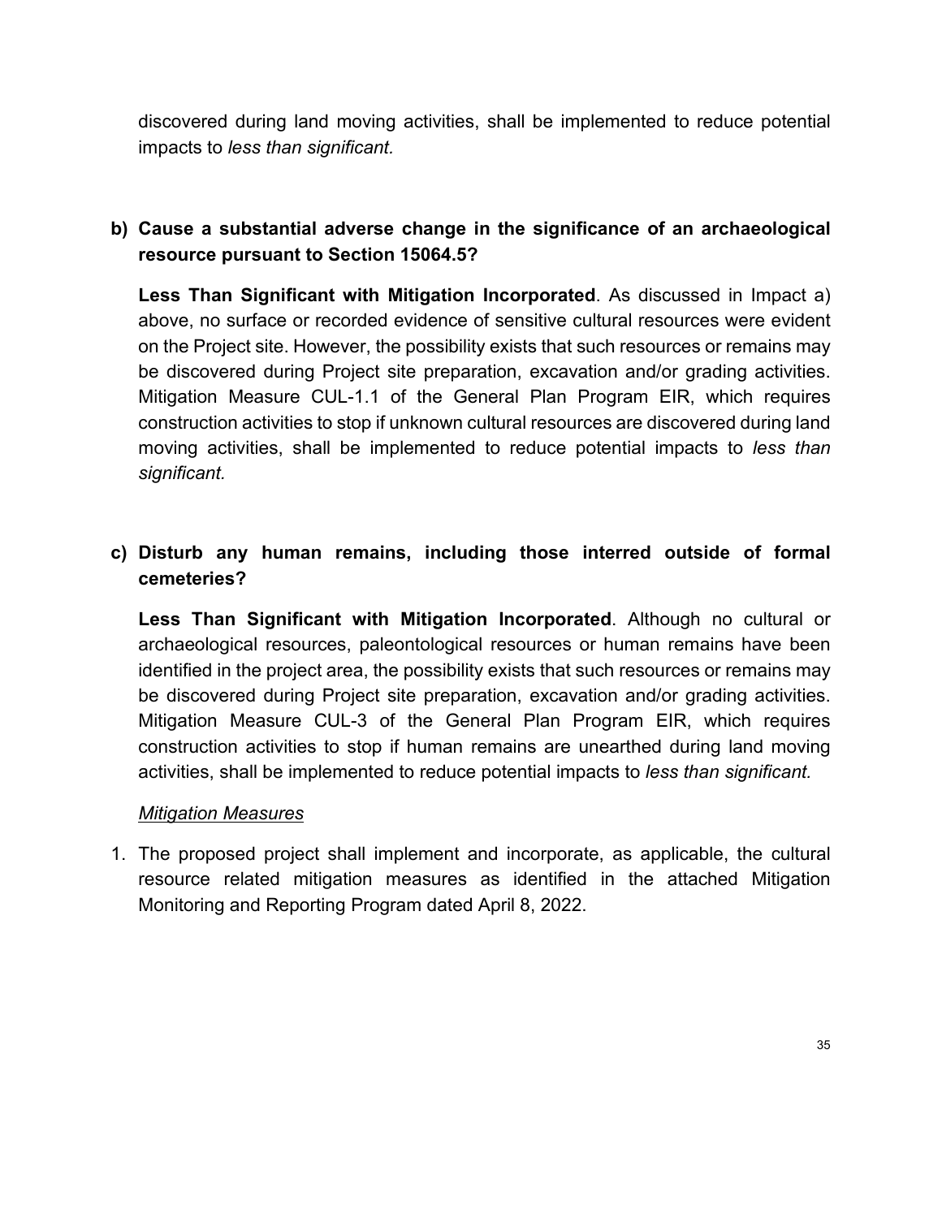discovered during land moving activities, shall be implemented to reduce potential impacts to *less than significant.*

**b) Cause a substantial adverse change in the significance of an archaeological resource pursuant to Section 15064.5?**

**Less Than Significant with Mitigation Incorporated**. As discussed in Impact a) above, no surface or recorded evidence of sensitive cultural resources were evident on the Project site. However, the possibility exists that such resources or remains may be discovered during Project site preparation, excavation and/or grading activities. Mitigation Measure CUL-1.1 of the General Plan Program EIR, which requires construction activities to stop if unknown cultural resources are discovered during land moving activities, shall be implemented to reduce potential impacts to *less than significant.*

**c) Disturb any human remains, including those interred outside of formal cemeteries?**

**Less Than Significant with Mitigation Incorporated**. Although no cultural or archaeological resources, paleontological resources or human remains have been identified in the project area, the possibility exists that such resources or remains may be discovered during Project site preparation, excavation and/or grading activities. Mitigation Measure CUL-3 of the General Plan Program EIR, which requires construction activities to stop if human remains are unearthed during land moving activities, shall be implemented to reduce potential impacts to *less than significant.*

*Mitigation Measures*

1. The proposed project shall implement and incorporate, as applicable, the cultural resource related mitigation measures as identified in the attached Mitigation Monitoring and Reporting Program dated April 8, 2022.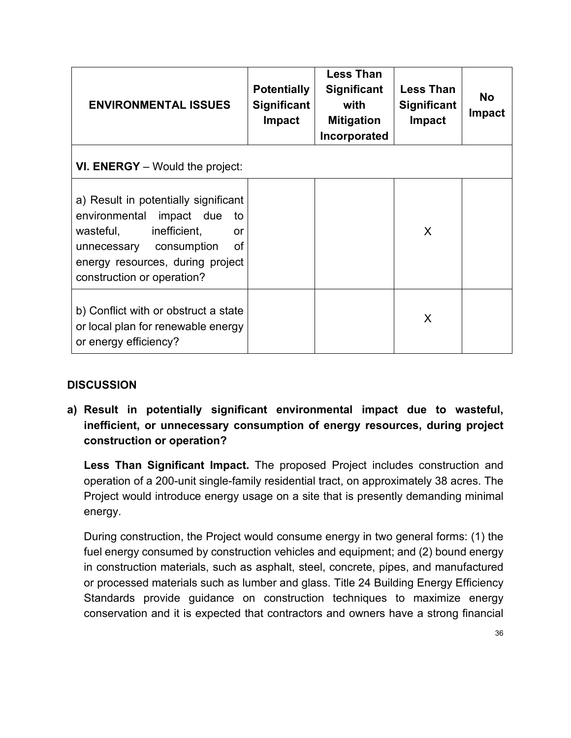| ENVIRONMENTAL ISSUES | Potentially Significant Impact | Less Than Significant with Mitigation Incorporated | Less Than Significant Impact | No Impact |
|---|---|---|---|---|
| **VI. ENERGY** – Would the project: | | | | |
| a) Result in potentially significant environmental impact due to wasteful, inefficient, or unnecessary consumption of energy resources, during project construction or operation? | | | X | |
| b) Conflict with or obstruct a state or local plan for renewable energy or energy efficiency? | | | X | |

## DISCUSSION

**a) Result in potentially significant environmental impact due to wasteful, inefficient, or unnecessary consumption of energy resources, during project construction or operation?**

**Less Than Significant Impact.** The proposed Project includes construction and operation of a 200-unit single-family residential tract, on approximately 38 acres. The Project would introduce energy usage on a site that is presently demanding minimal energy.

During construction, the Project would consume energy in two general forms: (1) the fuel energy consumed by construction vehicles and equipment; and (2) bound energy in construction materials, such as asphalt, steel, concrete, pipes, and manufactured or processed materials such as lumber and glass. Title 24 Building Energy Efficiency Standards provide guidance on construction techniques to maximize energy conservation and it is expected that contractors and owners have a strong financial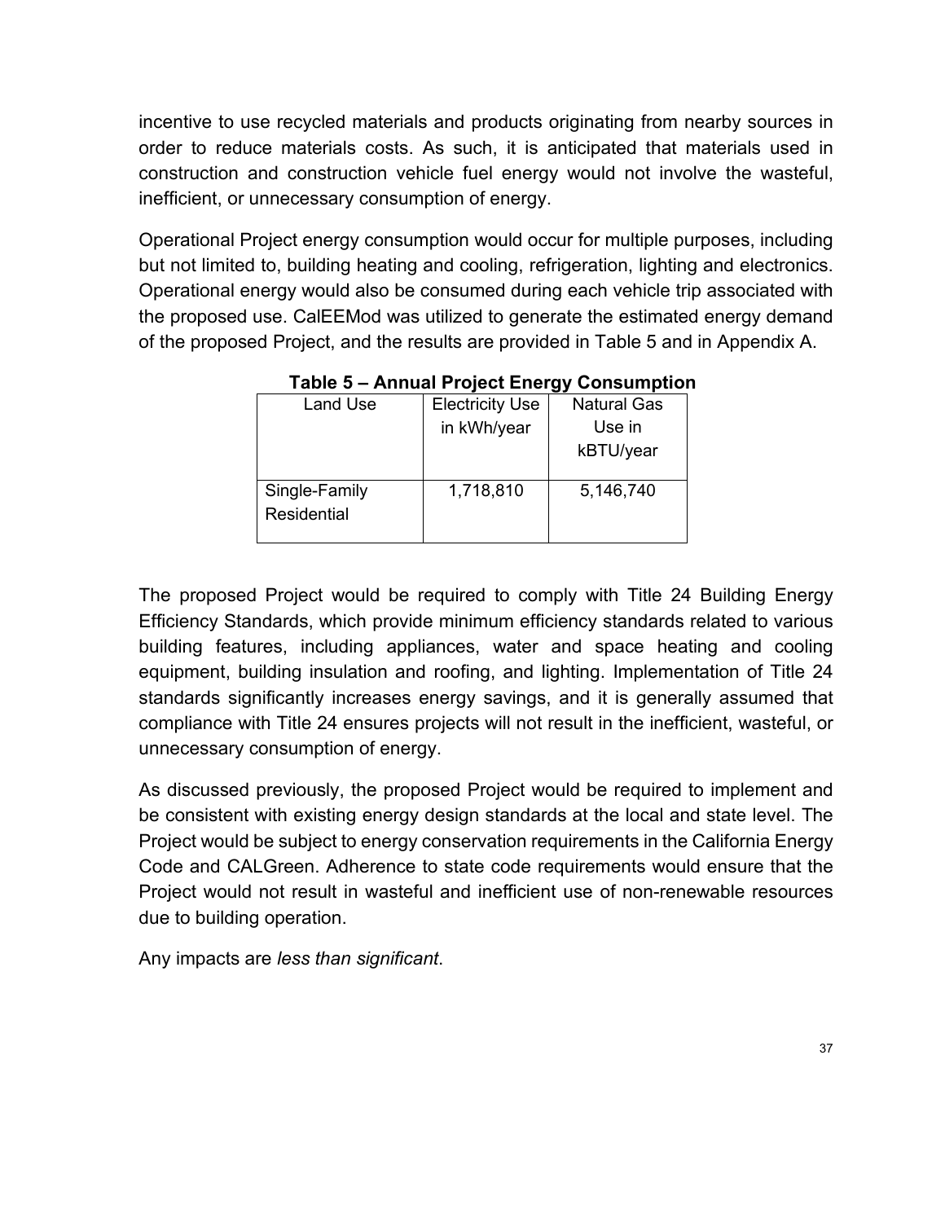incentive to use recycled materials and products originating from nearby sources in order to reduce materials costs. As such, it is anticipated that materials used in construction and construction vehicle fuel energy would not involve the wasteful, inefficient, or unnecessary consumption of energy.

Operational Project energy consumption would occur for multiple purposes, including but not limited to, building heating and cooling, refrigeration, lighting and electronics. Operational energy would also be consumed during each vehicle trip associated with the proposed use. CalEEMod was utilized to generate the estimated energy demand of the proposed Project, and the results are provided in Table 5 and in Appendix A.

**Table 5 – Annual Project Energy Consumption**

| Land Use | Electricity Use in kWh/year | Natural Gas Use in kBTU/year |
|---|---|---|
| Single-Family Residential | 1,718,810 | 5,146,740 |

The proposed Project would be required to comply with Title 24 Building Energy Efficiency Standards, which provide minimum efficiency standards related to various building features, including appliances, water and space heating and cooling equipment, building insulation and roofing, and lighting. Implementation of Title 24 standards significantly increases energy savings, and it is generally assumed that compliance with Title 24 ensures projects will not result in the inefficient, wasteful, or unnecessary consumption of energy.

As discussed previously, the proposed Project would be required to implement and be consistent with existing energy design standards at the local and state level. The Project would be subject to energy conservation requirements in the California Energy Code and CALGreen. Adherence to state code requirements would ensure that the Project would not result in wasteful and inefficient use of non-renewable resources due to building operation.

Any impacts are *less than significant*.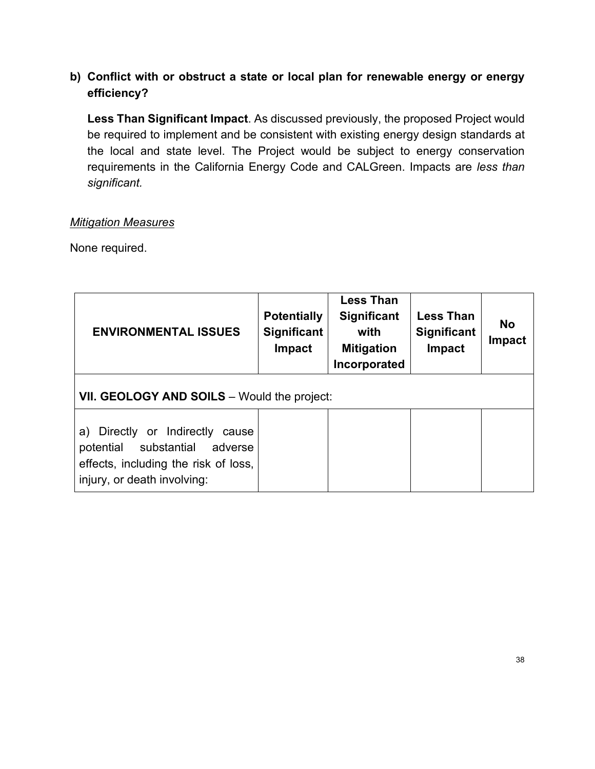**b) Conflict with or obstruct a state or local plan for renewable energy or energy efficiency?**

**Less Than Significant Impact**. As discussed previously, the proposed Project would be required to implement and be consistent with existing energy design standards at the local and state level. The Project would be subject to energy conservation requirements in the California Energy Code and CALGreen. Impacts are *less than significant.*

*Mitigation Measures*

None required.

| ENVIRONMENTAL ISSUES | Potentially Significant Impact | Less Than Significant with Mitigation Incorporated | Less Than Significant Impact | No Impact |
|---|---|---|---|---|
| **VII. GEOLOGY AND SOILS** – Would the project: | | | | |
| a) Directly or Indirectly cause potential substantial adverse effects, including the risk of loss, injury, or death involving: | | | | |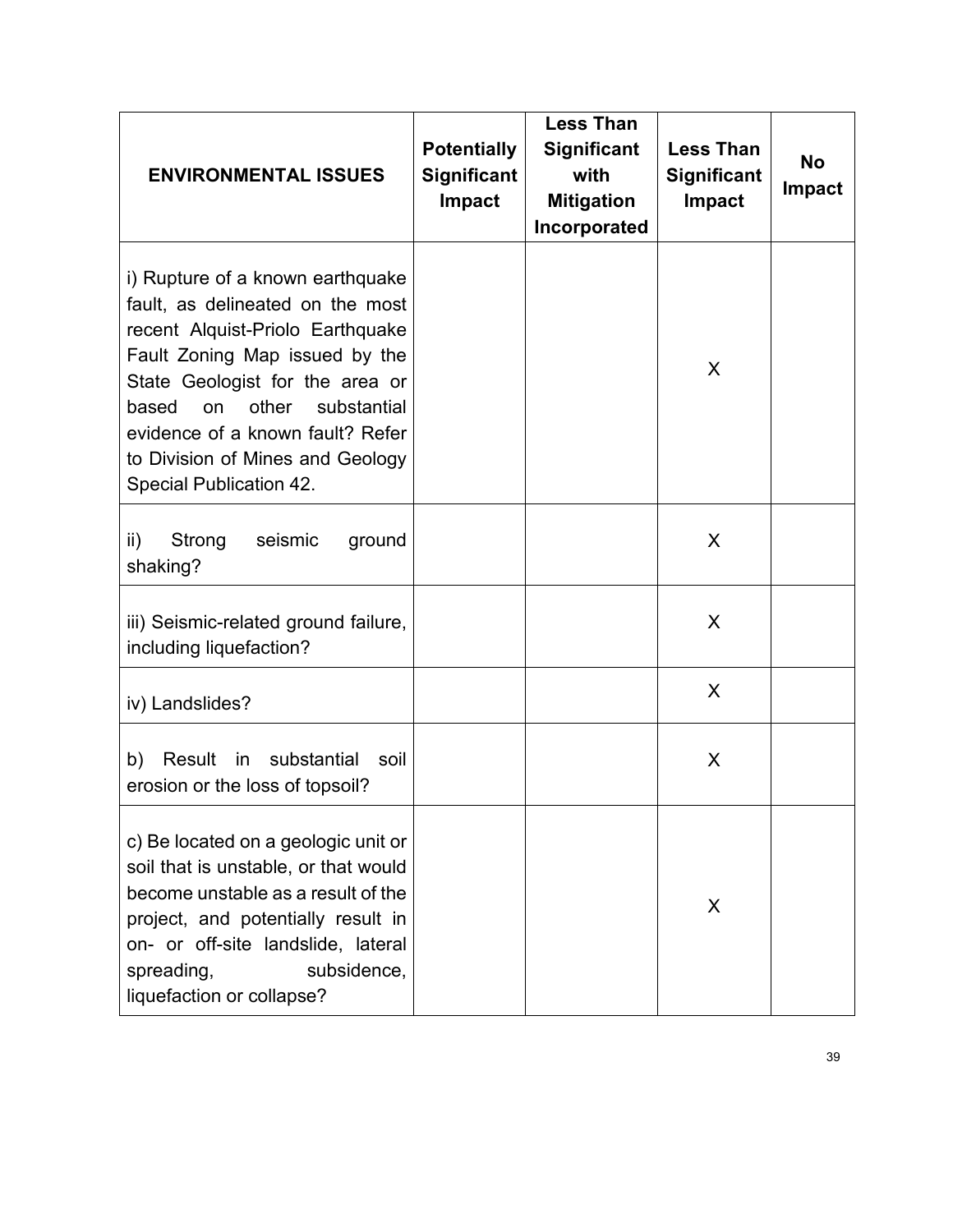| ENVIRONMENTAL ISSUES | Potentially Significant Impact | Less Than Significant with Mitigation Incorporated | Less Than Significant Impact | No Impact |
|---|---|---|---|---|
| i) Rupture of a known earthquake fault, as delineated on the most recent Alquist-Priolo Earthquake Fault Zoning Map issued by the State Geologist for the area or based on other substantial evidence of a known fault? Refer to Division of Mines and Geology Special Publication 42. | | | X | |
| ii) Strong seismic ground shaking? | | | X | |
| iii) Seismic-related ground failure, including liquefaction? | | | X | |
| iv) Landslides? | | | X | |
| b) Result in substantial soil erosion or the loss of topsoil? | | | X | |
| c) Be located on a geologic unit or soil that is unstable, or that would become unstable as a result of the project, and potentially result in on- or off-site landslide, lateral spreading, subsidence, liquefaction or collapse? | | | X | |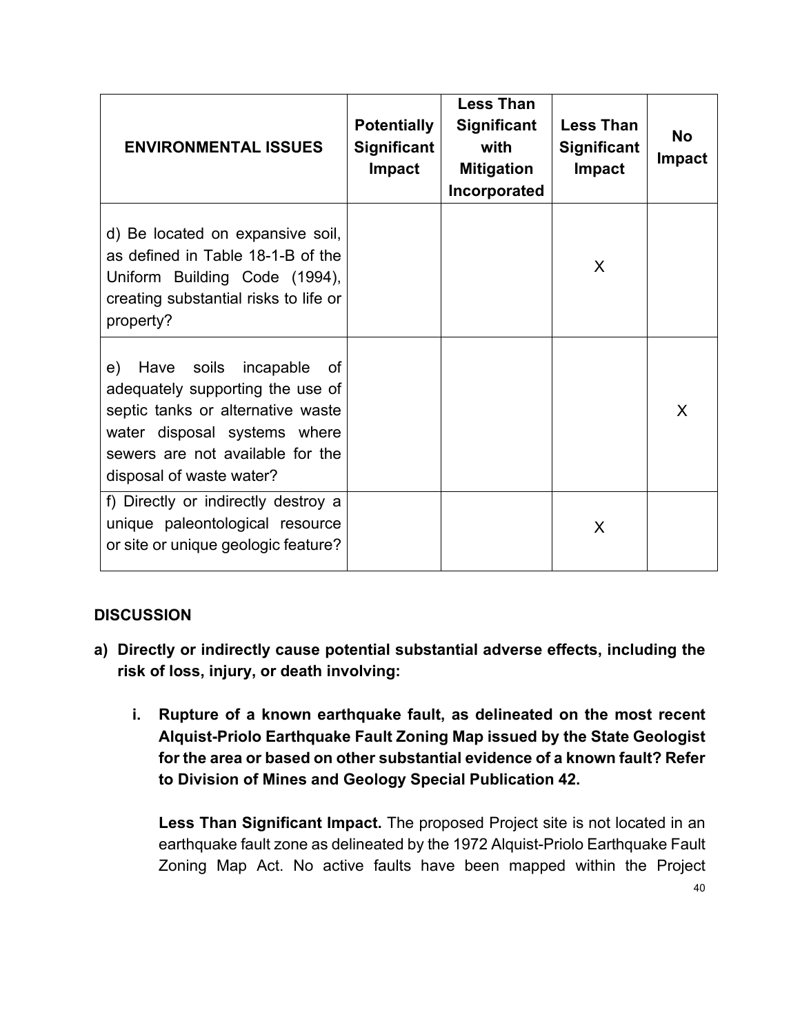| ENVIRONMENTAL ISSUES | Potentially Significant Impact | Less Than Significant with Mitigation Incorporated | Less Than Significant Impact | No Impact |
|---|---|---|---|---|
| d) Be located on expansive soil, as defined in Table 18-1-B of the Uniform Building Code (1994), creating substantial risks to life or property? | | | X | |
| e) Have soils incapable of adequately supporting the use of septic tanks or alternative waste water disposal systems where sewers are not available for the disposal of waste water? | | | | X |
| f) Directly or indirectly destroy a unique paleontological resource or site or unique geologic feature? | | | X | |

## DISCUSSION

**a) Directly or indirectly cause potential substantial adverse effects, including the risk of loss, injury, or death involving:**

**i. Rupture of a known earthquake fault, as delineated on the most recent Alquist-Priolo Earthquake Fault Zoning Map issued by the State Geologist for the area or based on other substantial evidence of a known fault? Refer to Division of Mines and Geology Special Publication 42.**

**Less Than Significant Impact.** The proposed Project site is not located in an earthquake fault zone as delineated by the 1972 Alquist-Priolo Earthquake Fault Zoning Map Act. No active faults have been mapped within the Project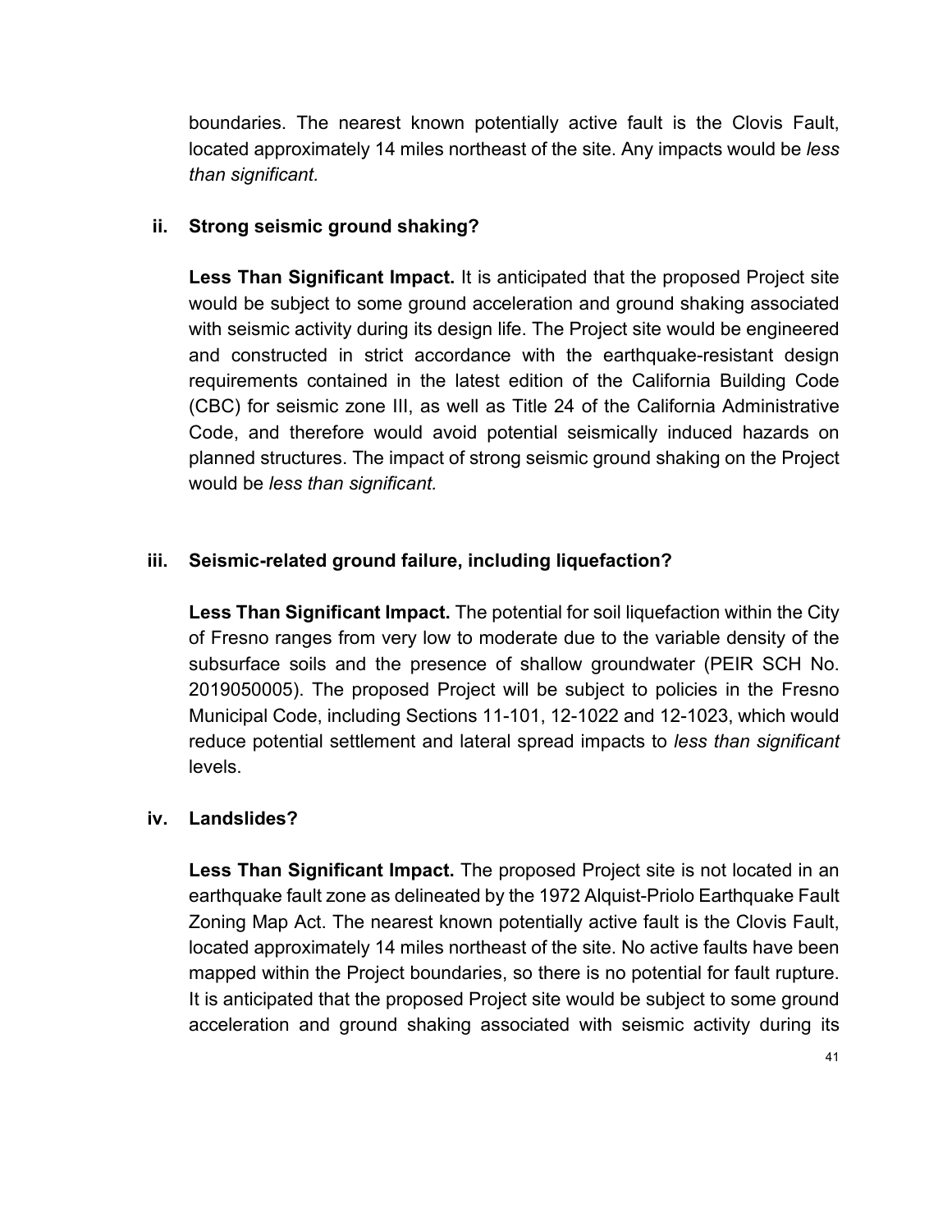boundaries. The nearest known potentially active fault is the Clovis Fault, located approximately 14 miles northeast of the site. Any impacts would be *less than significant.*

**ii. Strong seismic ground shaking?**

**Less Than Significant Impact.** It is anticipated that the proposed Project site would be subject to some ground acceleration and ground shaking associated with seismic activity during its design life. The Project site would be engineered and constructed in strict accordance with the earthquake-resistant design requirements contained in the latest edition of the California Building Code (CBC) for seismic zone III, as well as Title 24 of the California Administrative Code, and therefore would avoid potential seismically induced hazards on planned structures. The impact of strong seismic ground shaking on the Project would be *less than significant.*

**iii. Seismic-related ground failure, including liquefaction?**

**Less Than Significant Impact.** The potential for soil liquefaction within the City of Fresno ranges from very low to moderate due to the variable density of the subsurface soils and the presence of shallow groundwater (PEIR SCH No. 2019050005). The proposed Project will be subject to policies in the Fresno Municipal Code, including Sections 11-101, 12-1022 and 12-1023, which would reduce potential settlement and lateral spread impacts to *less than significant* levels.

**iv. Landslides?**

**Less Than Significant Impact.** The proposed Project site is not located in an earthquake fault zone as delineated by the 1972 Alquist-Priolo Earthquake Fault Zoning Map Act. The nearest known potentially active fault is the Clovis Fault, located approximately 14 miles northeast of the site. No active faults have been mapped within the Project boundaries, so there is no potential for fault rupture. It is anticipated that the proposed Project site would be subject to some ground acceleration and ground shaking associated with seismic activity during its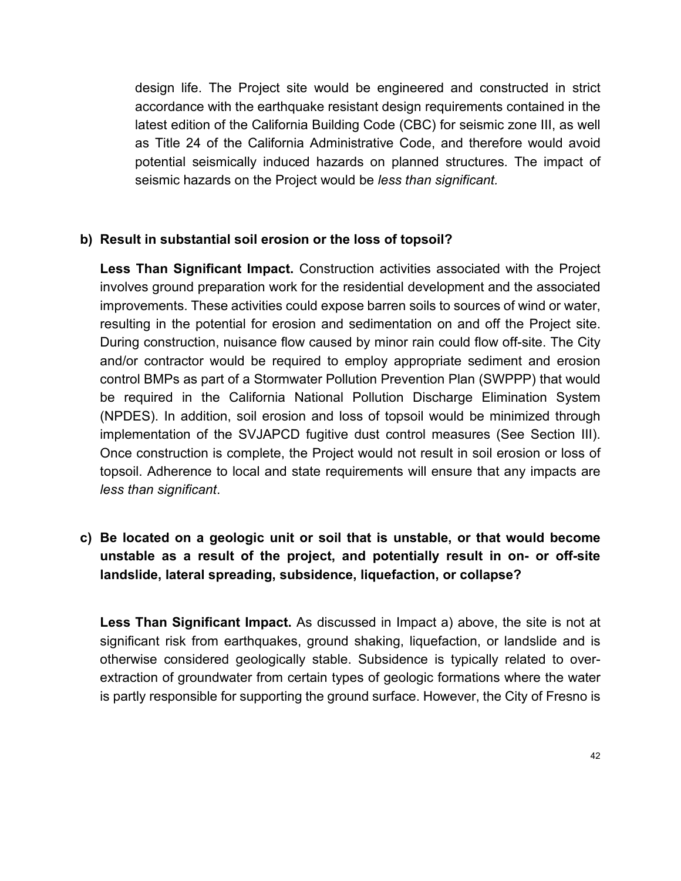design life. The Project site would be engineered and constructed in strict accordance with the earthquake resistant design requirements contained in the latest edition of the California Building Code (CBC) for seismic zone III, as well as Title 24 of the California Administrative Code, and therefore would avoid potential seismically induced hazards on planned structures. The impact of seismic hazards on the Project would be *less than significant.*

**b) Result in substantial soil erosion or the loss of topsoil?**

**Less Than Significant Impact.** Construction activities associated with the Project involves ground preparation work for the residential development and the associated improvements. These activities could expose barren soils to sources of wind or water, resulting in the potential for erosion and sedimentation on and off the Project site. During construction, nuisance flow caused by minor rain could flow off-site. The City and/or contractor would be required to employ appropriate sediment and erosion control BMPs as part of a Stormwater Pollution Prevention Plan (SWPPP) that would be required in the California National Pollution Discharge Elimination System (NPDES). In addition, soil erosion and loss of topsoil would be minimized through implementation of the SVJAPCD fugitive dust control measures (See Section III). Once construction is complete, the Project would not result in soil erosion or loss of topsoil. Adherence to local and state requirements will ensure that any impacts are *less than significant*.

**c) Be located on a geologic unit or soil that is unstable, or that would become unstable as a result of the project, and potentially result in on- or off-site landslide, lateral spreading, subsidence, liquefaction, or collapse?**

**Less Than Significant Impact.** As discussed in Impact a) above, the site is not at significant risk from earthquakes, ground shaking, liquefaction, or landslide and is otherwise considered geologically stable. Subsidence is typically related to over-extraction of groundwater from certain types of geologic formations where the water is partly responsible for supporting the ground surface. However, the City of Fresno is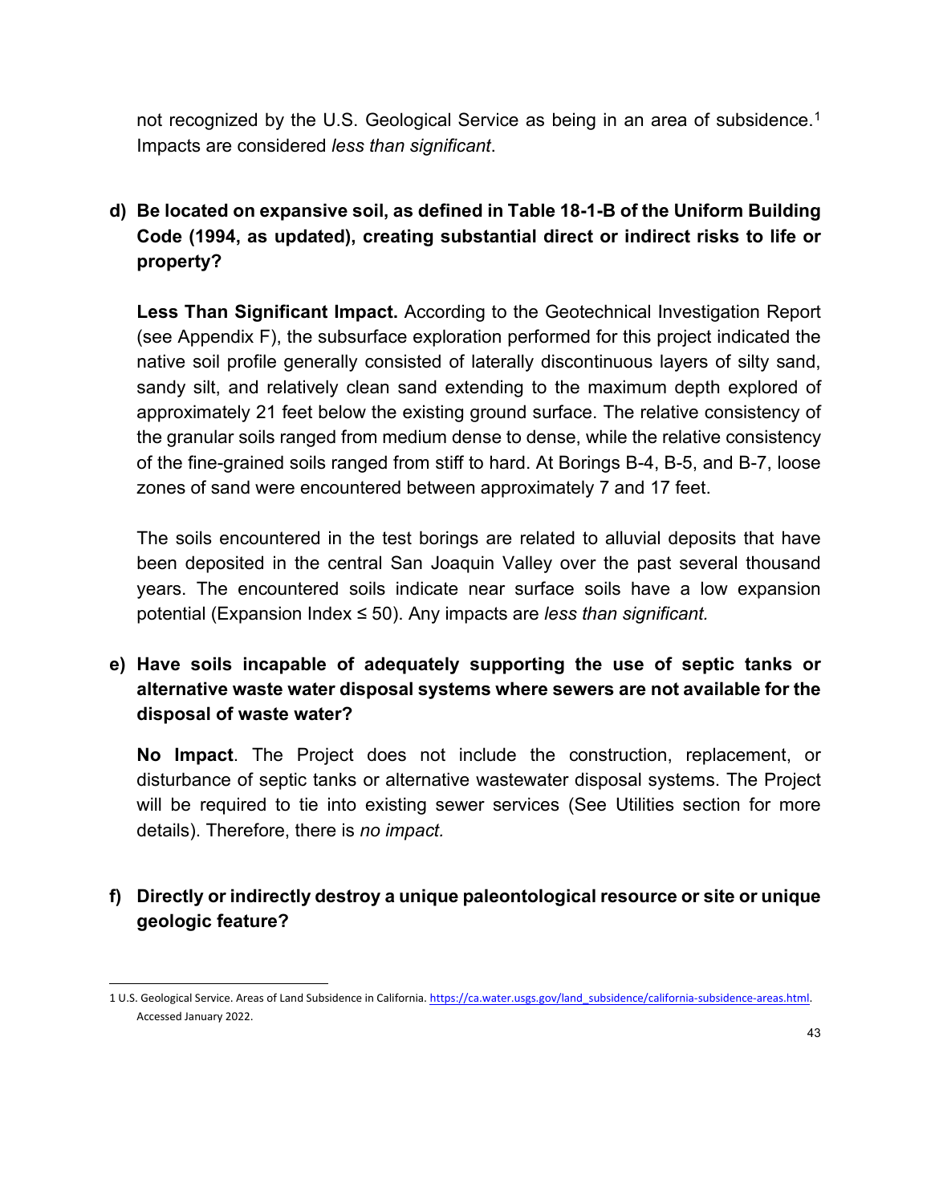not recognized by the U.S. Geological Service as being in an area of subsidence.[1] Impacts are considered *less than significant*.

**d) Be located on expansive soil, as defined in Table 18-1-B of the Uniform Building Code (1994, as updated), creating substantial direct or indirect risks to life or property?**

**Less Than Significant Impact.** According to the Geotechnical Investigation Report (see Appendix F), the subsurface exploration performed for this project indicated the native soil profile generally consisted of laterally discontinuous layers of silty sand, sandy silt, and relatively clean sand extending to the maximum depth explored of approximately 21 feet below the existing ground surface. The relative consistency of the granular soils ranged from medium dense to dense, while the relative consistency of the fine-grained soils ranged from stiff to hard. At Borings B-4, B-5, and B-7, loose zones of sand were encountered between approximately 7 and 17 feet.

The soils encountered in the test borings are related to alluvial deposits that have been deposited in the central San Joaquin Valley over the past several thousand years. The encountered soils indicate near surface soils have a low expansion potential (Expansion Index ≤ 50). Any impacts are *less than significant.*

**e) Have soils incapable of adequately supporting the use of septic tanks or alternative waste water disposal systems where sewers are not available for the disposal of waste water?**

**No Impact**. The Project does not include the construction, replacement, or disturbance of septic tanks or alternative wastewater disposal systems. The Project will be required to tie into existing sewer services (See Utilities section for more details). Therefore, there is *no impact.*

**f) Directly or indirectly destroy a unique paleontological resource or site or unique geologic feature?**

---

1 U.S. Geological Service. Areas of Land Subsidence in California. https://ca.water.usgs.gov/land_subsidence/california-subsidence-areas.html. Accessed January 2022.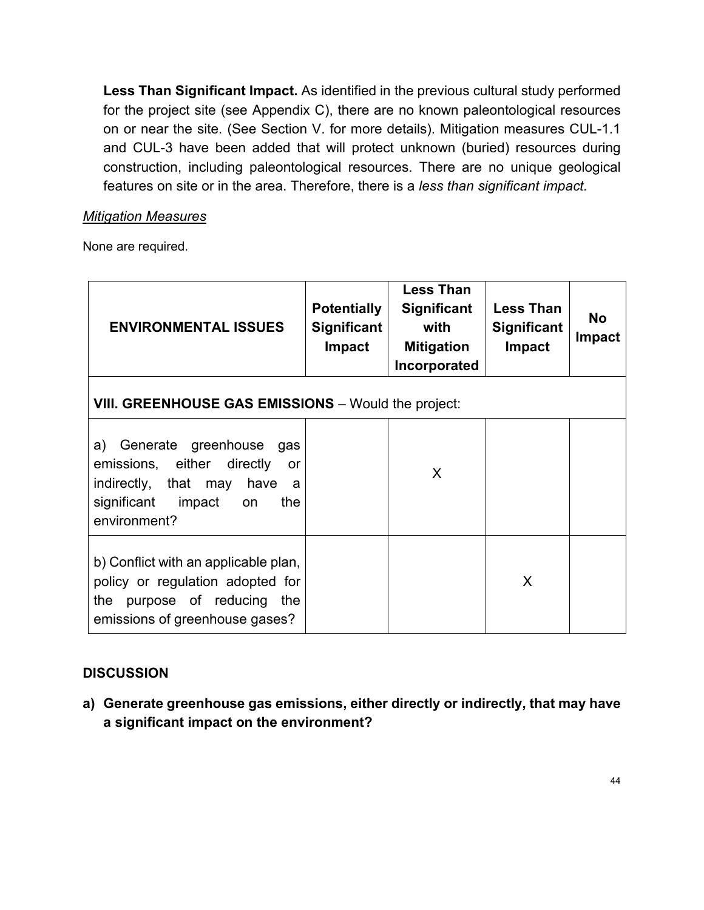**Less Than Significant Impact.** As identified in the previous cultural study performed for the project site (see Appendix C), there are no known paleontological resources on or near the site. (See Section V. for more details). Mitigation measures CUL-1.1 and CUL-3 have been added that will protect unknown (buried) resources during construction, including paleontological resources. There are no unique geological features on site or in the area. Therefore, there is a *less than significant impact.*

*Mitigation Measures*

None are required.

| ENVIRONMENTAL ISSUES | Potentially Significant Impact | Less Than Significant with Mitigation Incorporated | Less Than Significant Impact | No Impact |
|---|---|---|---|---|
| **VIII. GREENHOUSE GAS EMISSIONS** – Would the project: | | | | |
| a) Generate greenhouse gas emissions, either directly or indirectly, that may have a significant impact on the environment? | | X | | |
| b) Conflict with an applicable plan, policy or regulation adopted for the purpose of reducing the emissions of greenhouse gases? | | | X | |

## DISCUSSION

**a) Generate greenhouse gas emissions, either directly or indirectly, that may have a significant impact on the environment?**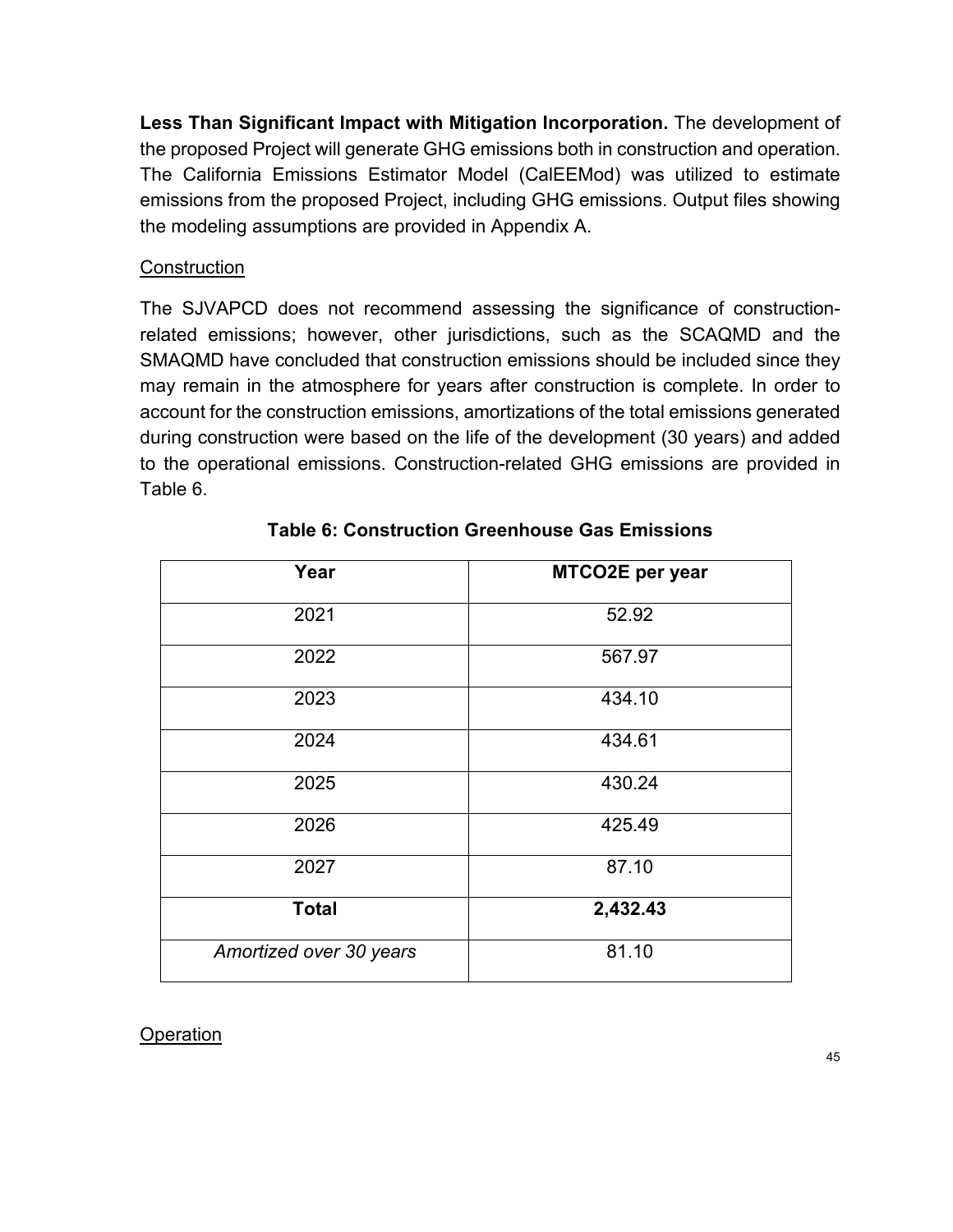**Less Than Significant Impact with Mitigation Incorporation.** The development of the proposed Project will generate GHG emissions both in construction and operation. The California Emissions Estimator Model (CalEEMod) was utilized to estimate emissions from the proposed Project, including GHG emissions. Output files showing the modeling assumptions are provided in Appendix A.

Construction

The SJVAPCD does not recommend assessing the significance of construction-related emissions; however, other jurisdictions, such as the SCAQMD and the SMAQMD have concluded that construction emissions should be included since they may remain in the atmosphere for years after construction is complete. In order to account for the construction emissions, amortizations of the total emissions generated during construction were based on the life of the development (30 years) and added to the operational emissions. Construction-related GHG emissions are provided in Table 6.

**Table 6: Construction Greenhouse Gas Emissions**

| Year | MTCO2E per year |
|---|---|
| 2021 | 52.92 |
| 2022 | 567.97 |
| 2023 | 434.10 |
| 2024 | 434.61 |
| 2025 | 430.24 |
| 2026 | 425.49 |
| 2027 | 87.10 |
| **Total** | **2,432.43** |
| *Amortized over 30 years* | 81.10 |

Operation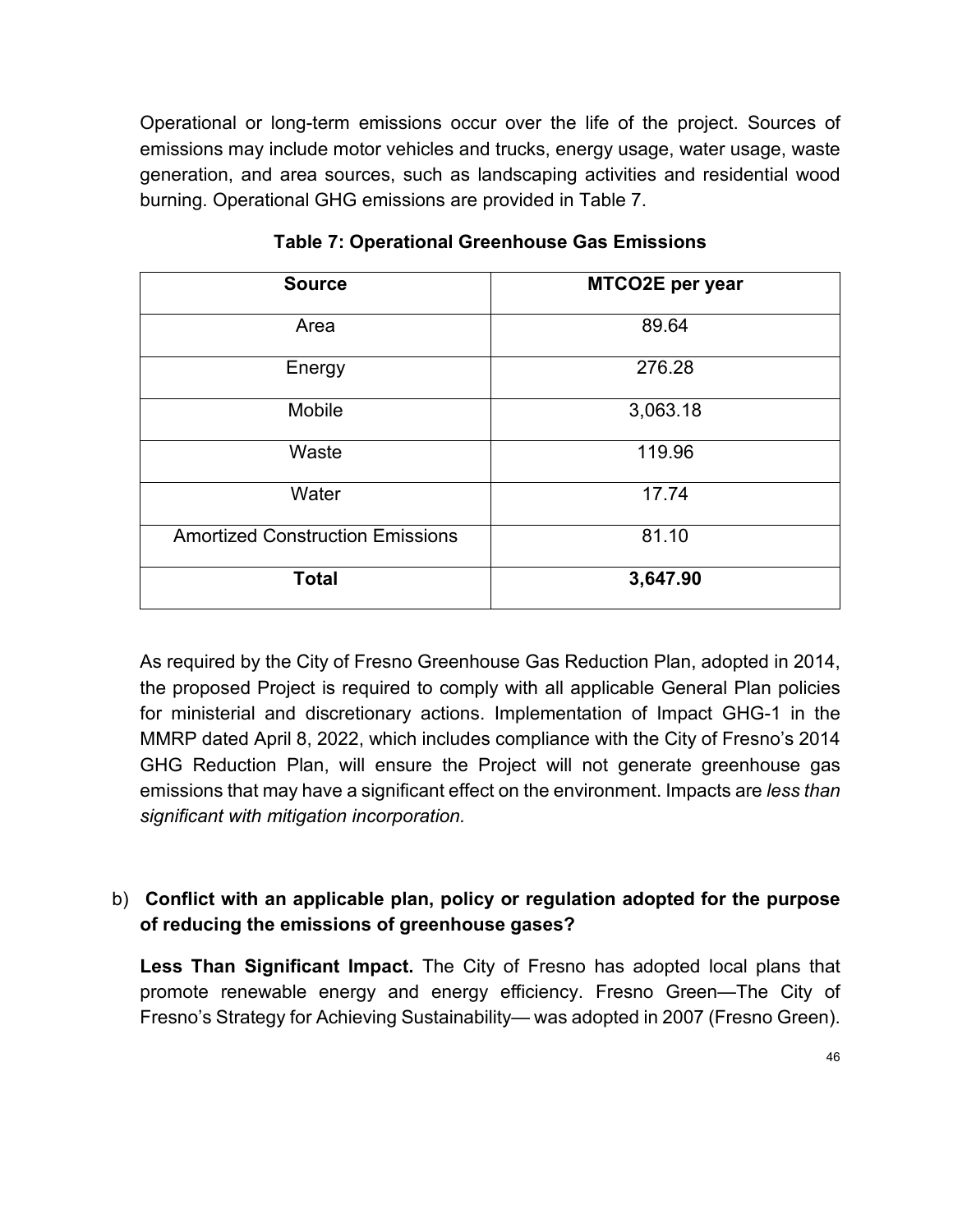Operational or long-term emissions occur over the life of the project. Sources of emissions may include motor vehicles and trucks, energy usage, water usage, waste generation, and area sources, such as landscaping activities and residential wood burning. Operational GHG emissions are provided in Table 7.

**Table 7: Operational Greenhouse Gas Emissions**

| Source | MTCO2E per year |
|---|---|
| Area | 89.64 |
| Energy | 276.28 |
| Mobile | 3,063.18 |
| Waste | 119.96 |
| Water | 17.74 |
| Amortized Construction Emissions | 81.10 |
| **Total** | **3,647.90** |

As required by the City of Fresno Greenhouse Gas Reduction Plan, adopted in 2014, the proposed Project is required to comply with all applicable General Plan policies for ministerial and discretionary actions. Implementation of Impact GHG-1 in the MMRP dated April 8, 2022, which includes compliance with the City of Fresno's 2014 GHG Reduction Plan, will ensure the Project will not generate greenhouse gas emissions that may have a significant effect on the environment. Impacts are *less than significant with mitigation incorporation.*

b) **Conflict with an applicable plan, policy or regulation adopted for the purpose of reducing the emissions of greenhouse gases?**

**Less Than Significant Impact.** The City of Fresno has adopted local plans that promote renewable energy and energy efficiency. Fresno Green—The City of Fresno's Strategy for Achieving Sustainability— was adopted in 2007 (Fresno Green).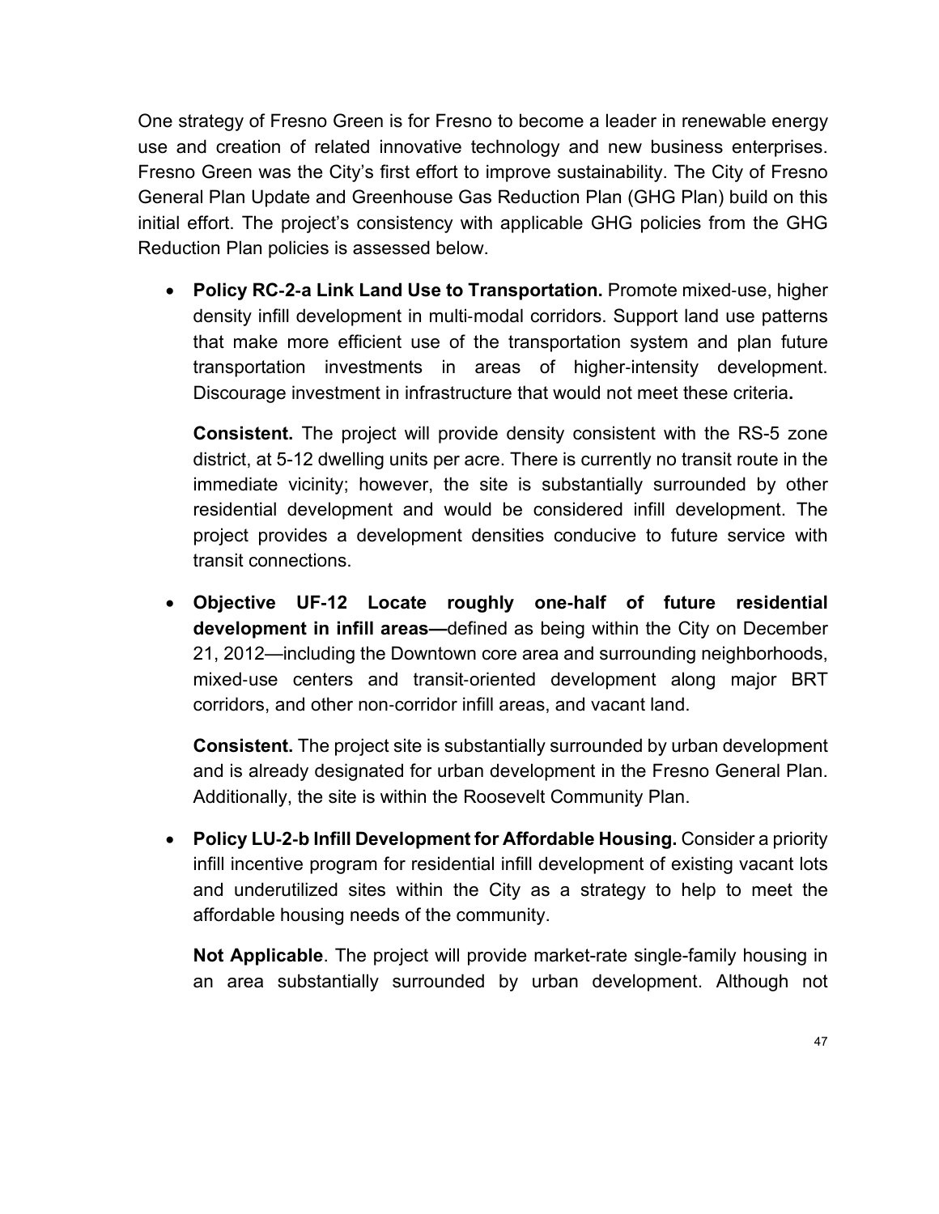One strategy of Fresno Green is for Fresno to become a leader in renewable energy use and creation of related innovative technology and new business enterprises. Fresno Green was the City's first effort to improve sustainability. The City of Fresno General Plan Update and Greenhouse Gas Reduction Plan (GHG Plan) build on this initial effort. The project's consistency with applicable GHG policies from the GHG Reduction Plan policies is assessed below.

- **Policy RC-2-a Link Land Use to Transportation.** Promote mixed-use, higher density infill development in multi-modal corridors. Support land use patterns that make more efficient use of the transportation system and plan future transportation investments in areas of higher-intensity development. Discourage investment in infrastructure that would not meet these criteria**.**

  **Consistent.** The project will provide density consistent with the RS-5 zone district, at 5-12 dwelling units per acre. There is currently no transit route in the immediate vicinity; however, the site is substantially surrounded by other residential development and would be considered infill development. The project provides a development densities conducive to future service with transit connections.

- **Objective UF-12 Locate roughly one-half of future residential development in infill areas—**defined as being within the City on December 21, 2012—including the Downtown core area and surrounding neighborhoods, mixed-use centers and transit-oriented development along major BRT corridors, and other non-corridor infill areas, and vacant land.

  **Consistent.** The project site is substantially surrounded by urban development and is already designated for urban development in the Fresno General Plan. Additionally, the site is within the Roosevelt Community Plan.

- **Policy LU-2-b Infill Development for Affordable Housing.** Consider a priority infill incentive program for residential infill development of existing vacant lots and underutilized sites within the City as a strategy to help to meet the affordable housing needs of the community.

  **Not Applicable**. The project will provide market-rate single-family housing in an area substantially surrounded by urban development. Although not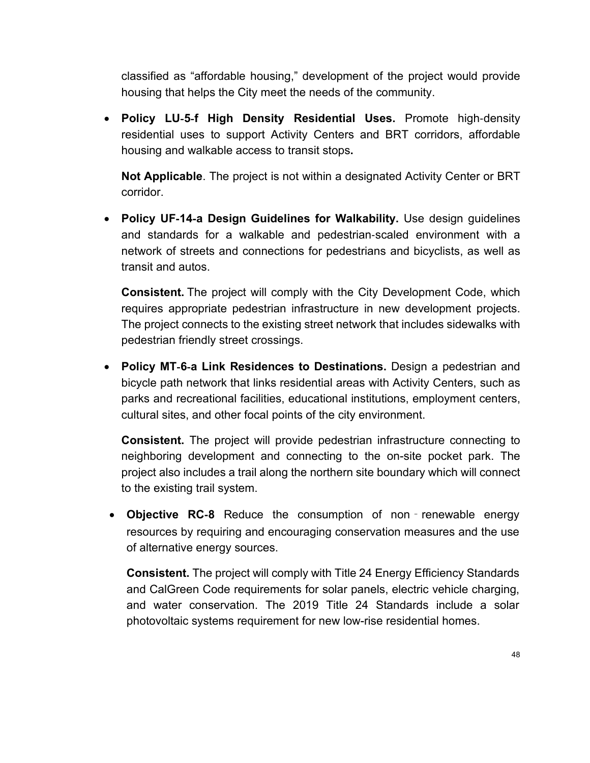classified as "affordable housing," development of the project would provide housing that helps the City meet the needs of the community.

- **Policy LU-5-f High Density Residential Uses.** Promote high-density residential uses to support Activity Centers and BRT corridors, affordable housing and walkable access to transit stops**.**

  **Not Applicable**. The project is not within a designated Activity Center or BRT corridor.

- **Policy UF-14-a Design Guidelines for Walkability.** Use design guidelines and standards for a walkable and pedestrian-scaled environment with a network of streets and connections for pedestrians and bicyclists, as well as transit and autos.

  **Consistent.** The project will comply with the City Development Code, which requires appropriate pedestrian infrastructure in new development projects. The project connects to the existing street network that includes sidewalks with pedestrian friendly street crossings.

- **Policy MT-6-a Link Residences to Destinations.** Design a pedestrian and bicycle path network that links residential areas with Activity Centers, such as parks and recreational facilities, educational institutions, employment centers, cultural sites, and other focal points of the city environment.

  **Consistent.** The project will provide pedestrian infrastructure connecting to neighboring development and connecting to the on-site pocket park. The project also includes a trail along the northern site boundary which will connect to the existing trail system.

- **Objective RC-8** Reduce the consumption of non-renewable energy resources by requiring and encouraging conservation measures and the use of alternative energy sources.

  **Consistent.** The project will comply with Title 24 Energy Efficiency Standards and CalGreen Code requirements for solar panels, electric vehicle charging, and water conservation. The 2019 Title 24 Standards include a solar photovoltaic systems requirement for new low-rise residential homes.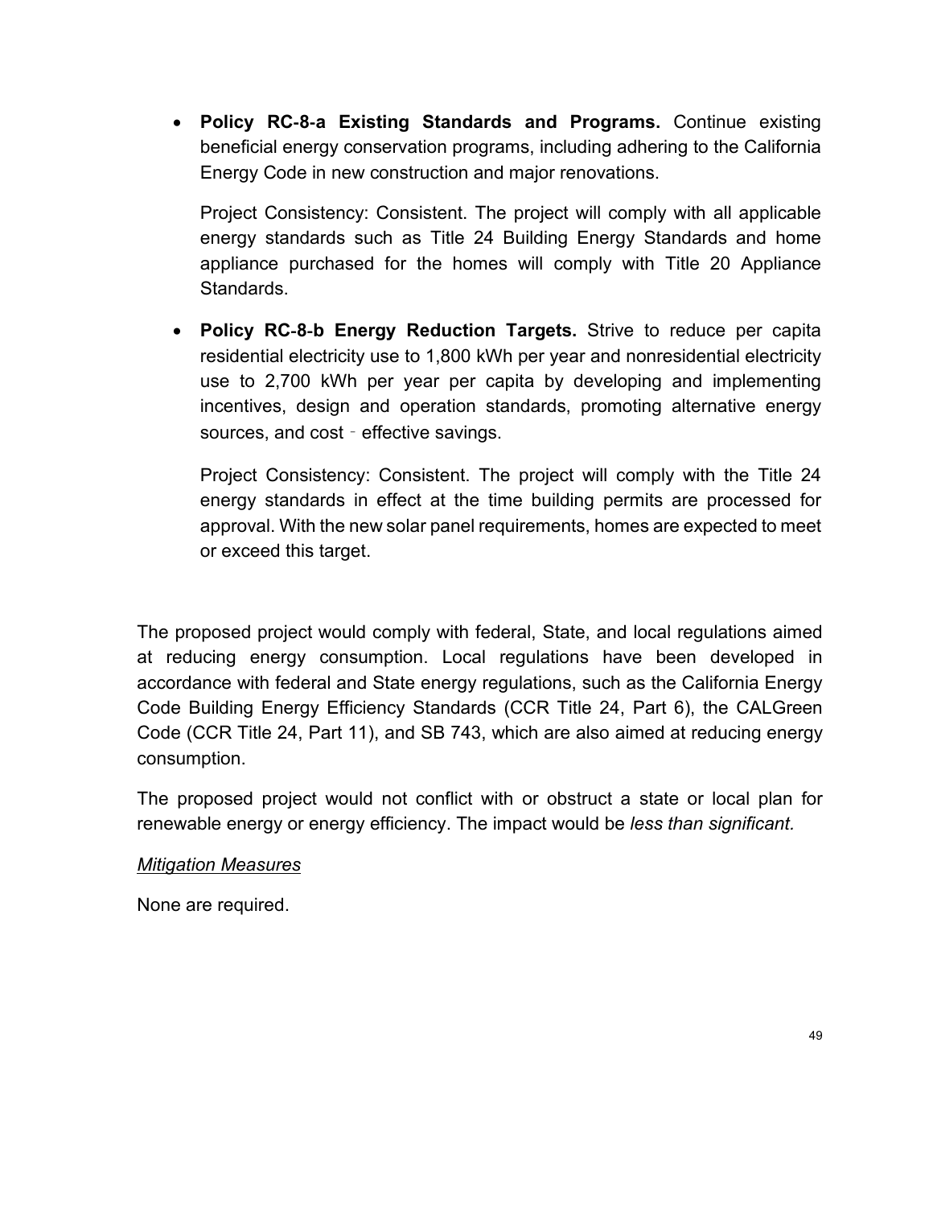- **Policy RC-8-a Existing Standards and Programs.** Continue existing beneficial energy conservation programs, including adhering to the California Energy Code in new construction and major renovations.

  Project Consistency: Consistent. The project will comply with all applicable energy standards such as Title 24 Building Energy Standards and home appliance purchased for the homes will comply with Title 20 Appliance Standards.

- **Policy RC-8-b Energy Reduction Targets.** Strive to reduce per capita residential electricity use to 1,800 kWh per year and nonresidential electricity use to 2,700 kWh per year per capita by developing and implementing incentives, design and operation standards, promoting alternative energy sources, and cost‐effective savings.

  Project Consistency: Consistent. The project will comply with the Title 24 energy standards in effect at the time building permits are processed for approval. With the new solar panel requirements, homes are expected to meet or exceed this target.

The proposed project would comply with federal, State, and local regulations aimed at reducing energy consumption. Local regulations have been developed in accordance with federal and State energy regulations, such as the California Energy Code Building Energy Efficiency Standards (CCR Title 24, Part 6), the CALGreen Code (CCR Title 24, Part 11), and SB 743, which are also aimed at reducing energy consumption.

The proposed project would not conflict with or obstruct a state or local plan for renewable energy or energy efficiency. The impact would be *less than significant.*

<u>*Mitigation Measures*</u>

None are required.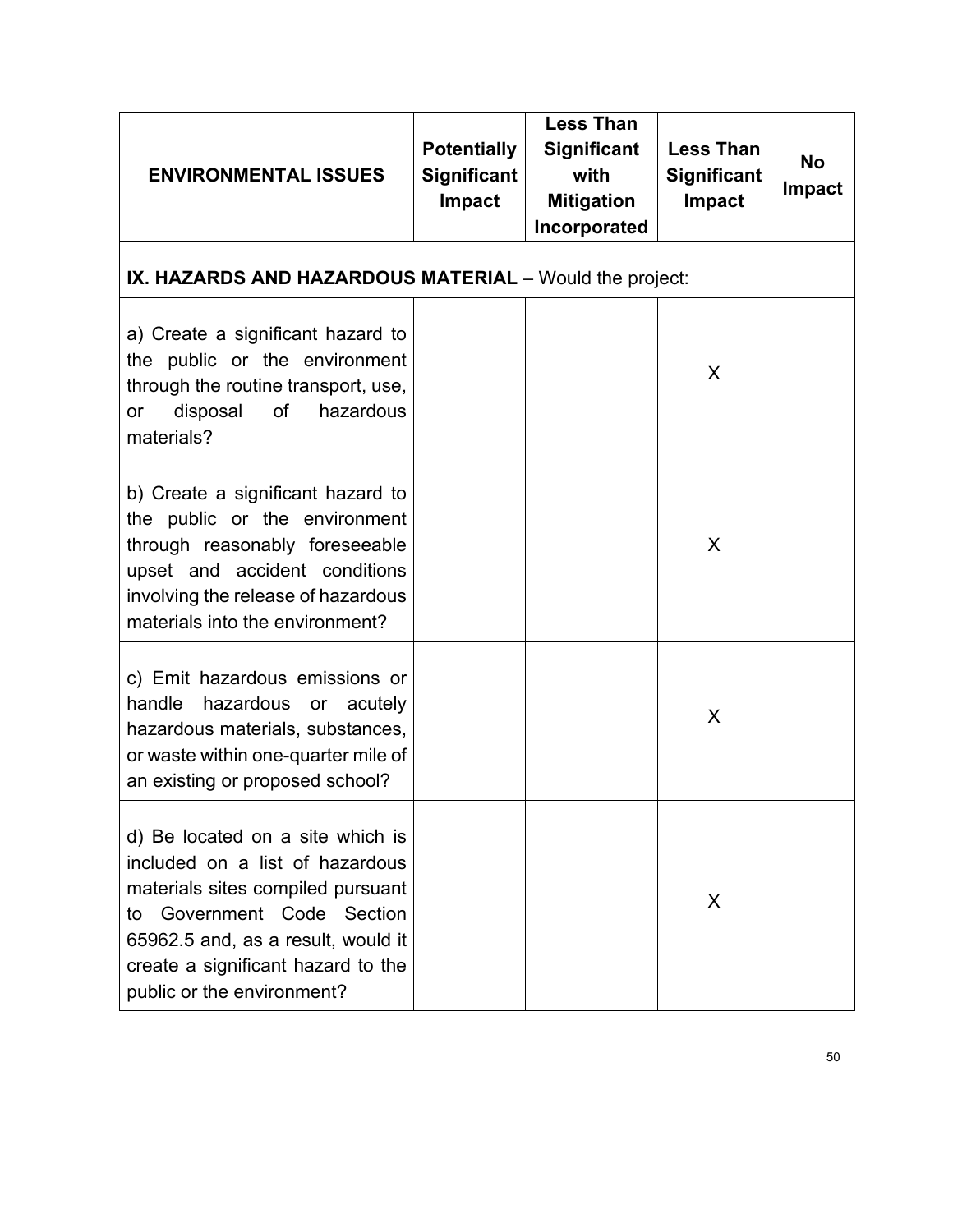| ENVIRONMENTAL ISSUES | Potentially Significant Impact | Less Than Significant with Mitigation Incorporated | Less Than Significant Impact | No Impact |
|---|---|---|---|---|
| **IX. HAZARDS AND HAZARDOUS MATERIAL** – Would the project: | | | | |
| a) Create a significant hazard to the public or the environment through the routine transport, use, or disposal of hazardous materials? | | | X | |
| b) Create a significant hazard to the public or the environment through reasonably foreseeable upset and accident conditions involving the release of hazardous materials into the environment? | | | X | |
| c) Emit hazardous emissions or handle hazardous or acutely hazardous materials, substances, or waste within one-quarter mile of an existing or proposed school? | | | X | |
| d) Be located on a site which is included on a list of hazardous materials sites compiled pursuant to Government Code Section 65962.5 and, as a result, would it create a significant hazard to the public or the environment? | | | X | |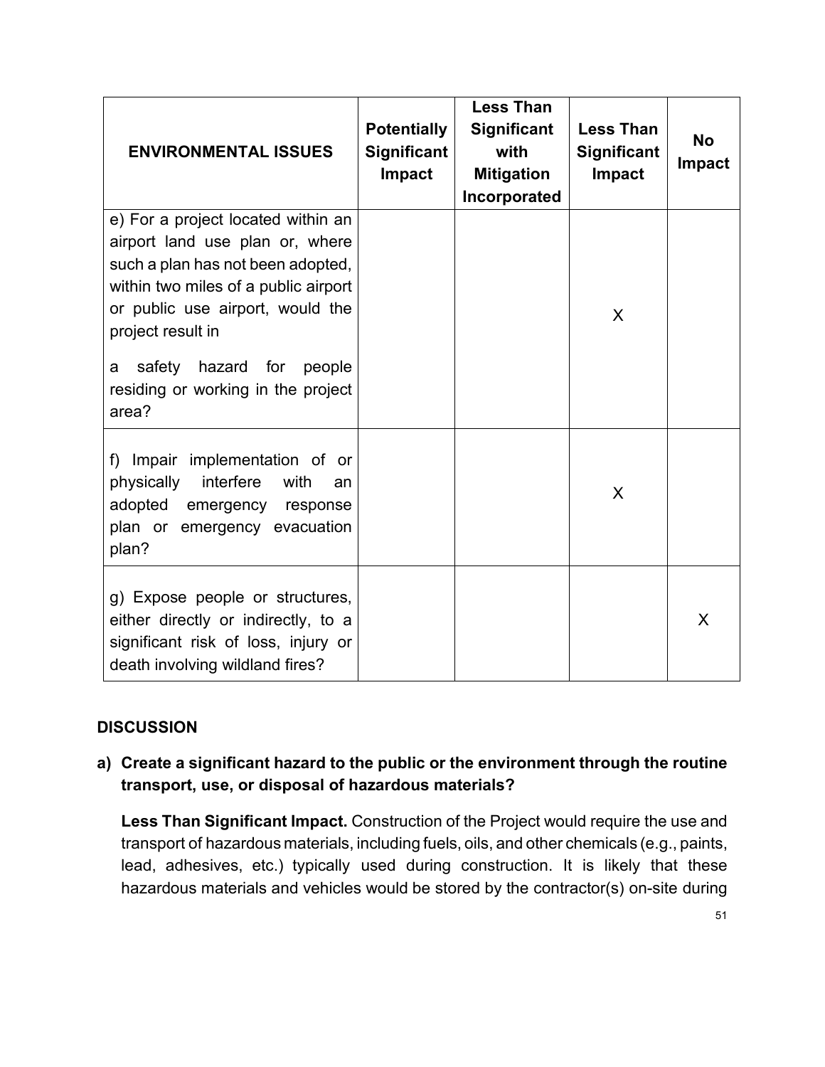| ENVIRONMENTAL ISSUES | Potentially Significant Impact | Less Than Significant with Mitigation Incorporated | Less Than Significant Impact | No Impact |
|---|---|---|---|---|
| e) For a project located within an airport land use plan or, where such a plan has not been adopted, within two miles of a public airport or public use airport, would the project result in a safety hazard for people residing or working in the project area? | | | X | |
| f) Impair implementation of or physically interfere with an adopted emergency response plan or emergency evacuation plan? | | | X | |
| g) Expose people or structures, either directly or indirectly, to a significant risk of loss, injury or death involving wildland fires? | | | | X |

## DISCUSSION

**a) Create a significant hazard to the public or the environment through the routine transport, use, or disposal of hazardous materials?**

**Less Than Significant Impact.** Construction of the Project would require the use and transport of hazardous materials, including fuels, oils, and other chemicals (e.g., paints, lead, adhesives, etc.) typically used during construction. It is likely that these hazardous materials and vehicles would be stored by the contractor(s) on-site during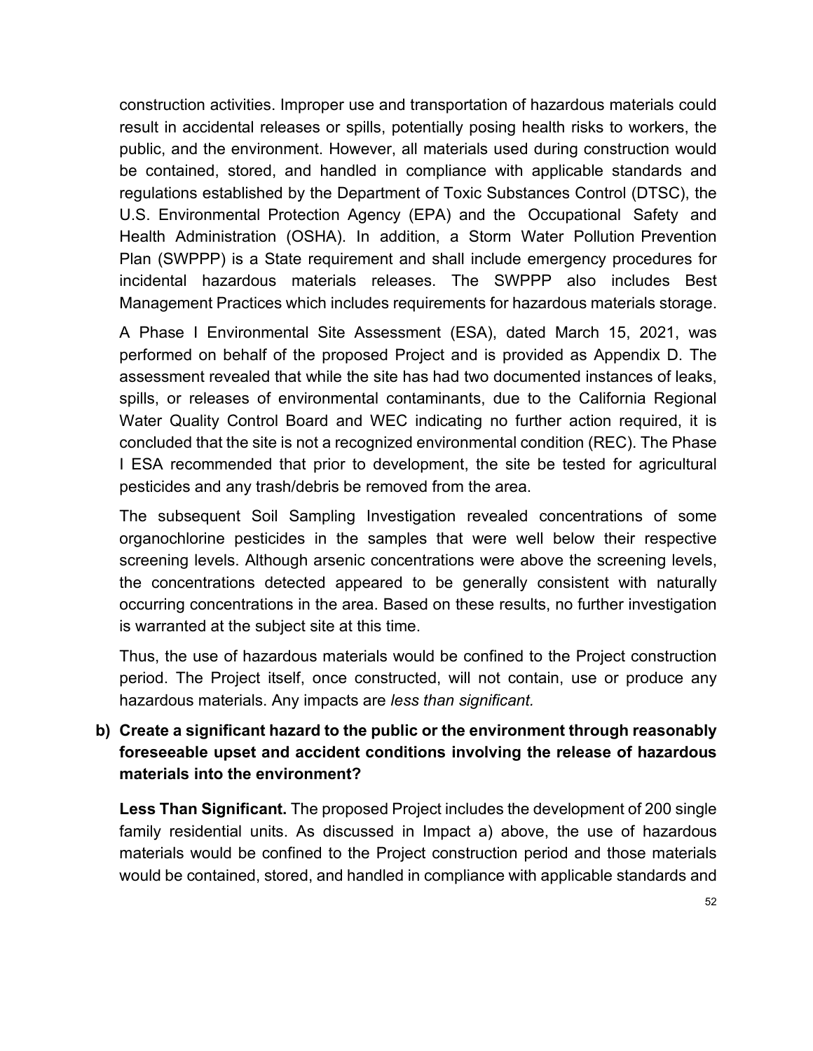construction activities. Improper use and transportation of hazardous materials could result in accidental releases or spills, potentially posing health risks to workers, the public, and the environment. However, all materials used during construction would be contained, stored, and handled in compliance with applicable standards and regulations established by the Department of Toxic Substances Control (DTSC), the U.S. Environmental Protection Agency (EPA) and the Occupational Safety and Health Administration (OSHA). In addition, a Storm Water Pollution Prevention Plan (SWPPP) is a State requirement and shall include emergency procedures for incidental hazardous materials releases. The SWPPP also includes Best Management Practices which includes requirements for hazardous materials storage.

A Phase I Environmental Site Assessment (ESA), dated March 15, 2021, was performed on behalf of the proposed Project and is provided as Appendix D. The assessment revealed that while the site has had two documented instances of leaks, spills, or releases of environmental contaminants, due to the California Regional Water Quality Control Board and WEC indicating no further action required, it is concluded that the site is not a recognized environmental condition (REC). The Phase I ESA recommended that prior to development, the site be tested for agricultural pesticides and any trash/debris be removed from the area.

The subsequent Soil Sampling Investigation revealed concentrations of some organochlorine pesticides in the samples that were well below their respective screening levels. Although arsenic concentrations were above the screening levels, the concentrations detected appeared to be generally consistent with naturally occurring concentrations in the area. Based on these results, no further investigation is warranted at the subject site at this time.

Thus, the use of hazardous materials would be confined to the Project construction period. The Project itself, once constructed, will not contain, use or produce any hazardous materials. Any impacts are *less than significant.*

**b) Create a significant hazard to the public or the environment through reasonably foreseeable upset and accident conditions involving the release of hazardous materials into the environment?**

**Less Than Significant.** The proposed Project includes the development of 200 single family residential units. As discussed in Impact a) above, the use of hazardous materials would be confined to the Project construction period and those materials would be contained, stored, and handled in compliance with applicable standards and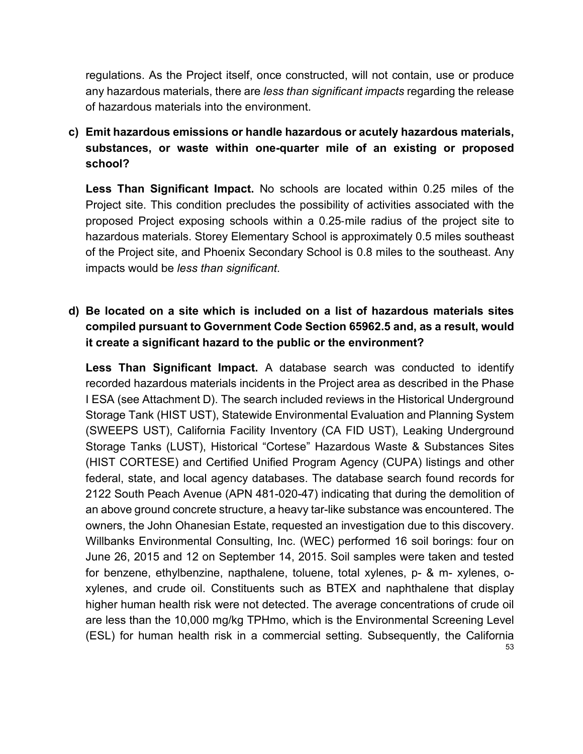regulations. As the Project itself, once constructed, will not contain, use or produce any hazardous materials, there are *less than significant impacts* regarding the release of hazardous materials into the environment.

**c) Emit hazardous emissions or handle hazardous or acutely hazardous materials, substances, or waste within one-quarter mile of an existing or proposed school?**

**Less Than Significant Impact.** No schools are located within 0.25 miles of the Project site. This condition precludes the possibility of activities associated with the proposed Project exposing schools within a 0.25-mile radius of the project site to hazardous materials. Storey Elementary School is approximately 0.5 miles southeast of the Project site, and Phoenix Secondary School is 0.8 miles to the southeast. Any impacts would be *less than significant*.

**d) Be located on a site which is included on a list of hazardous materials sites compiled pursuant to Government Code Section 65962.5 and, as a result, would it create a significant hazard to the public or the environment?**

**Less Than Significant Impact.** A database search was conducted to identify recorded hazardous materials incidents in the Project area as described in the Phase I ESA (see Attachment D). The search included reviews in the Historical Underground Storage Tank (HIST UST), Statewide Environmental Evaluation and Planning System (SWEEPS UST), California Facility Inventory (CA FID UST), Leaking Underground Storage Tanks (LUST), Historical "Cortese" Hazardous Waste & Substances Sites (HIST CORTESE) and Certified Unified Program Agency (CUPA) listings and other federal, state, and local agency databases. The database search found records for 2122 South Peach Avenue (APN 481-020-47) indicating that during the demolition of an above ground concrete structure, a heavy tar-like substance was encountered. The owners, the John Ohanesian Estate, requested an investigation due to this discovery. Willbanks Environmental Consulting, Inc. (WEC) performed 16 soil borings: four on June 26, 2015 and 12 on September 14, 2015. Soil samples were taken and tested for benzene, ethylbenzine, napthalene, toluene, total xylenes, p- & m- xylenes, o-xylenes, and crude oil. Constituents such as BTEX and naphthalene that display higher human health risk were not detected. The average concentrations of crude oil are less than the 10,000 mg/kg TPHmo, which is the Environmental Screening Level (ESL) for human health risk in a commercial setting. Subsequently, the California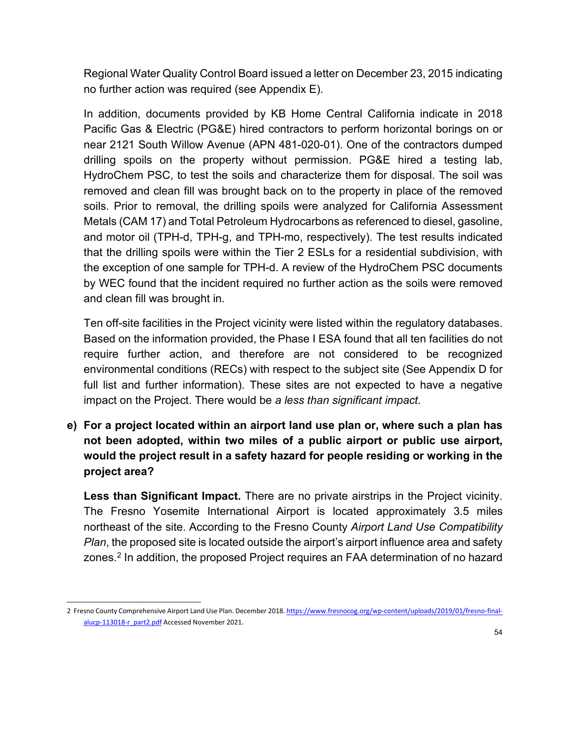Regional Water Quality Control Board issued a letter on December 23, 2015 indicating no further action was required (see Appendix E).

In addition, documents provided by KB Home Central California indicate in 2018 Pacific Gas & Electric (PG&E) hired contractors to perform horizontal borings on or near 2121 South Willow Avenue (APN 481-020-01). One of the contractors dumped drilling spoils on the property without permission. PG&E hired a testing lab, HydroChem PSC, to test the soils and characterize them for disposal. The soil was removed and clean fill was brought back on to the property in place of the removed soils. Prior to removal, the drilling spoils were analyzed for California Assessment Metals (CAM 17) and Total Petroleum Hydrocarbons as referenced to diesel, gasoline, and motor oil (TPH-d, TPH-g, and TPH-mo, respectively). The test results indicated that the drilling spoils were within the Tier 2 ESLs for a residential subdivision, with the exception of one sample for TPH-d. A review of the HydroChem PSC documents by WEC found that the incident required no further action as the soils were removed and clean fill was brought in.

Ten off-site facilities in the Project vicinity were listed within the regulatory databases. Based on the information provided, the Phase I ESA found that all ten facilities do not require further action, and therefore are not considered to be recognized environmental conditions (RECs) with respect to the subject site (See Appendix D for full list and further information). These sites are not expected to have a negative impact on the Project. There would be *a less than significant impact*.

**e) For a project located within an airport land use plan or, where such a plan has not been adopted, within two miles of a public airport or public use airport, would the project result in a safety hazard for people residing or working in the project area?**

**Less than Significant Impact.** There are no private airstrips in the Project vicinity. The Fresno Yosemite International Airport is located approximately 3.5 miles northeast of the site. According to the Fresno County *Airport Land Use Compatibility Plan*, the proposed site is located outside the airport's airport influence area and safety zones.[2] In addition, the proposed Project requires an FAA determination of no hazard

---

2 Fresno County Comprehensive Airport Land Use Plan. December 2018. https://www.fresnocog.org/wp-content/uploads/2019/01/fresno-final-alucp-113018-r_part2.pdf Accessed November 2021.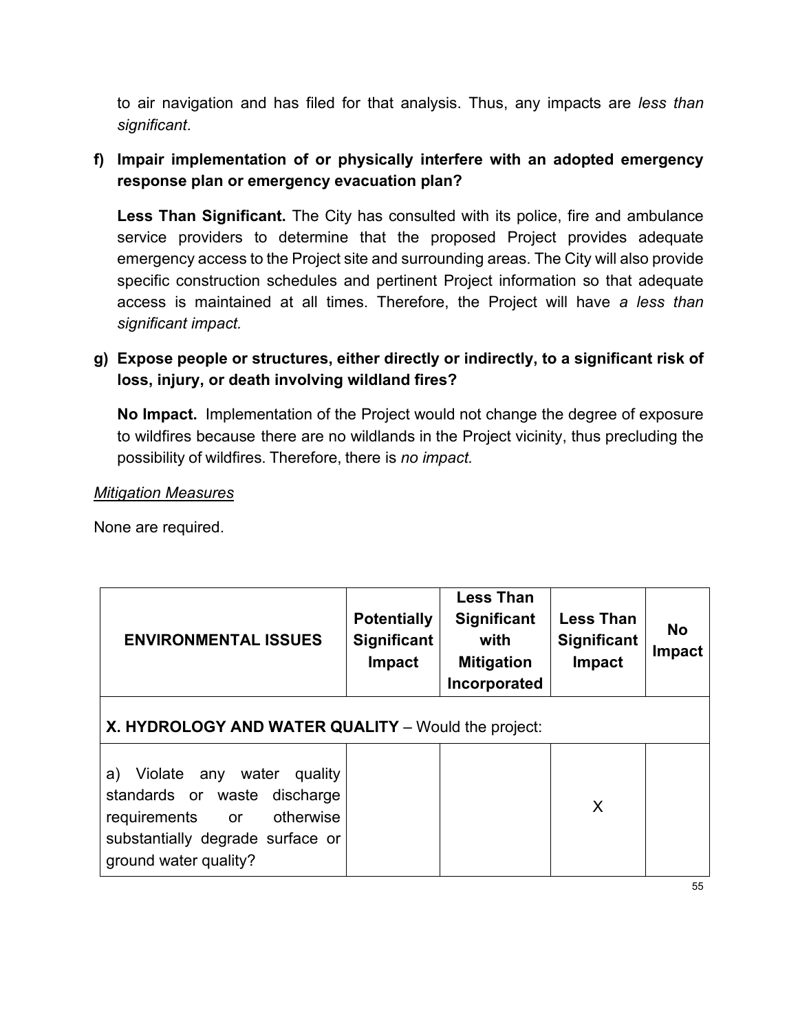to air navigation and has filed for that analysis. Thus, any impacts are *less than significant*.

**f) Impair implementation of or physically interfere with an adopted emergency response plan or emergency evacuation plan?**

**Less Than Significant.** The City has consulted with its police, fire and ambulance service providers to determine that the proposed Project provides adequate emergency access to the Project site and surrounding areas. The City will also provide specific construction schedules and pertinent Project information so that adequate access is maintained at all times. Therefore, the Project will have *a less than significant impact.*

**g) Expose people or structures, either directly or indirectly, to a significant risk of loss, injury, or death involving wildland fires?**

**No Impact.** Implementation of the Project would not change the degree of exposure to wildfires because there are no wildlands in the Project vicinity, thus precluding the possibility of wildfires. Therefore, there is *no impact.*

*Mitigation Measures*

None are required.

| ENVIRONMENTAL ISSUES | Potentially Significant Impact | Less Than Significant with Mitigation Incorporated | Less Than Significant Impact | No Impact |
|---|---|---|---|---|
| **X. HYDROLOGY AND WATER QUALITY** – Would the project: | | | | |
| a) Violate any water quality standards or waste discharge requirements or otherwise substantially degrade surface or ground water quality? | | | X | |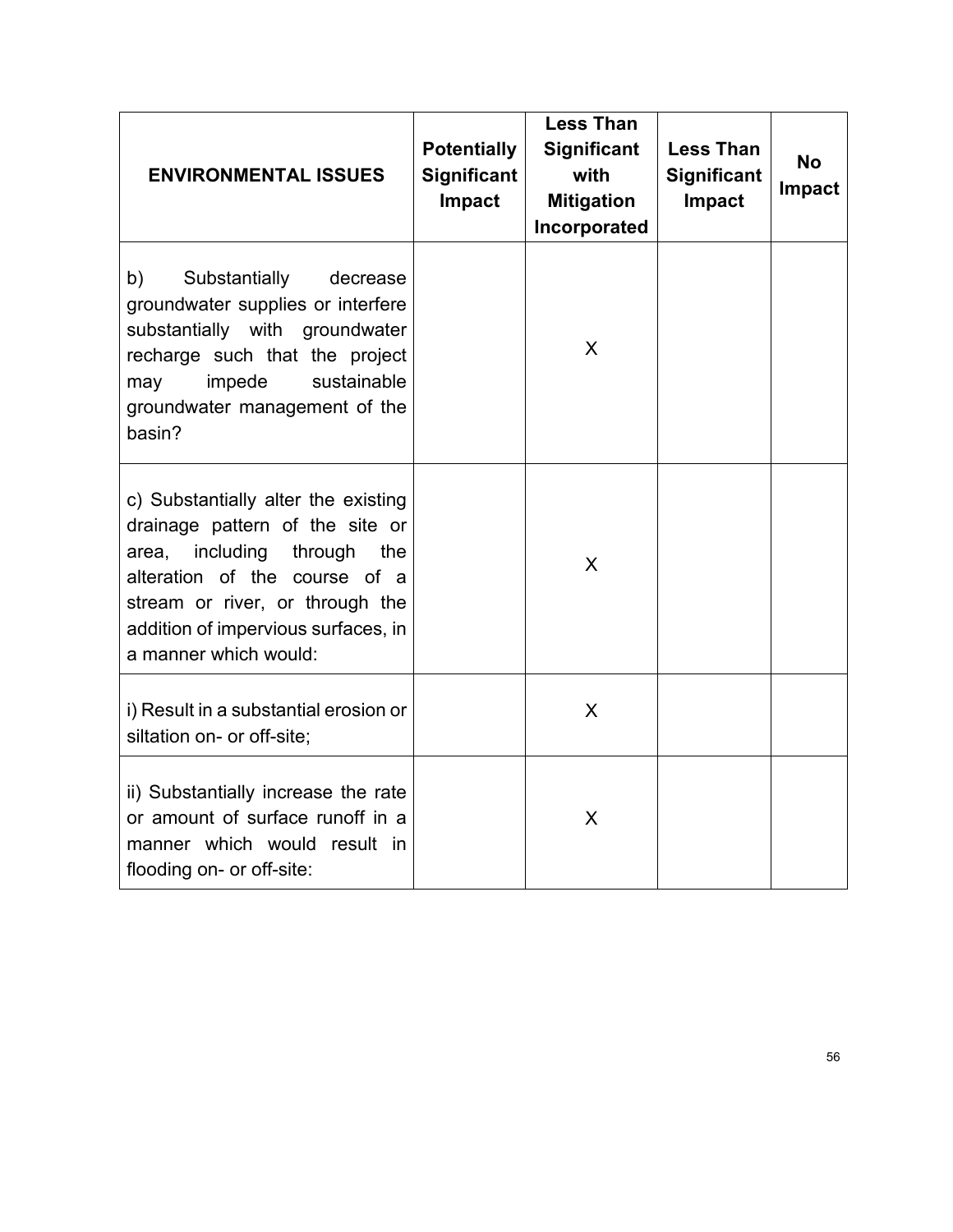| ENVIRONMENTAL ISSUES | Potentially Significant Impact | Less Than Significant with Mitigation Incorporated | Less Than Significant Impact | No Impact |
|---|---|---|---|---|
| b) Substantially decrease groundwater supplies or interfere substantially with groundwater recharge such that the project may impede sustainable groundwater management of the basin? | | X | | |
| c) Substantially alter the existing drainage pattern of the site or area, including through the alteration of the course of a stream or river, or through the addition of impervious surfaces, in a manner which would: | | X | | |
| i) Result in a substantial erosion or siltation on- or off-site; | | X | | |
| ii) Substantially increase the rate or amount of surface runoff in a manner which would result in flooding on- or off-site: | | X | | |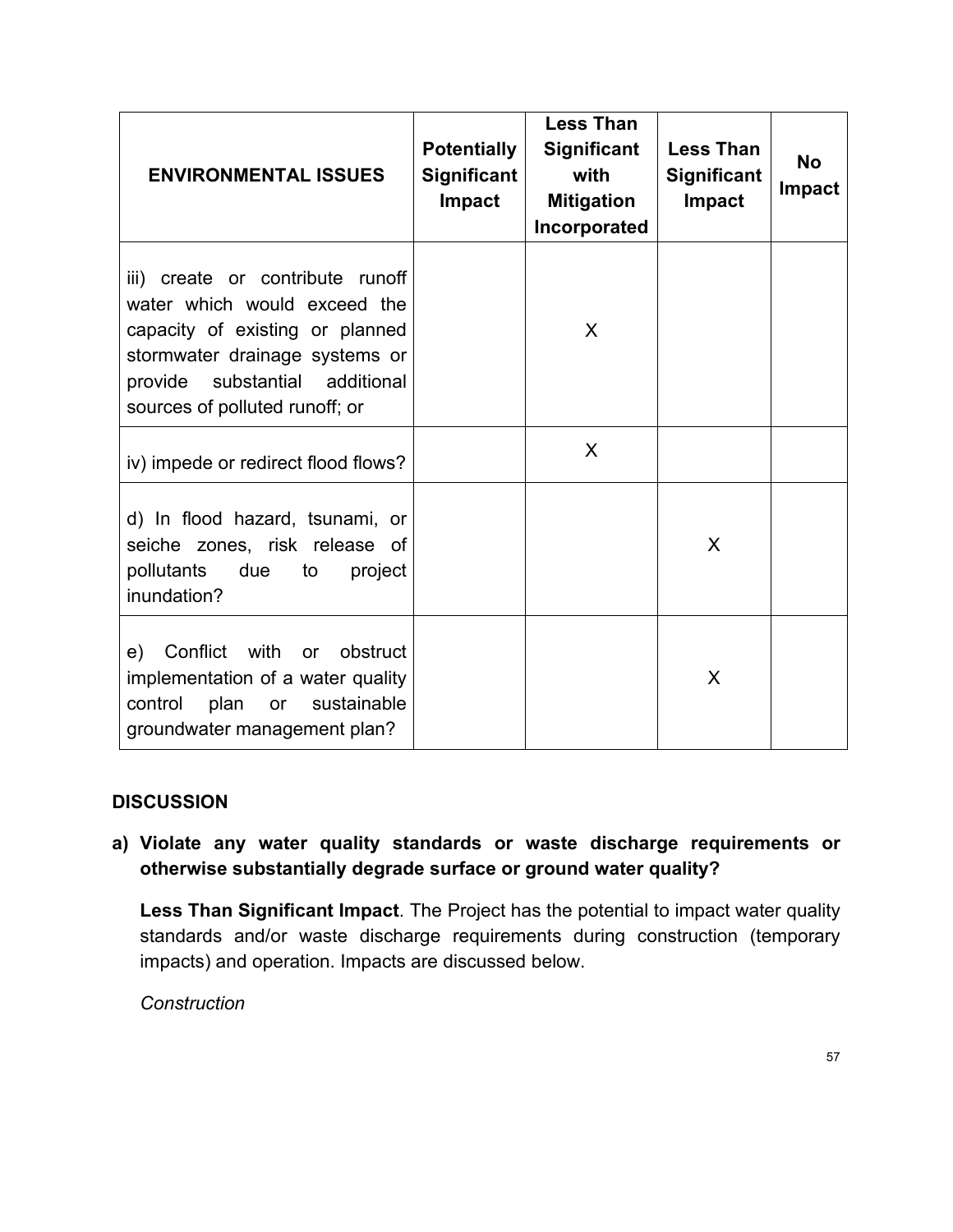| ENVIRONMENTAL ISSUES | Potentially Significant Impact | Less Than Significant with Mitigation Incorporated | Less Than Significant Impact | No Impact |
|---|---|---|---|---|
| iii) create or contribute runoff water which would exceed the capacity of existing or planned stormwater drainage systems or provide substantial additional sources of polluted runoff; or | | X | | |
| iv) impede or redirect flood flows? | | X | | |
| d) In flood hazard, tsunami, or seiche zones, risk release of pollutants due to project inundation? | | | X | |
| e) Conflict with or obstruct implementation of a water quality control plan or sustainable groundwater management plan? | | | X | |

## DISCUSSION

**a) Violate any water quality standards or waste discharge requirements or otherwise substantially degrade surface or ground water quality?**

**Less Than Significant Impact**. The Project has the potential to impact water quality standards and/or waste discharge requirements during construction (temporary impacts) and operation. Impacts are discussed below.

*Construction*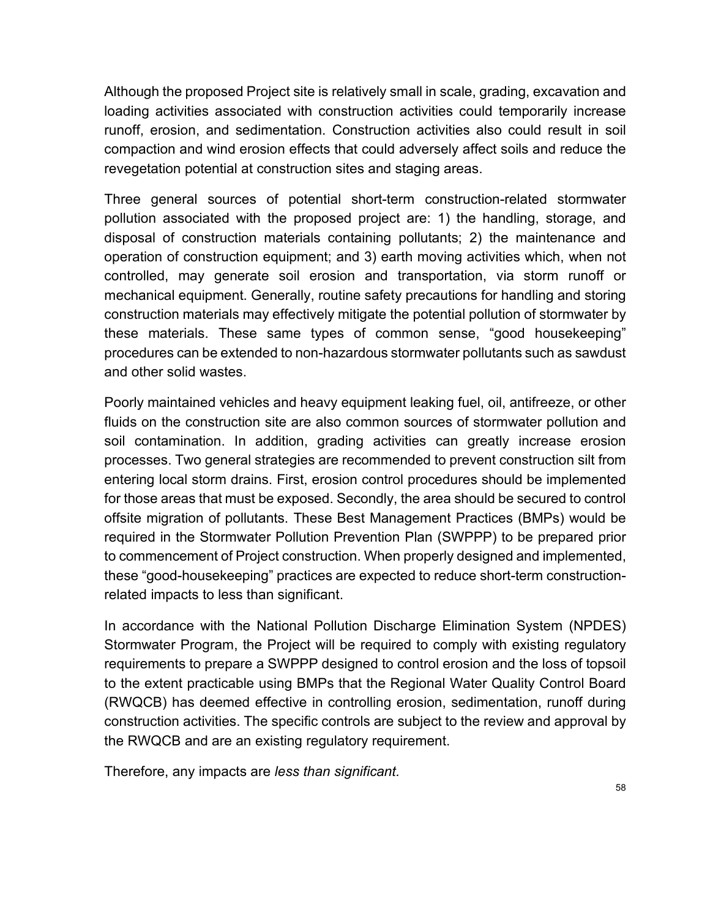Although the proposed Project site is relatively small in scale, grading, excavation and loading activities associated with construction activities could temporarily increase runoff, erosion, and sedimentation. Construction activities also could result in soil compaction and wind erosion effects that could adversely affect soils and reduce the revegetation potential at construction sites and staging areas.

Three general sources of potential short-term construction-related stormwater pollution associated with the proposed project are: 1) the handling, storage, and disposal of construction materials containing pollutants; 2) the maintenance and operation of construction equipment; and 3) earth moving activities which, when not controlled, may generate soil erosion and transportation, via storm runoff or mechanical equipment. Generally, routine safety precautions for handling and storing construction materials may effectively mitigate the potential pollution of stormwater by these materials. These same types of common sense, "good housekeeping" procedures can be extended to non-hazardous stormwater pollutants such as sawdust and other solid wastes.

Poorly maintained vehicles and heavy equipment leaking fuel, oil, antifreeze, or other fluids on the construction site are also common sources of stormwater pollution and soil contamination. In addition, grading activities can greatly increase erosion processes. Two general strategies are recommended to prevent construction silt from entering local storm drains. First, erosion control procedures should be implemented for those areas that must be exposed. Secondly, the area should be secured to control offsite migration of pollutants. These Best Management Practices (BMPs) would be required in the Stormwater Pollution Prevention Plan (SWPPP) to be prepared prior to commencement of Project construction. When properly designed and implemented, these "good-housekeeping" practices are expected to reduce short-term construction-related impacts to less than significant.

In accordance with the National Pollution Discharge Elimination System (NPDES) Stormwater Program, the Project will be required to comply with existing regulatory requirements to prepare a SWPPP designed to control erosion and the loss of topsoil to the extent practicable using BMPs that the Regional Water Quality Control Board (RWQCB) has deemed effective in controlling erosion, sedimentation, runoff during construction activities. The specific controls are subject to the review and approval by the RWQCB and are an existing regulatory requirement.

Therefore, any impacts are *less than significant.*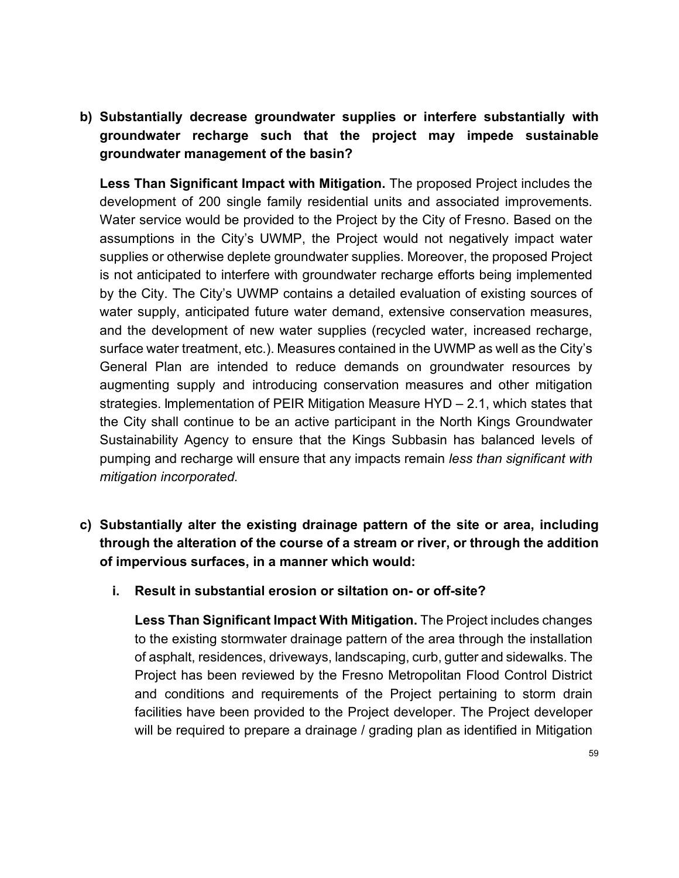**b) Substantially decrease groundwater supplies or interfere substantially with groundwater recharge such that the project may impede sustainable groundwater management of the basin?**

**Less Than Significant Impact with Mitigation.** The proposed Project includes the development of 200 single family residential units and associated improvements. Water service would be provided to the Project by the City of Fresno. Based on the assumptions in the City's UWMP, the Project would not negatively impact water supplies or otherwise deplete groundwater supplies. Moreover, the proposed Project is not anticipated to interfere with groundwater recharge efforts being implemented by the City. The City's UWMP contains a detailed evaluation of existing sources of water supply, anticipated future water demand, extensive conservation measures, and the development of new water supplies (recycled water, increased recharge, surface water treatment, etc.). Measures contained in the UWMP as well as the City's General Plan are intended to reduce demands on groundwater resources by augmenting supply and introducing conservation measures and other mitigation strategies. Implementation of PEIR Mitigation Measure HYD – 2.1, which states that the City shall continue to be an active participant in the North Kings Groundwater Sustainability Agency to ensure that the Kings Subbasin has balanced levels of pumping and recharge will ensure that any impacts remain *less than significant with mitigation incorporated.*

**c) Substantially alter the existing drainage pattern of the site or area, including through the alteration of the course of a stream or river, or through the addition of impervious surfaces, in a manner which would:**

**i. Result in substantial erosion or siltation on- or off-site?**

**Less Than Significant Impact With Mitigation.** The Project includes changes to the existing stormwater drainage pattern of the area through the installation of asphalt, residences, driveways, landscaping, curb, gutter and sidewalks. The Project has been reviewed by the Fresno Metropolitan Flood Control District and conditions and requirements of the Project pertaining to storm drain facilities have been provided to the Project developer. The Project developer will be required to prepare a drainage / grading plan as identified in Mitigation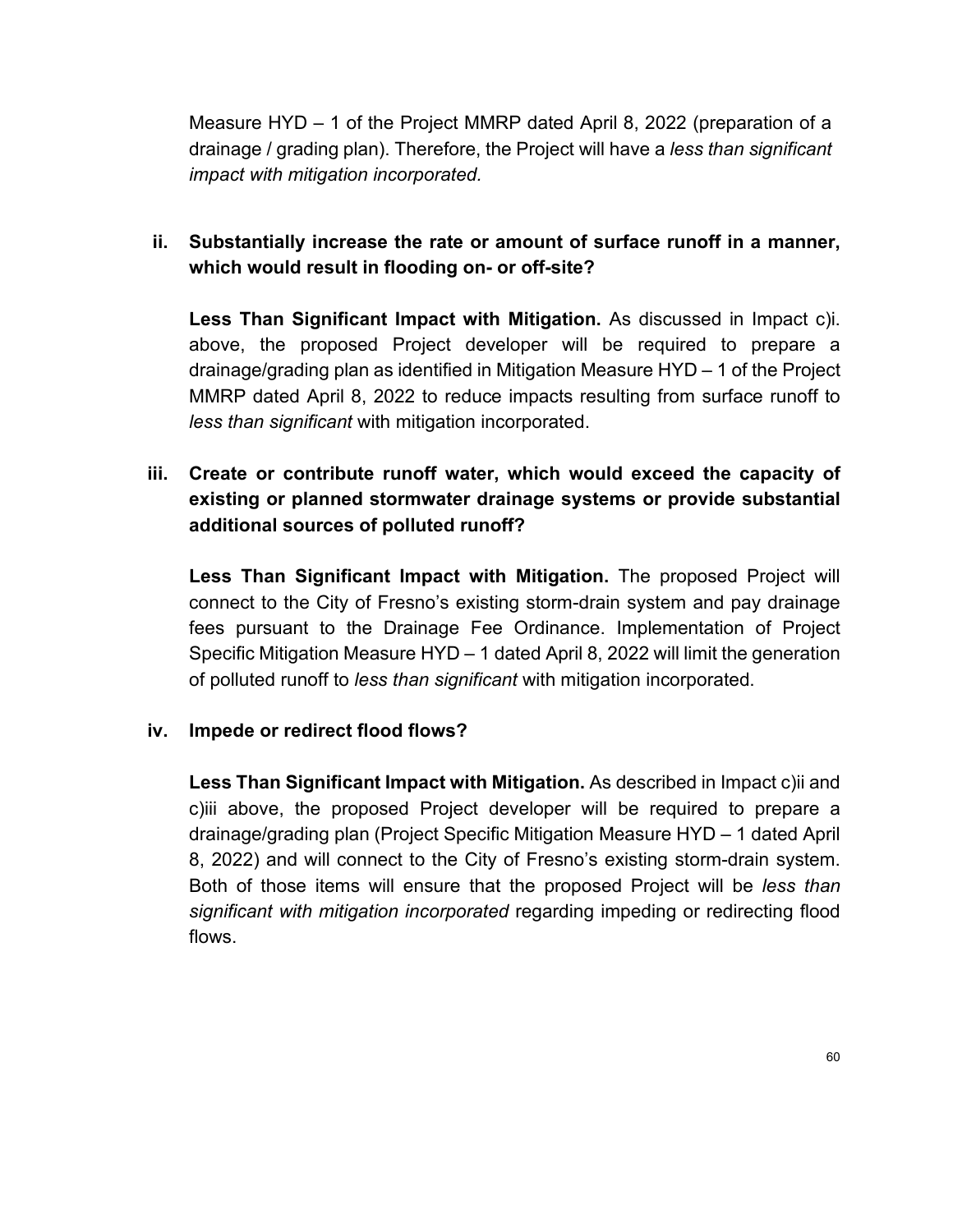Measure HYD – 1 of the Project MMRP dated April 8, 2022 (preparation of a drainage / grading plan). Therefore, the Project will have a *less than significant impact with mitigation incorporated*.

**ii. Substantially increase the rate or amount of surface runoff in a manner, which would result in flooding on- or off-site?**

**Less Than Significant Impact with Mitigation.** As discussed in Impact c)i. above, the proposed Project developer will be required to prepare a drainage/grading plan as identified in Mitigation Measure HYD – 1 of the Project MMRP dated April 8, 2022 to reduce impacts resulting from surface runoff to *less than significant* with mitigation incorporated.

**iii. Create or contribute runoff water, which would exceed the capacity of existing or planned stormwater drainage systems or provide substantial additional sources of polluted runoff?**

**Less Than Significant Impact with Mitigation.** The proposed Project will connect to the City of Fresno's existing storm-drain system and pay drainage fees pursuant to the Drainage Fee Ordinance. Implementation of Project Specific Mitigation Measure HYD – 1 dated April 8, 2022 will limit the generation of polluted runoff to *less than significant* with mitigation incorporated.

**iv. Impede or redirect flood flows?**

**Less Than Significant Impact with Mitigation.** As described in Impact c)ii and c)iii above, the proposed Project developer will be required to prepare a drainage/grading plan (Project Specific Mitigation Measure HYD – 1 dated April 8, 2022) and will connect to the City of Fresno's existing storm-drain system. Both of those items will ensure that the proposed Project will be *less than significant with mitigation incorporated* regarding impeding or redirecting flood flows.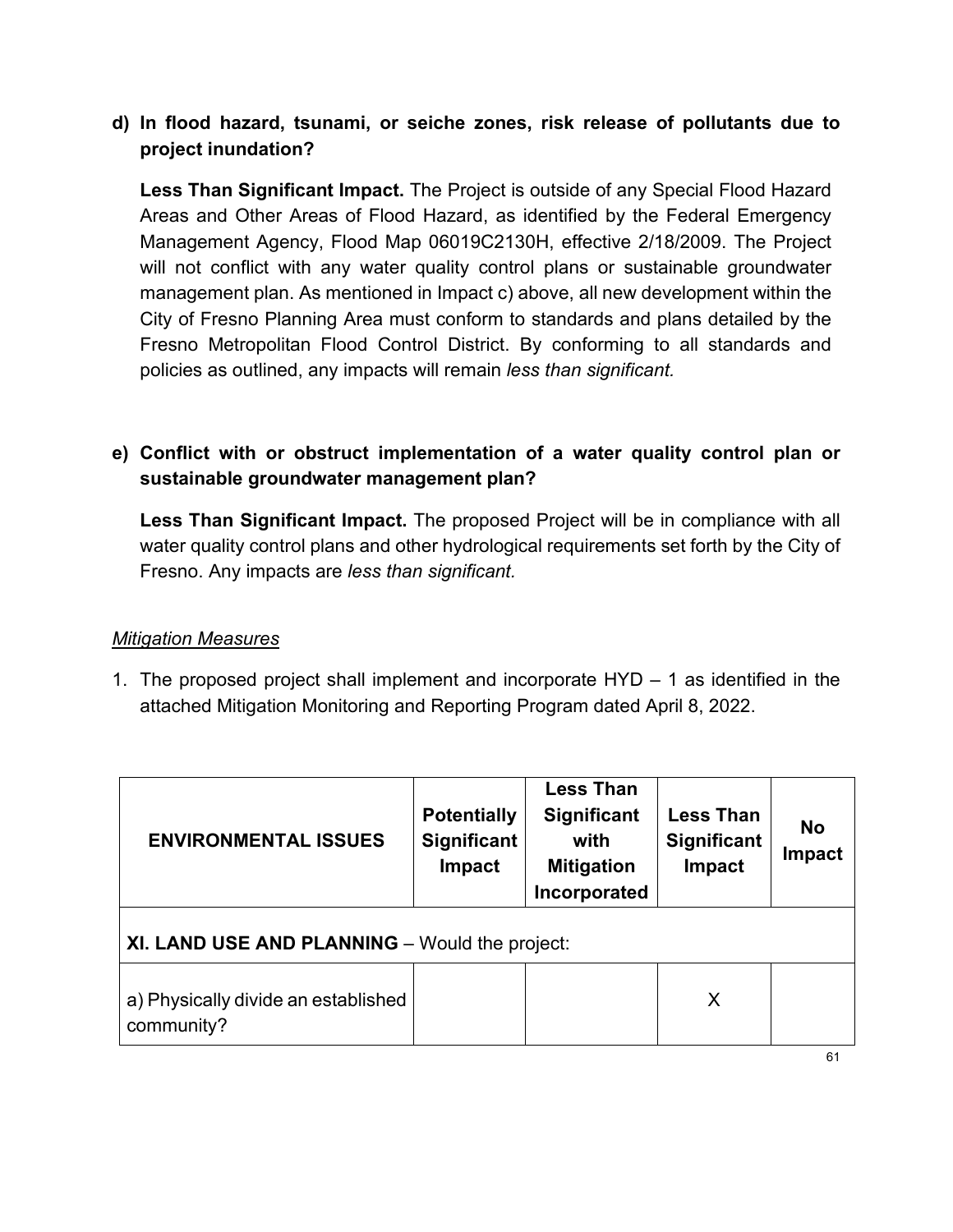**d) In flood hazard, tsunami, or seiche zones, risk release of pollutants due to project inundation?**

**Less Than Significant Impact.** The Project is outside of any Special Flood Hazard Areas and Other Areas of Flood Hazard, as identified by the Federal Emergency Management Agency, Flood Map 06019C2130H, effective 2/18/2009. The Project will not conflict with any water quality control plans or sustainable groundwater management plan. As mentioned in Impact c) above, all new development within the City of Fresno Planning Area must conform to standards and plans detailed by the Fresno Metropolitan Flood Control District. By conforming to all standards and policies as outlined, any impacts will remain *less than significant.*

**e) Conflict with or obstruct implementation of a water quality control plan or sustainable groundwater management plan?**

**Less Than Significant Impact.** The proposed Project will be in compliance with all water quality control plans and other hydrological requirements set forth by the City of Fresno. Any impacts are *less than significant.*

*Mitigation Measures*

1. The proposed project shall implement and incorporate HYD – 1 as identified in the attached Mitigation Monitoring and Reporting Program dated April 8, 2022.

| ENVIRONMENTAL ISSUES | Potentially Significant Impact | Less Than Significant with Mitigation Incorporated | Less Than Significant Impact | No Impact |
|---|---|---|---|---|
| **XI. LAND USE AND PLANNING** – Would the project: | | | | |
| a) Physically divide an established community? | | | X | |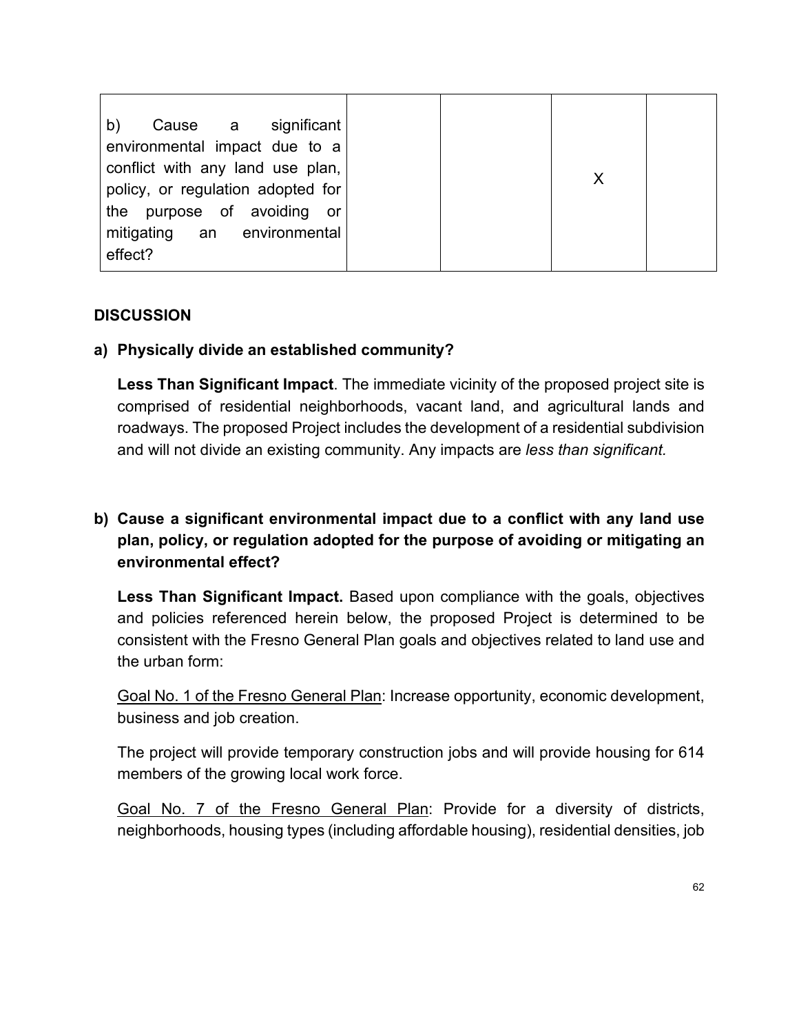| b) Cause a significant environmental impact due to a conflict with any land use plan, policy, or regulation adopted for the purpose of avoiding or mitigating an environmental effect? | | | X | |
|---|---|---|---|---|

**DISCUSSION**

**a) Physically divide an established community?**

**Less Than Significant Impact**. The immediate vicinity of the proposed project site is comprised of residential neighborhoods, vacant land, and agricultural lands and roadways. The proposed Project includes the development of a residential subdivision and will not divide an existing community. Any impacts are *less than significant.*

**b) Cause a significant environmental impact due to a conflict with any land use plan, policy, or regulation adopted for the purpose of avoiding or mitigating an environmental effect?**

**Less Than Significant Impact.** Based upon compliance with the goals, objectives and policies referenced herein below, the proposed Project is determined to be consistent with the Fresno General Plan goals and objectives related to land use and the urban form:

<u>Goal No. 1 of the Fresno General Plan</u>: Increase opportunity, economic development, business and job creation.

The project will provide temporary construction jobs and will provide housing for 614 members of the growing local work force.

<u>Goal No. 7 of the Fresno General Plan</u>: Provide for a diversity of districts, neighborhoods, housing types (including affordable housing), residential densities, job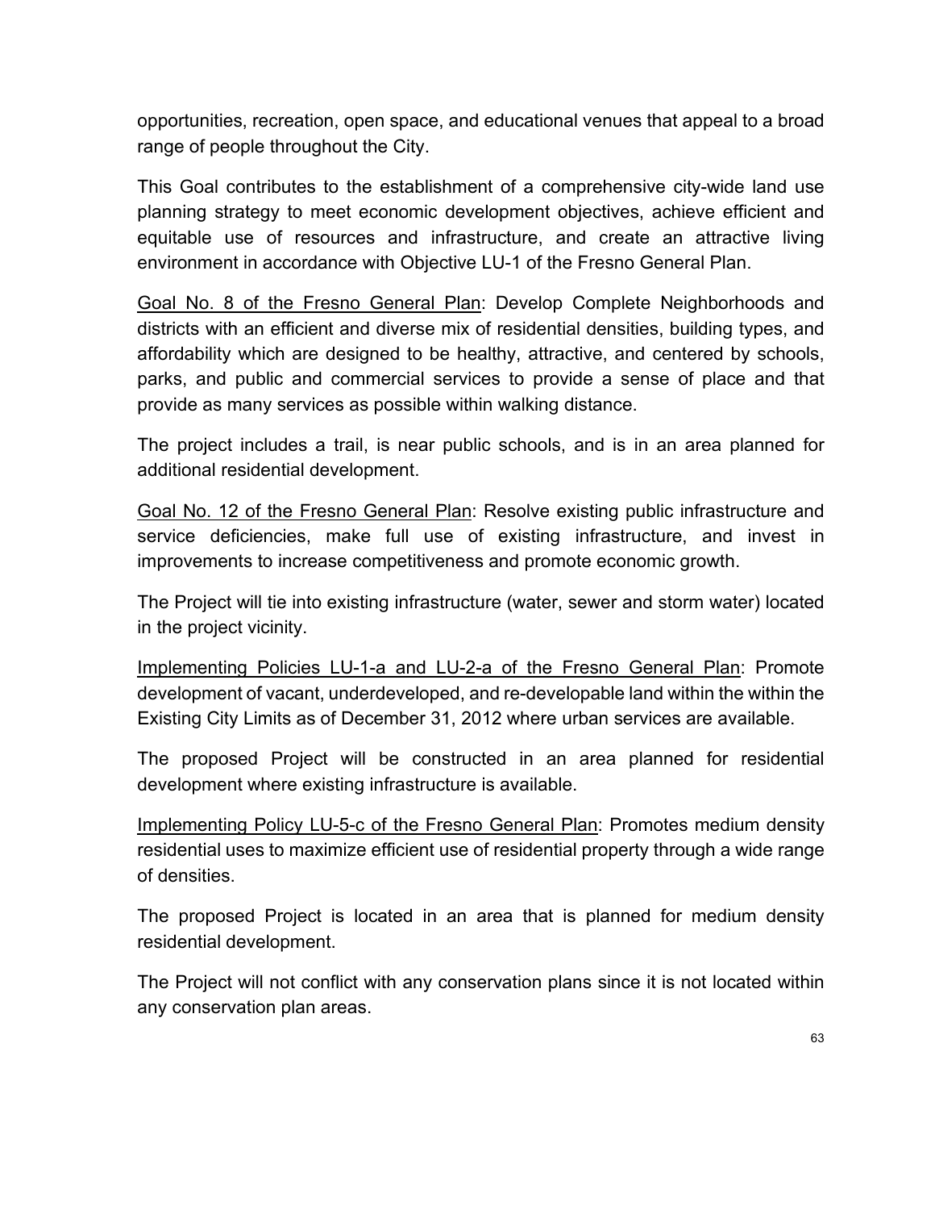opportunities, recreation, open space, and educational venues that appeal to a broad range of people throughout the City.

This Goal contributes to the establishment of a comprehensive city-wide land use planning strategy to meet economic development objectives, achieve efficient and equitable use of resources and infrastructure, and create an attractive living environment in accordance with Objective LU-1 of the Fresno General Plan.

<u>Goal No. 8 of the Fresno General Plan</u>: Develop Complete Neighborhoods and districts with an efficient and diverse mix of residential densities, building types, and affordability which are designed to be healthy, attractive, and centered by schools, parks, and public and commercial services to provide a sense of place and that provide as many services as possible within walking distance.

The project includes a trail, is near public schools, and is in an area planned for additional residential development.

<u>Goal No. 12 of the Fresno General Plan</u>: Resolve existing public infrastructure and service deficiencies, make full use of existing infrastructure, and invest in improvements to increase competitiveness and promote economic growth.

The Project will tie into existing infrastructure (water, sewer and storm water) located in the project vicinity.

<u>Implementing Policies LU-1-a and LU-2-a of the Fresno General Plan</u>: Promote development of vacant, underdeveloped, and re-developable land within the within the Existing City Limits as of December 31, 2012 where urban services are available.

The proposed Project will be constructed in an area planned for residential development where existing infrastructure is available.

<u>Implementing Policy LU-5-c of the Fresno General Plan</u>: Promotes medium density residential uses to maximize efficient use of residential property through a wide range of densities.

The proposed Project is located in an area that is planned for medium density residential development.

The Project will not conflict with any conservation plans since it is not located within any conservation plan areas.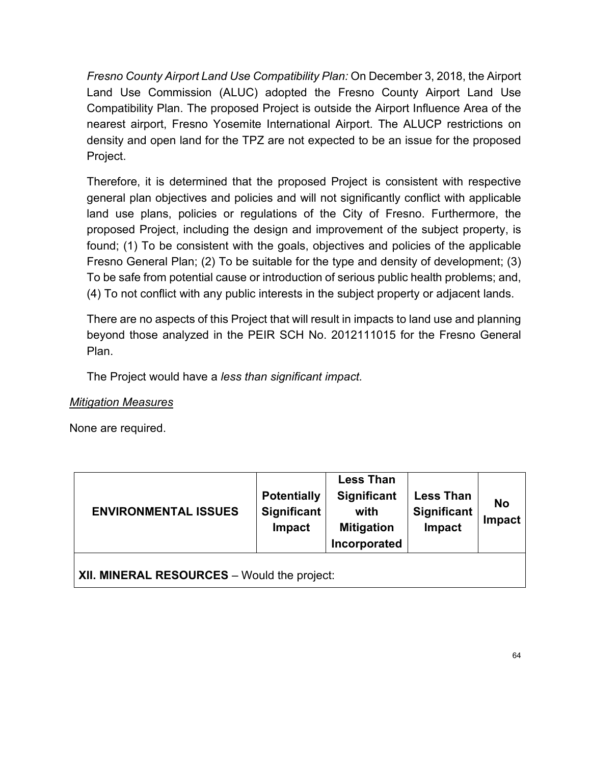*Fresno County Airport Land Use Compatibility Plan:* On December 3, 2018, the Airport Land Use Commission (ALUC) adopted the Fresno County Airport Land Use Compatibility Plan. The proposed Project is outside the Airport Influence Area of the nearest airport, Fresno Yosemite International Airport. The ALUCP restrictions on density and open land for the TPZ are not expected to be an issue for the proposed Project.

Therefore, it is determined that the proposed Project is consistent with respective general plan objectives and policies and will not significantly conflict with applicable land use plans, policies or regulations of the City of Fresno. Furthermore, the proposed Project, including the design and improvement of the subject property, is found; (1) To be consistent with the goals, objectives and policies of the applicable Fresno General Plan; (2) To be suitable for the type and density of development; (3) To be safe from potential cause or introduction of serious public health problems; and, (4) To not conflict with any public interests in the subject property or adjacent lands.

There are no aspects of this Project that will result in impacts to land use and planning beyond those analyzed in the PEIR SCH No. 2012111015 for the Fresno General Plan.

The Project would have a *less than significant impact.*

<u>*Mitigation Measures*</u>

None are required.

| ENVIRONMENTAL ISSUES | Potentially Significant Impact | Less Than Significant with Mitigation Incorporated | Less Than Significant Impact | No Impact |
|---|---|---|---|---|
| **XII. MINERAL RESOURCES** – Would the project: | | | | |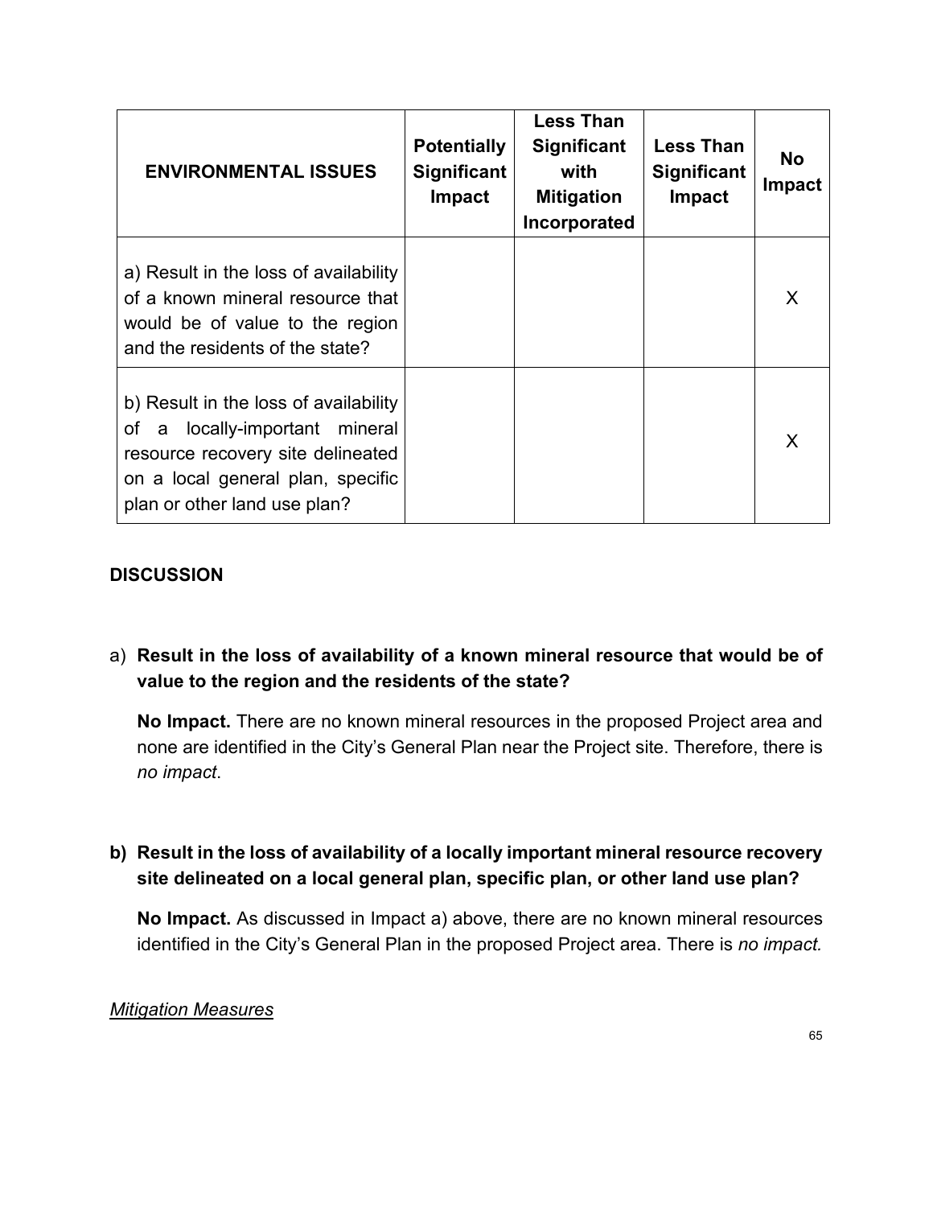| ENVIRONMENTAL ISSUES | Potentially Significant Impact | Less Than Significant with Mitigation Incorporated | Less Than Significant Impact | No Impact |
|---|---|---|---|---|
| a) Result in the loss of availability of a known mineral resource that would be of value to the region and the residents of the state? | | | | X |
| b) Result in the loss of availability of a locally-important mineral resource recovery site delineated on a local general plan, specific plan or other land use plan? | | | | X |

## DISCUSSION

a) **Result in the loss of availability of a known mineral resource that would be of value to the region and the residents of the state?**

**No Impact.** There are no known mineral resources in the proposed Project area and none are identified in the City's General Plan near the Project site. Therefore, there is *no impact*.

**b) Result in the loss of availability of a locally important mineral resource recovery site delineated on a local general plan, specific plan, or other land use plan?**

**No Impact.** As discussed in Impact a) above, there are no known mineral resources identified in the City's General Plan in the proposed Project area. There is *no impact.*

*Mitigation Measures*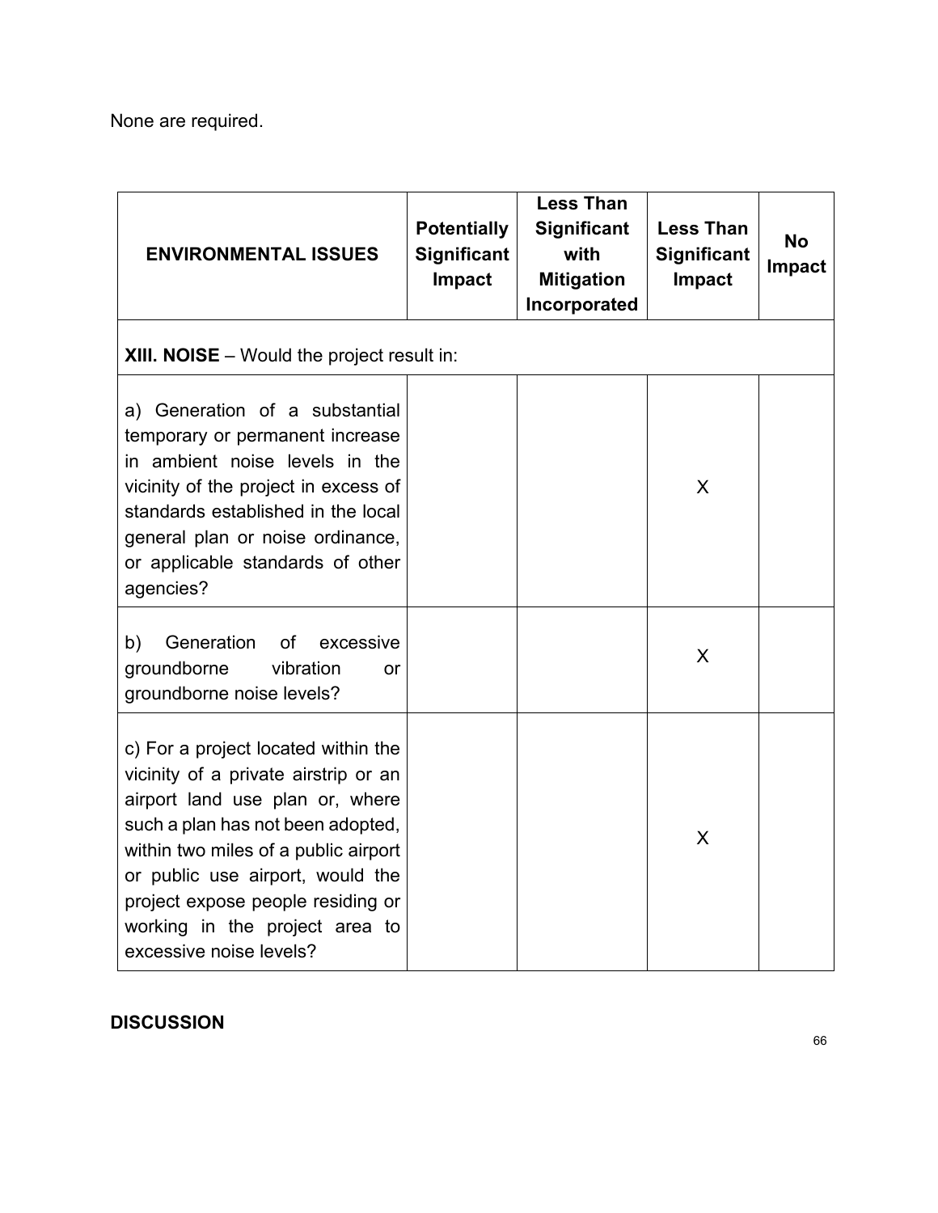None are required.

| ENVIRONMENTAL ISSUES | Potentially Significant Impact | Less Than Significant with Mitigation Incorporated | Less Than Significant Impact | No Impact |
|---|---|---|---|---|
| **XIII. NOISE** – Would the project result in: | | | | |
| a) Generation of a substantial temporary or permanent increase in ambient noise levels in the vicinity of the project in excess of standards established in the local general plan or noise ordinance, or applicable standards of other agencies? | | | X | |
| b) Generation of excessive groundborne vibration or groundborne noise levels? | | | X | |
| c) For a project located within the vicinity of a private airstrip or an airport land use plan or, where such a plan has not been adopted, within two miles of a public airport or public use airport, would the project expose people residing or working in the project area to excessive noise levels? | | | X | |

**DISCUSSION**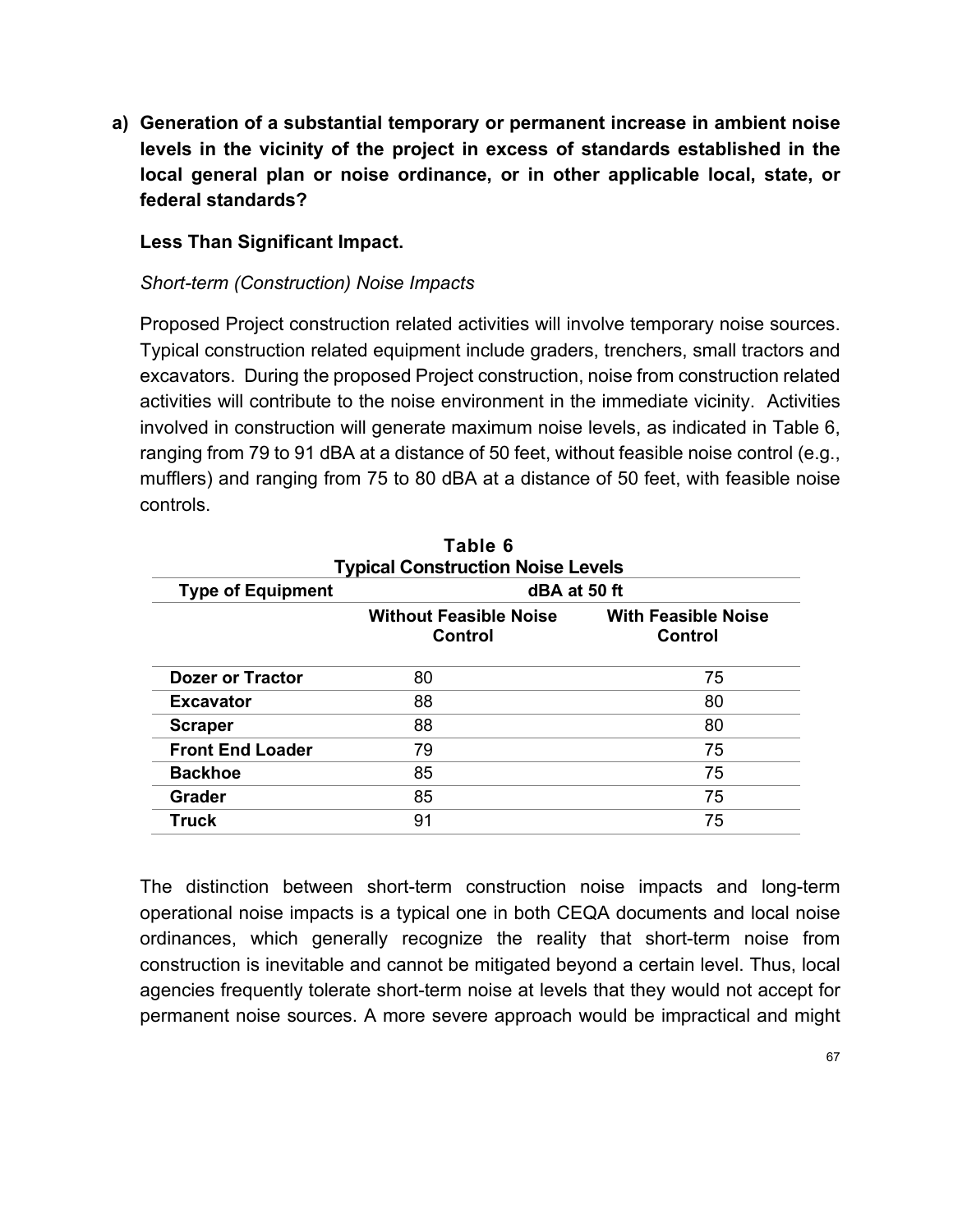**a) Generation of a substantial temporary or permanent increase in ambient noise levels in the vicinity of the project in excess of standards established in the local general plan or noise ordinance, or in other applicable local, state, or federal standards?**

**Less Than Significant Impact.**

*Short-term (Construction) Noise Impacts*

Proposed Project construction related activities will involve temporary noise sources. Typical construction related equipment include graders, trenchers, small tractors and excavators. During the proposed Project construction, noise from construction related activities will contribute to the noise environment in the immediate vicinity. Activities involved in construction will generate maximum noise levels, as indicated in Table 6, ranging from 79 to 91 dBA at a distance of 50 feet, without feasible noise control (e.g., mufflers) and ranging from 75 to 80 dBA at a distance of 50 feet, with feasible noise controls.

**Table 6**
**Typical Construction Noise Levels**

| Type of Equipment | dBA at 50 ft | |
|---|---|---|
| | Without Feasible Noise Control | With Feasible Noise Control |
| **Dozer or Tractor** | 80 | 75 |
| **Excavator** | 88 | 80 |
| **Scraper** | 88 | 80 |
| **Front End Loader** | 79 | 75 |
| **Backhoe** | 85 | 75 |
| **Grader** | 85 | 75 |
| **Truck** | 91 | 75 |

The distinction between short-term construction noise impacts and long-term operational noise impacts is a typical one in both CEQA documents and local noise ordinances, which generally recognize the reality that short-term noise from construction is inevitable and cannot be mitigated beyond a certain level. Thus, local agencies frequently tolerate short-term noise at levels that they would not accept for permanent noise sources. A more severe approach would be impractical and might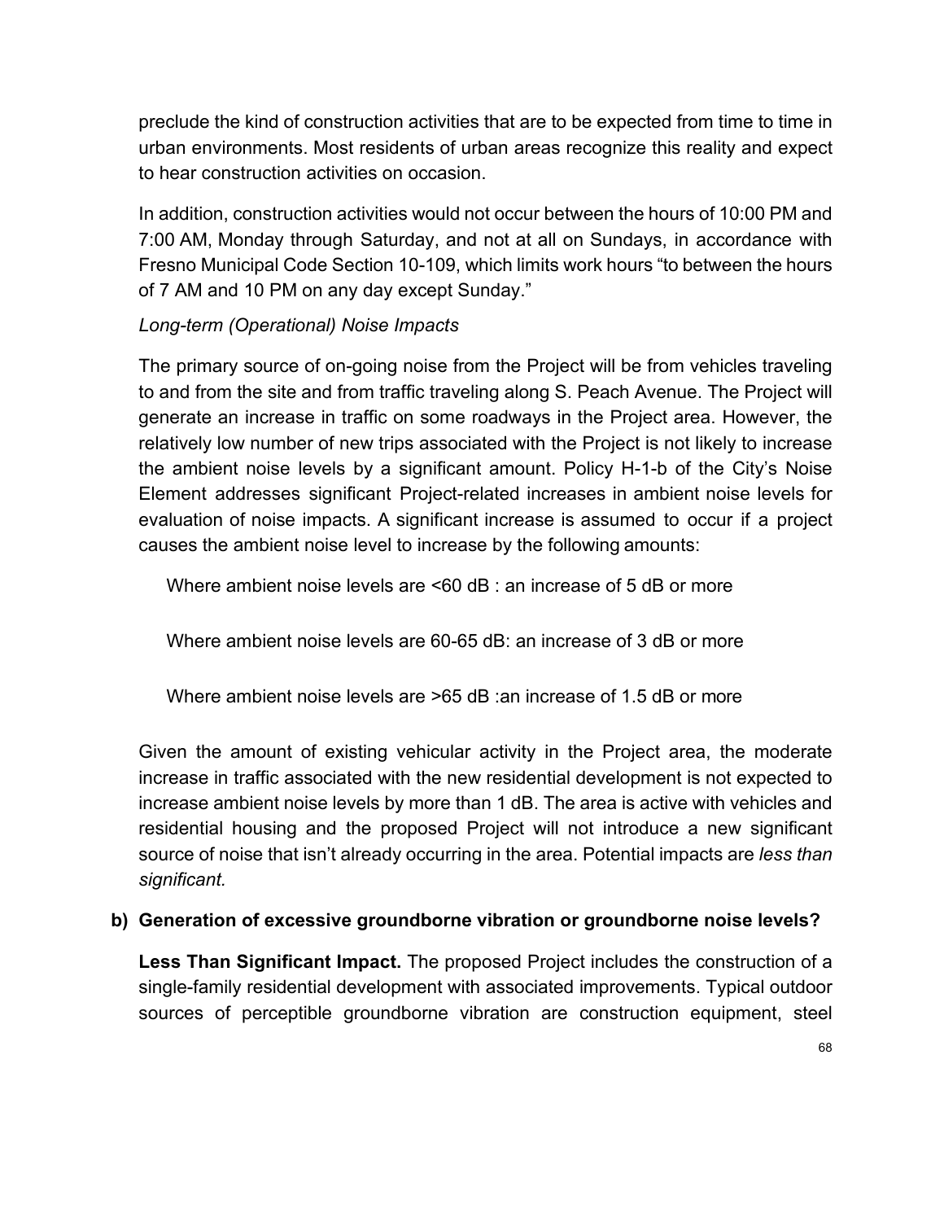preclude the kind of construction activities that are to be expected from time to time in urban environments. Most residents of urban areas recognize this reality and expect to hear construction activities on occasion.

In addition, construction activities would not occur between the hours of 10:00 PM and 7:00 AM, Monday through Saturday, and not at all on Sundays, in accordance with Fresno Municipal Code Section 10-109, which limits work hours "to between the hours of 7 AM and 10 PM on any day except Sunday."

*Long-term (Operational) Noise Impacts*

The primary source of on-going noise from the Project will be from vehicles traveling to and from the site and from traffic traveling along S. Peach Avenue. The Project will generate an increase in traffic on some roadways in the Project area. However, the relatively low number of new trips associated with the Project is not likely to increase the ambient noise levels by a significant amount. Policy H-1-b of the City's Noise Element addresses significant Project-related increases in ambient noise levels for evaluation of noise impacts. A significant increase is assumed to occur if a project causes the ambient noise level to increase by the following amounts:

Where ambient noise levels are <60 dB : an increase of 5 dB or more

Where ambient noise levels are 60-65 dB: an increase of 3 dB or more

Where ambient noise levels are >65 dB :an increase of 1.5 dB or more

Given the amount of existing vehicular activity in the Project area, the moderate increase in traffic associated with the new residential development is not expected to increase ambient noise levels by more than 1 dB. The area is active with vehicles and residential housing and the proposed Project will not introduce a new significant source of noise that isn't already occurring in the area. Potential impacts are *less than significant.*

**b) Generation of excessive groundborne vibration or groundborne noise levels?**

**Less Than Significant Impact.** The proposed Project includes the construction of a single-family residential development with associated improvements. Typical outdoor sources of perceptible groundborne vibration are construction equipment, steel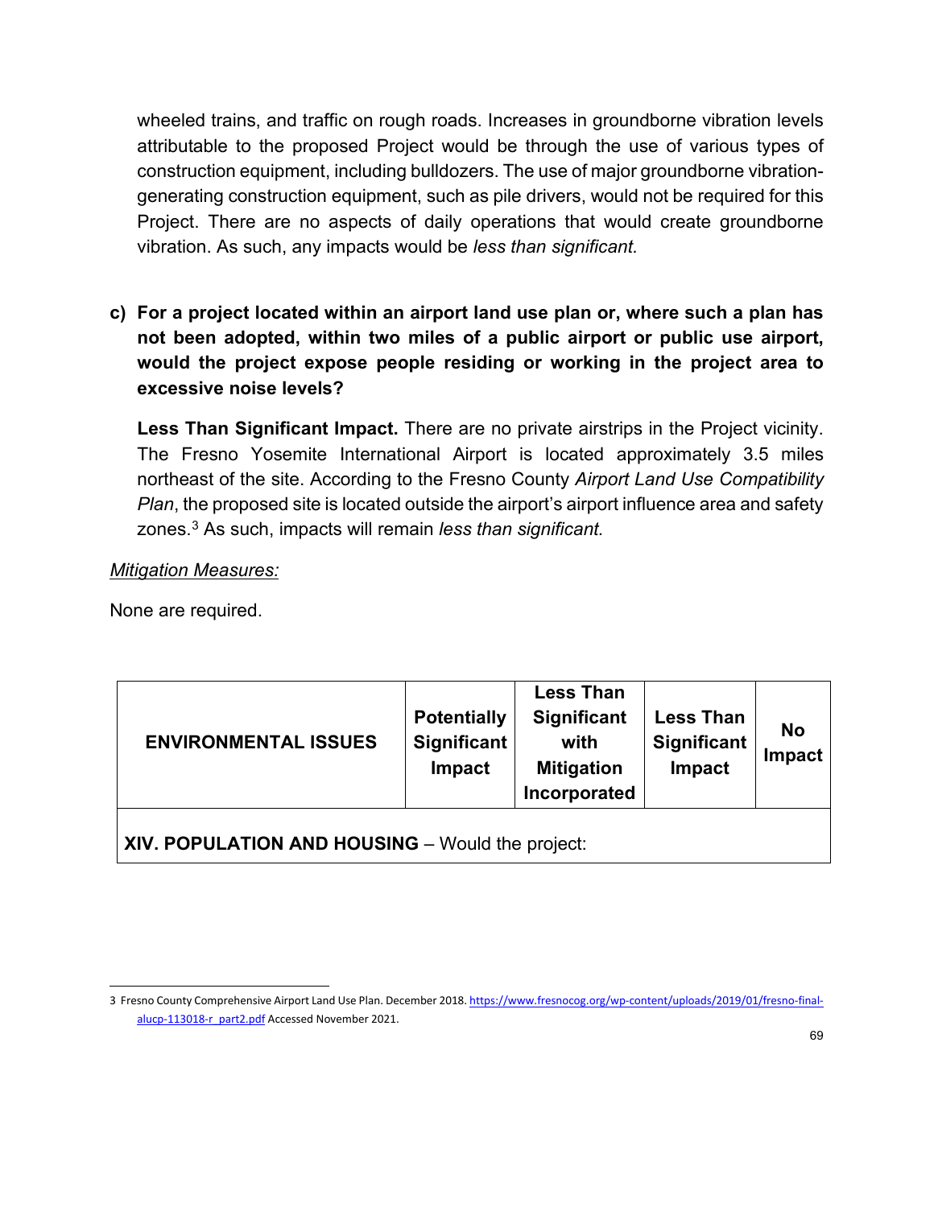wheeled trains, and traffic on rough roads. Increases in groundborne vibration levels attributable to the proposed Project would be through the use of various types of construction equipment, including bulldozers. The use of major groundborne vibration-generating construction equipment, such as pile drivers, would not be required for this Project. There are no aspects of daily operations that would create groundborne vibration. As such, any impacts would be *less than significant.*

**c) For a project located within an airport land use plan or, where such a plan has not been adopted, within two miles of a public airport or public use airport, would the project expose people residing or working in the project area to excessive noise levels?**

**Less Than Significant Impact.** There are no private airstrips in the Project vicinity. The Fresno Yosemite International Airport is located approximately 3.5 miles northeast of the site. According to the Fresno County *Airport Land Use Compatibility Plan*, the proposed site is located outside the airport's airport influence area and safety zones.[3] As such, impacts will remain *less than significant.*

*Mitigation Measures:*

None are required.

| ENVIRONMENTAL ISSUES | Potentially Significant Impact | Less Than Significant with Mitigation Incorporated | Less Than Significant Impact | No Impact |
|---|---|---|---|---|
| **XIV. POPULATION AND HOUSING** – Would the project: | | | | |

3 Fresno County Comprehensive Airport Land Use Plan. December 2018. https://www.fresnocog.org/wp-content/uploads/2019/01/fresno-final-alucp-113018-r_part2.pdf Accessed November 2021.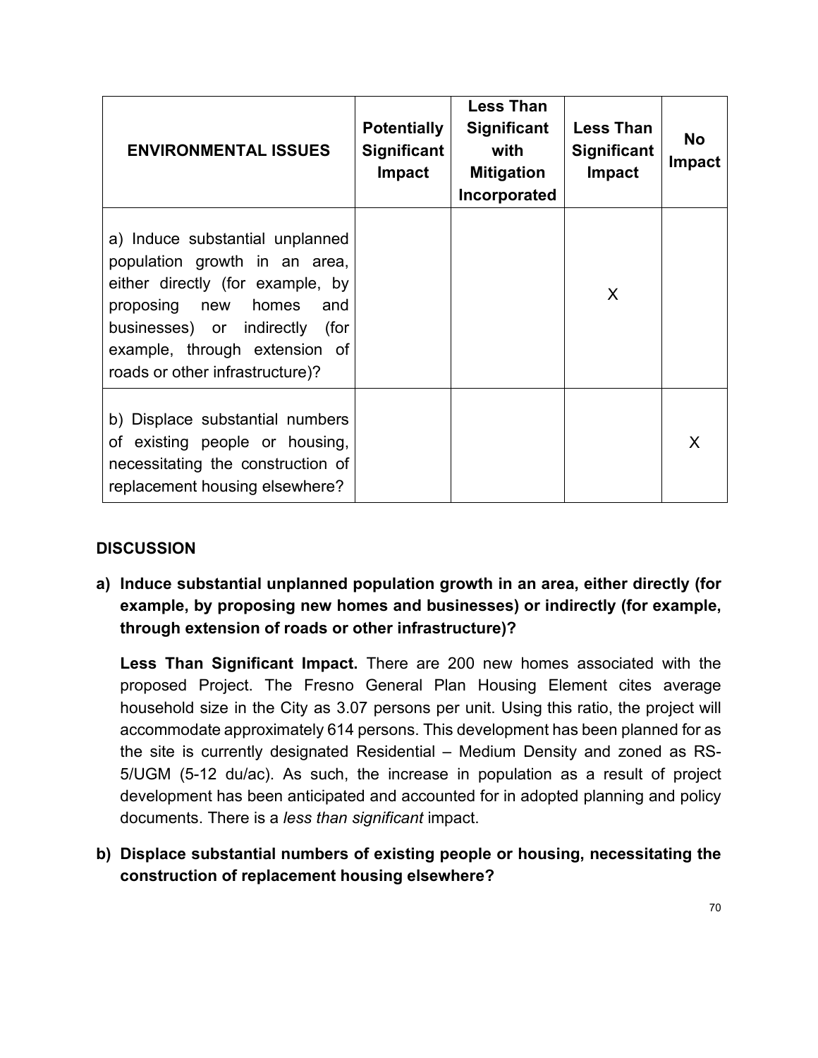| ENVIRONMENTAL ISSUES | Potentially Significant Impact | Less Than Significant with Mitigation Incorporated | Less Than Significant Impact | No Impact |
|---|---|---|---|---|
| a) Induce substantial unplanned population growth in an area, either directly (for example, by proposing new homes and businesses) or indirectly (for example, through extension of roads or other infrastructure)? | | | X | |
| b) Displace substantial numbers of existing people or housing, necessitating the construction of replacement housing elsewhere? | | | | X |

### DISCUSSION

**a) Induce substantial unplanned population growth in an area, either directly (for example, by proposing new homes and businesses) or indirectly (for example, through extension of roads or other infrastructure)?**

**Less Than Significant Impact.** There are 200 new homes associated with the proposed Project. The Fresno General Plan Housing Element cites average household size in the City as 3.07 persons per unit. Using this ratio, the project will accommodate approximately 614 persons. This development has been planned for as the site is currently designated Residential – Medium Density and zoned as RS-5/UGM (5-12 du/ac). As such, the increase in population as a result of project development has been anticipated and accounted for in adopted planning and policy documents. There is a *less than significant* impact.

**b) Displace substantial numbers of existing people or housing, necessitating the construction of replacement housing elsewhere?**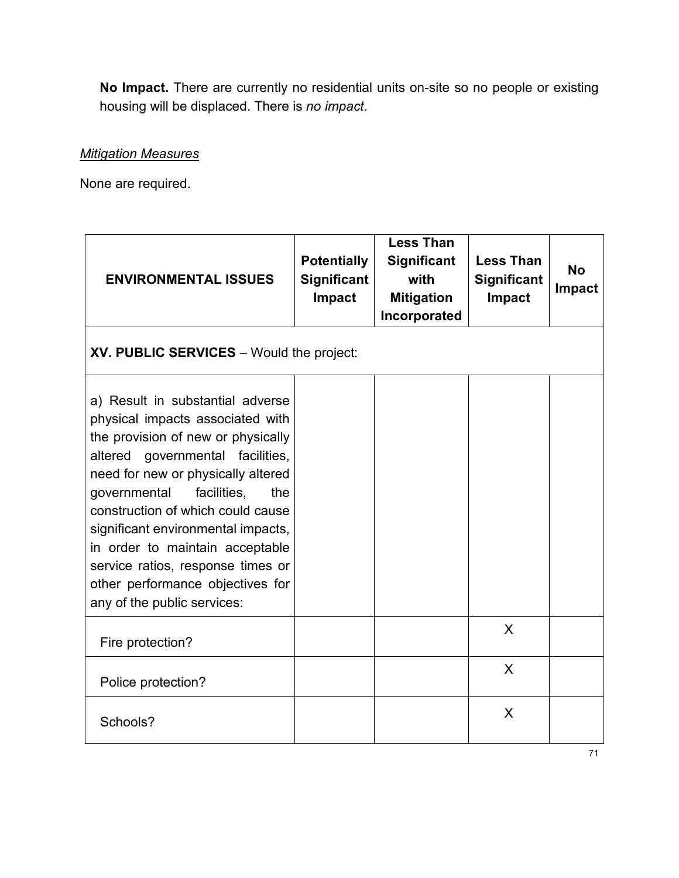**No Impact.** There are currently no residential units on-site so no people or existing housing will be displaced. There is *no impact*.

*Mitigation Measures*

None are required.

| ENVIRONMENTAL ISSUES | Potentially Significant Impact | Less Than Significant with Mitigation Incorporated | Less Than Significant Impact | No Impact |
|---|---|---|---|---|
| **XV. PUBLIC SERVICES** – Would the project: | | | | |
| a) Result in substantial adverse physical impacts associated with the provision of new or physically altered governmental facilities, need for new or physically altered governmental facilities, the construction of which could cause significant environmental impacts, in order to maintain acceptable service ratios, response times or other performance objectives for any of the public services: | | | | |
| Fire protection? | | | X | |
| Police protection? | | | X | |
| Schools? | | | X | |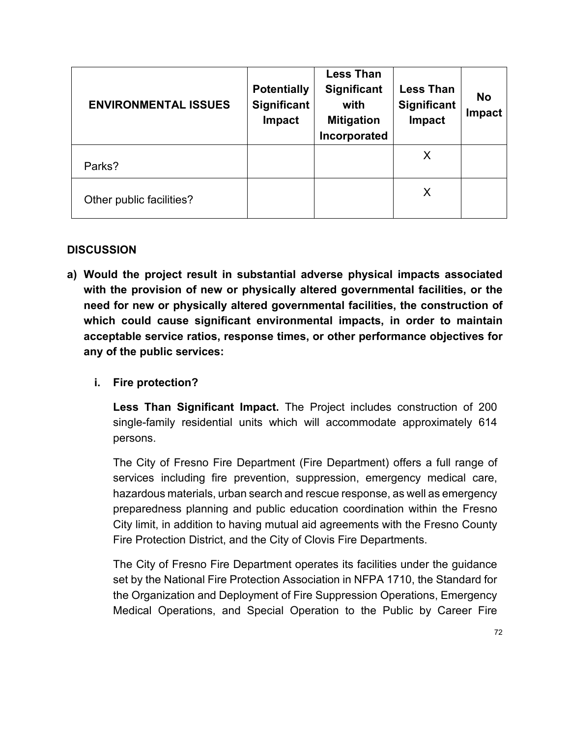| ENVIRONMENTAL ISSUES | Potentially Significant Impact | Less Than Significant with Mitigation Incorporated | Less Than Significant Impact | No Impact |
|---|---|---|---|---|
| Parks? | | | X | |
| Other public facilities? | | | X | |

**DISCUSSION**

**a) Would the project result in substantial adverse physical impacts associated with the provision of new or physically altered governmental facilities, or the need for new or physically altered governmental facilities, the construction of which could cause significant environmental impacts, in order to maintain acceptable service ratios, response times, or other performance objectives for any of the public services:**

**i. Fire protection?**

**Less Than Significant Impact.** The Project includes construction of 200 single-family residential units which will accommodate approximately 614 persons.

The City of Fresno Fire Department (Fire Department) offers a full range of services including fire prevention, suppression, emergency medical care, hazardous materials, urban search and rescue response, as well as emergency preparedness planning and public education coordination within the Fresno City limit, in addition to having mutual aid agreements with the Fresno County Fire Protection District, and the City of Clovis Fire Departments.

The City of Fresno Fire Department operates its facilities under the guidance set by the National Fire Protection Association in NFPA 1710, the Standard for the Organization and Deployment of Fire Suppression Operations, Emergency Medical Operations, and Special Operation to the Public by Career Fire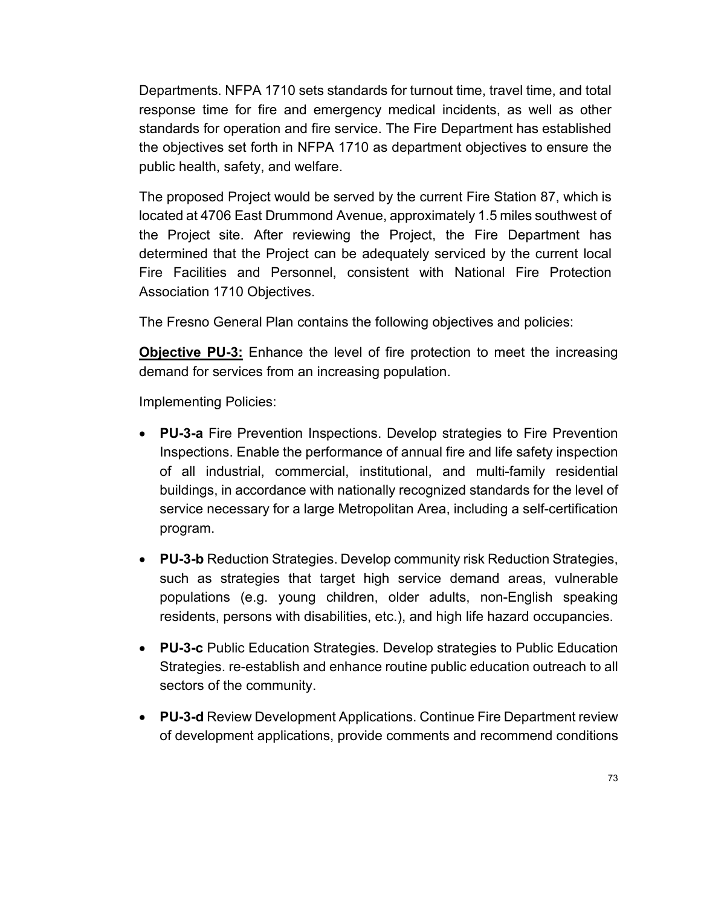Departments. NFPA 1710 sets standards for turnout time, travel time, and total response time for fire and emergency medical incidents, as well as other standards for operation and fire service. The Fire Department has established the objectives set forth in NFPA 1710 as department objectives to ensure the public health, safety, and welfare.

The proposed Project would be served by the current Fire Station 87, which is located at 4706 East Drummond Avenue, approximately 1.5 miles southwest of the Project site. After reviewing the Project, the Fire Department has determined that the Project can be adequately serviced by the current local Fire Facilities and Personnel, consistent with National Fire Protection Association 1710 Objectives.

The Fresno General Plan contains the following objectives and policies:

**Objective PU-3:** Enhance the level of fire protection to meet the increasing demand for services from an increasing population.

Implementing Policies:

- **PU-3-a** Fire Prevention Inspections. Develop strategies to Fire Prevention Inspections. Enable the performance of annual fire and life safety inspection of all industrial, commercial, institutional, and multi-family residential buildings, in accordance with nationally recognized standards for the level of service necessary for a large Metropolitan Area, including a self-certification program.
- **PU-3-b** Reduction Strategies. Develop community risk Reduction Strategies, such as strategies that target high service demand areas, vulnerable populations (e.g. young children, older adults, non-English speaking residents, persons with disabilities, etc.), and high life hazard occupancies.
- **PU-3-c** Public Education Strategies. Develop strategies to Public Education Strategies. re-establish and enhance routine public education outreach to all sectors of the community.
- **PU-3-d** Review Development Applications. Continue Fire Department review of development applications, provide comments and recommend conditions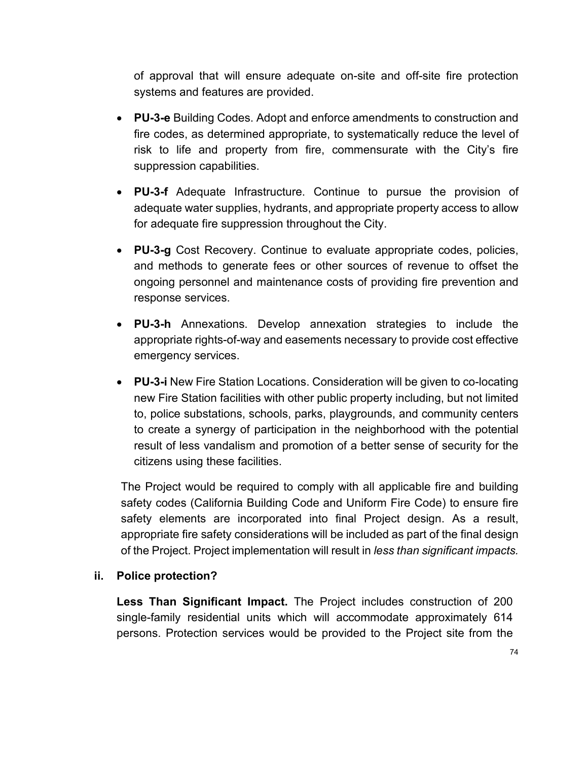of approval that will ensure adequate on-site and off-site fire protection systems and features are provided.

- **PU-3-e** Building Codes. Adopt and enforce amendments to construction and fire codes, as determined appropriate, to systematically reduce the level of risk to life and property from fire, commensurate with the City's fire suppression capabilities.
- **PU-3-f** Adequate Infrastructure. Continue to pursue the provision of adequate water supplies, hydrants, and appropriate property access to allow for adequate fire suppression throughout the City.
- **PU-3-g** Cost Recovery. Continue to evaluate appropriate codes, policies, and methods to generate fees or other sources of revenue to offset the ongoing personnel and maintenance costs of providing fire prevention and response services.
- **PU-3-h** Annexations. Develop annexation strategies to include the appropriate rights-of-way and easements necessary to provide cost effective emergency services.
- **PU-3-i** New Fire Station Locations. Consideration will be given to co-locating new Fire Station facilities with other public property including, but not limited to, police substations, schools, parks, playgrounds, and community centers to create a synergy of participation in the neighborhood with the potential result of less vandalism and promotion of a better sense of security for the citizens using these facilities.

The Project would be required to comply with all applicable fire and building safety codes (California Building Code and Uniform Fire Code) to ensure fire safety elements are incorporated into final Project design. As a result, appropriate fire safety considerations will be included as part of the final design of the Project. Project implementation will result in *less than significant impacts.*

**ii. Police protection?**

**Less Than Significant Impact.** The Project includes construction of 200 single-family residential units which will accommodate approximately 614 persons. Protection services would be provided to the Project site from the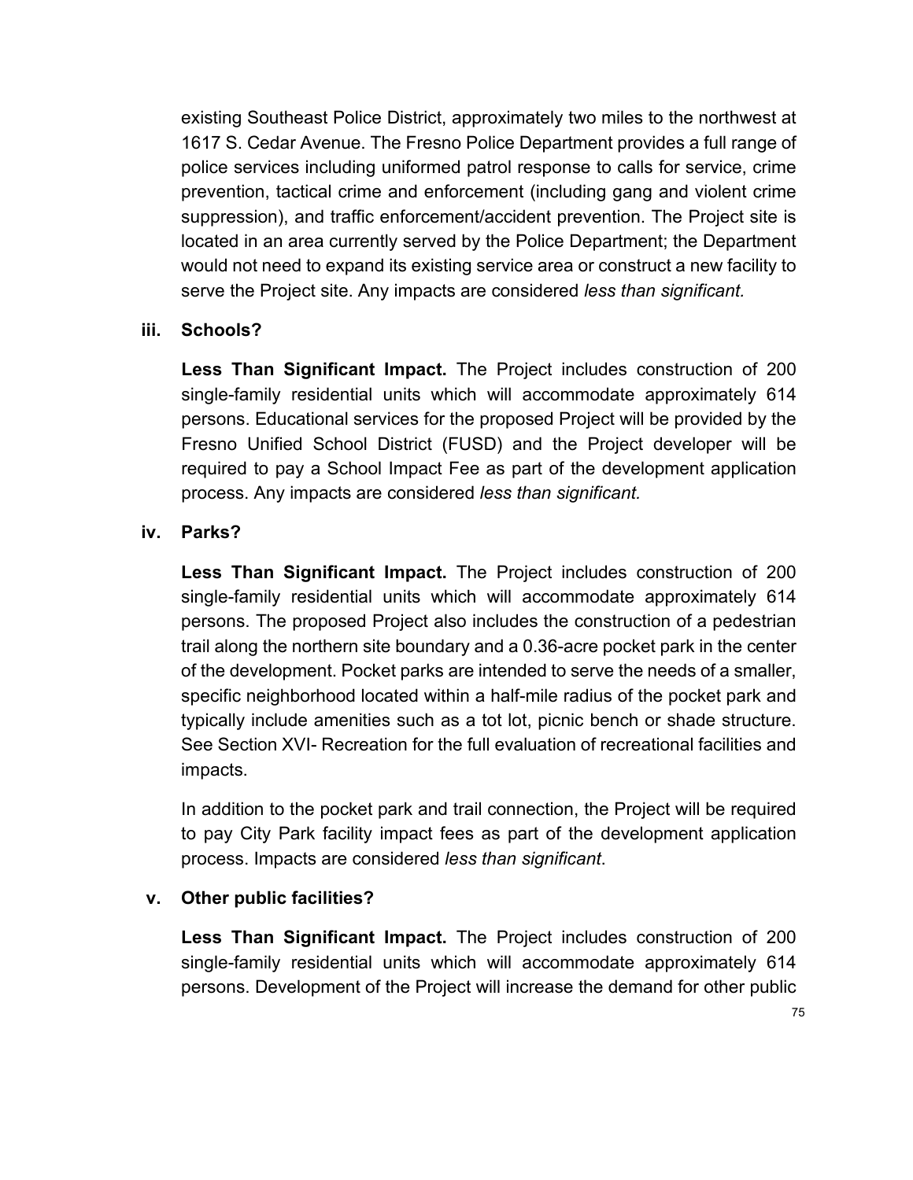existing Southeast Police District, approximately two miles to the northwest at 1617 S. Cedar Avenue. The Fresno Police Department provides a full range of police services including uniformed patrol response to calls for service, crime prevention, tactical crime and enforcement (including gang and violent crime suppression), and traffic enforcement/accident prevention. The Project site is located in an area currently served by the Police Department; the Department would not need to expand its existing service area or construct a new facility to serve the Project site. Any impacts are considered *less than significant.*

**iii. Schools?**

**Less Than Significant Impact.** The Project includes construction of 200 single-family residential units which will accommodate approximately 614 persons. Educational services for the proposed Project will be provided by the Fresno Unified School District (FUSD) and the Project developer will be required to pay a School Impact Fee as part of the development application process. Any impacts are considered *less than significant.*

**iv. Parks?**

**Less Than Significant Impact.** The Project includes construction of 200 single-family residential units which will accommodate approximately 614 persons. The proposed Project also includes the construction of a pedestrian trail along the northern site boundary and a 0.36-acre pocket park in the center of the development. Pocket parks are intended to serve the needs of a smaller, specific neighborhood located within a half-mile radius of the pocket park and typically include amenities such as a tot lot, picnic bench or shade structure. See Section XVI- Recreation for the full evaluation of recreational facilities and impacts.

In addition to the pocket park and trail connection, the Project will be required to pay City Park facility impact fees as part of the development application process. Impacts are considered *less than significant*.

**v. Other public facilities?**

**Less Than Significant Impact.** The Project includes construction of 200 single-family residential units which will accommodate approximately 614 persons. Development of the Project will increase the demand for other public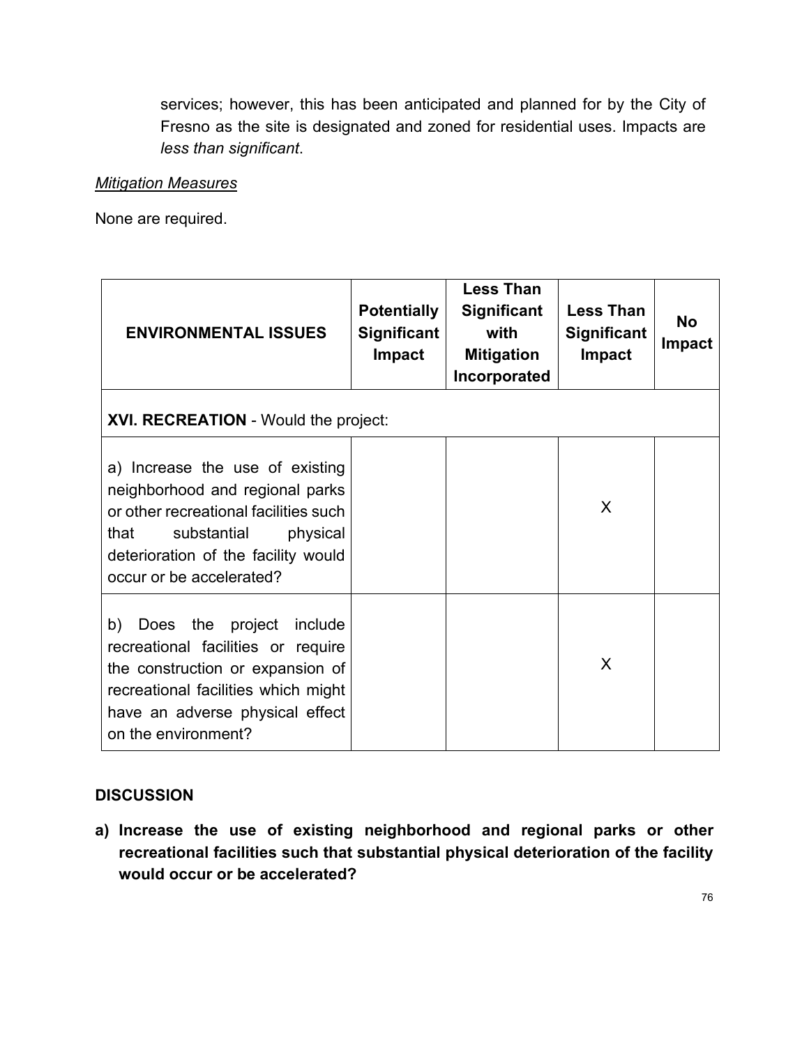services; however, this has been anticipated and planned for by the City of Fresno as the site is designated and zoned for residential uses. Impacts are *less than significant*.

<u>*Mitigation Measures*</u>

None are required.

| ENVIRONMENTAL ISSUES | Potentially Significant Impact | Less Than Significant with Mitigation Incorporated | Less Than Significant Impact | No Impact |
|---|---|---|---|---|
| **XVI. RECREATION** - Would the project: | | | | |
| a) Increase the use of existing neighborhood and regional parks or other recreational facilities such that substantial physical deterioration of the facility would occur or be accelerated? | | | X | |
| b) Does the project include recreational facilities or require the construction or expansion of recreational facilities which might have an adverse physical effect on the environment? | | | X | |

**DISCUSSION**

**a) Increase the use of existing neighborhood and regional parks or other recreational facilities such that substantial physical deterioration of the facility would occur or be accelerated?**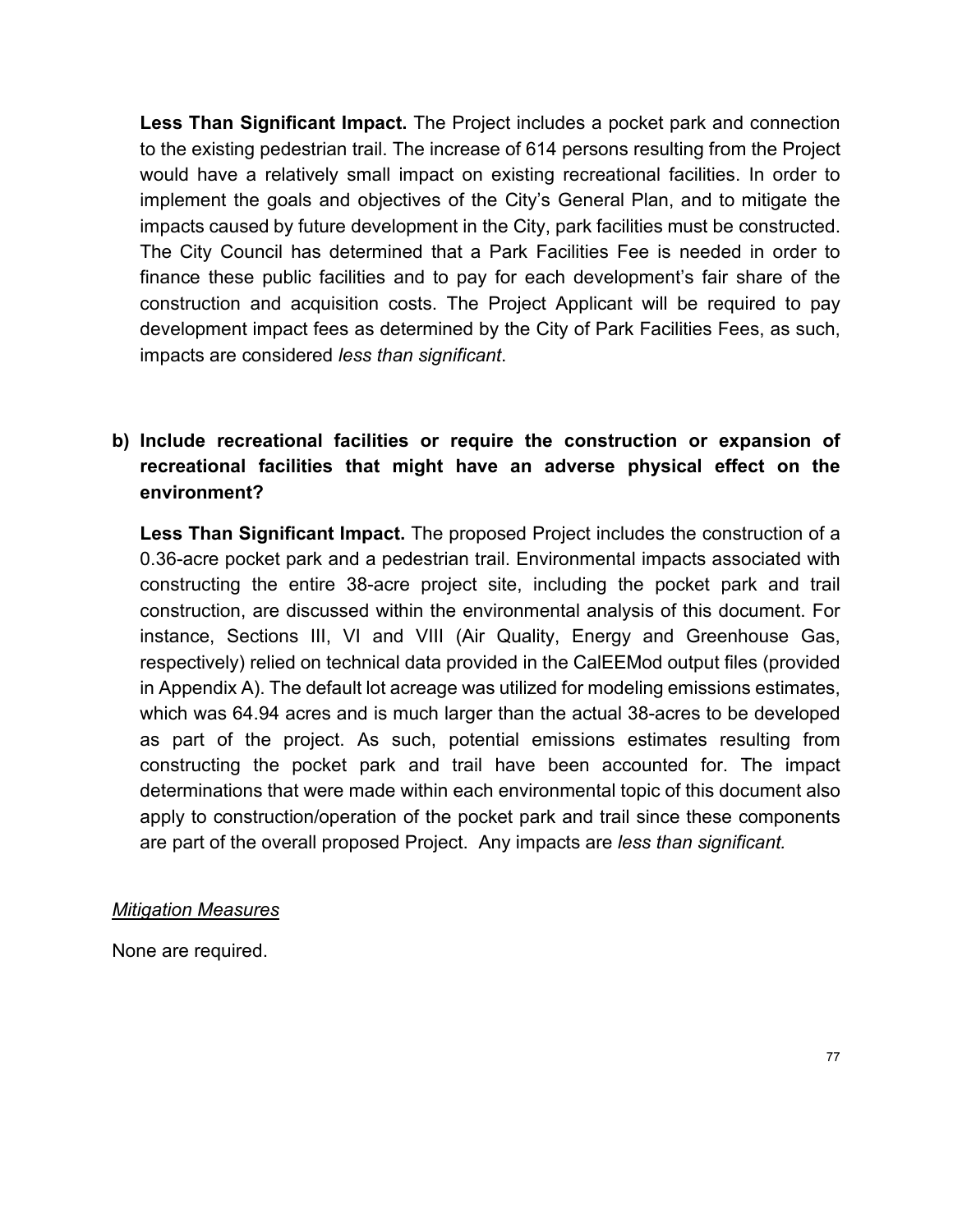**Less Than Significant Impact.** The Project includes a pocket park and connection to the existing pedestrian trail. The increase of 614 persons resulting from the Project would have a relatively small impact on existing recreational facilities. In order to implement the goals and objectives of the City's General Plan, and to mitigate the impacts caused by future development in the City, park facilities must be constructed. The City Council has determined that a Park Facilities Fee is needed in order to finance these public facilities and to pay for each development's fair share of the construction and acquisition costs. The Project Applicant will be required to pay development impact fees as determined by the City of Park Facilities Fees, as such, impacts are considered *less than significant*.

**b) Include recreational facilities or require the construction or expansion of recreational facilities that might have an adverse physical effect on the environment?**

**Less Than Significant Impact.** The proposed Project includes the construction of a 0.36-acre pocket park and a pedestrian trail. Environmental impacts associated with constructing the entire 38-acre project site, including the pocket park and trail construction, are discussed within the environmental analysis of this document. For instance, Sections III, VI and VIII (Air Quality, Energy and Greenhouse Gas, respectively) relied on technical data provided in the CalEEMod output files (provided in Appendix A). The default lot acreage was utilized for modeling emissions estimates, which was 64.94 acres and is much larger than the actual 38-acres to be developed as part of the project. As such, potential emissions estimates resulting from constructing the pocket park and trail have been accounted for. The impact determinations that were made within each environmental topic of this document also apply to construction/operation of the pocket park and trail since these components are part of the overall proposed Project. Any impacts are *less than significant.*

*Mitigation Measures*

None are required.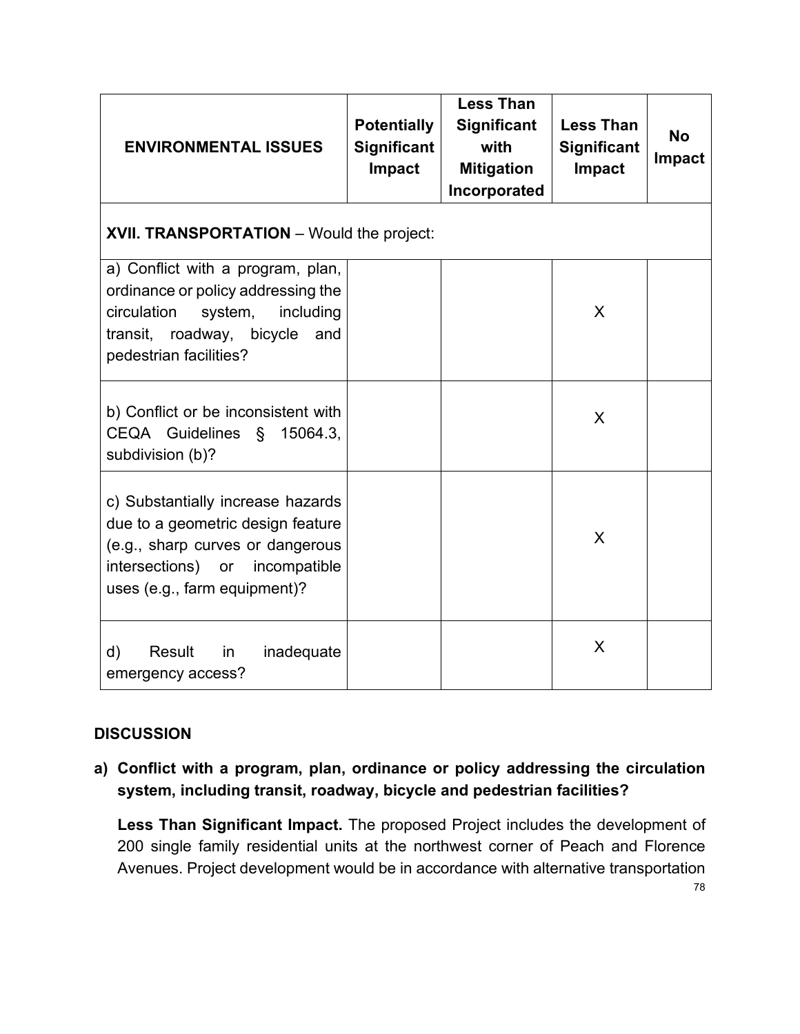| ENVIRONMENTAL ISSUES | Potentially Significant Impact | Less Than Significant with Mitigation Incorporated | Less Than Significant Impact | No Impact |
|---|---|---|---|---|
| **XVII. TRANSPORTATION** – Would the project: | | | | |
| a) Conflict with a program, plan, ordinance or policy addressing the circulation system, including transit, roadway, bicycle and pedestrian facilities? | | | X | |
| b) Conflict or be inconsistent with CEQA Guidelines § 15064.3, subdivision (b)? | | | X | |
| c) Substantially increase hazards due to a geometric design feature (e.g., sharp curves or dangerous intersections) or incompatible uses (e.g., farm equipment)? | | | X | |
| d) Result in inadequate emergency access? | | | X | |

## DISCUSSION

**a) Conflict with a program, plan, ordinance or policy addressing the circulation system, including transit, roadway, bicycle and pedestrian facilities?**

**Less Than Significant Impact.** The proposed Project includes the development of 200 single family residential units at the northwest corner of Peach and Florence Avenues. Project development would be in accordance with alternative transportation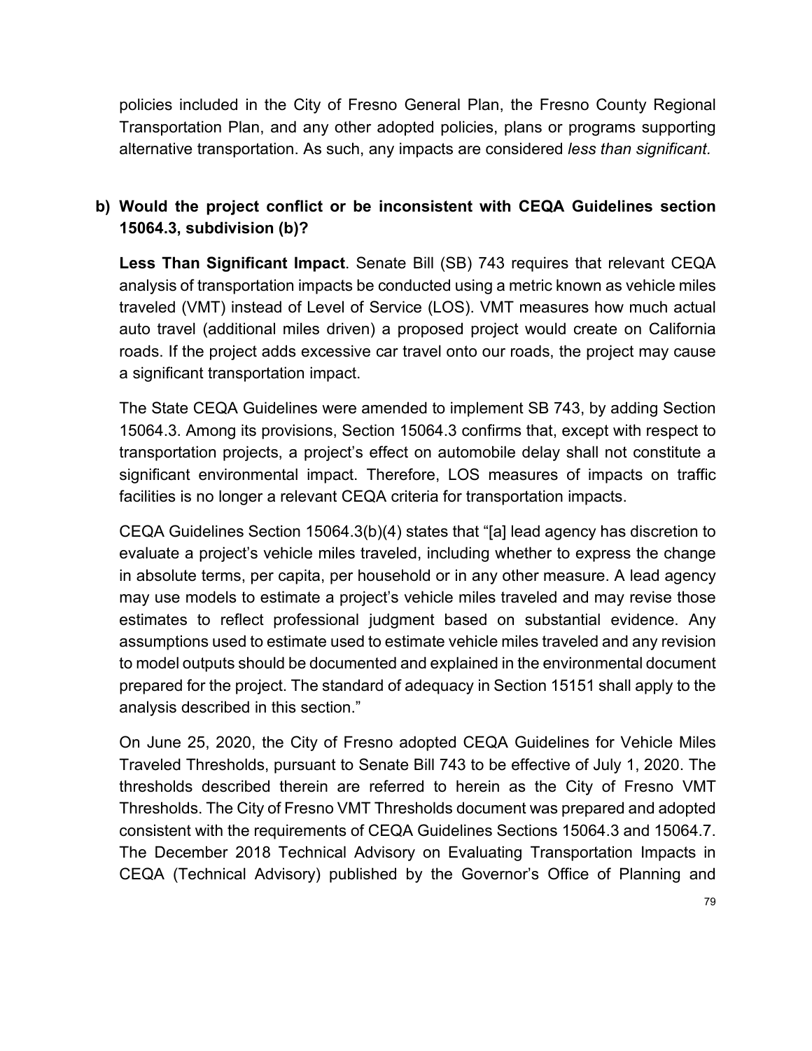policies included in the City of Fresno General Plan, the Fresno County Regional Transportation Plan, and any other adopted policies, plans or programs supporting alternative transportation. As such, any impacts are considered *less than significant.*

**b) Would the project conflict or be inconsistent with CEQA Guidelines section 15064.3, subdivision (b)?**

**Less Than Significant Impact**. Senate Bill (SB) 743 requires that relevant CEQA analysis of transportation impacts be conducted using a metric known as vehicle miles traveled (VMT) instead of Level of Service (LOS). VMT measures how much actual auto travel (additional miles driven) a proposed project would create on California roads. If the project adds excessive car travel onto our roads, the project may cause a significant transportation impact.

The State CEQA Guidelines were amended to implement SB 743, by adding Section 15064.3. Among its provisions, Section 15064.3 confirms that, except with respect to transportation projects, a project's effect on automobile delay shall not constitute a significant environmental impact. Therefore, LOS measures of impacts on traffic facilities is no longer a relevant CEQA criteria for transportation impacts.

CEQA Guidelines Section 15064.3(b)(4) states that "[a] lead agency has discretion to evaluate a project's vehicle miles traveled, including whether to express the change in absolute terms, per capita, per household or in any other measure. A lead agency may use models to estimate a project's vehicle miles traveled and may revise those estimates to reflect professional judgment based on substantial evidence. Any assumptions used to estimate used to estimate vehicle miles traveled and any revision to model outputs should be documented and explained in the environmental document prepared for the project. The standard of adequacy in Section 15151 shall apply to the analysis described in this section."

On June 25, 2020, the City of Fresno adopted CEQA Guidelines for Vehicle Miles Traveled Thresholds, pursuant to Senate Bill 743 to be effective of July 1, 2020. The thresholds described therein are referred to herein as the City of Fresno VMT Thresholds. The City of Fresno VMT Thresholds document was prepared and adopted consistent with the requirements of CEQA Guidelines Sections 15064.3 and 15064.7. The December 2018 Technical Advisory on Evaluating Transportation Impacts in CEQA (Technical Advisory) published by the Governor's Office of Planning and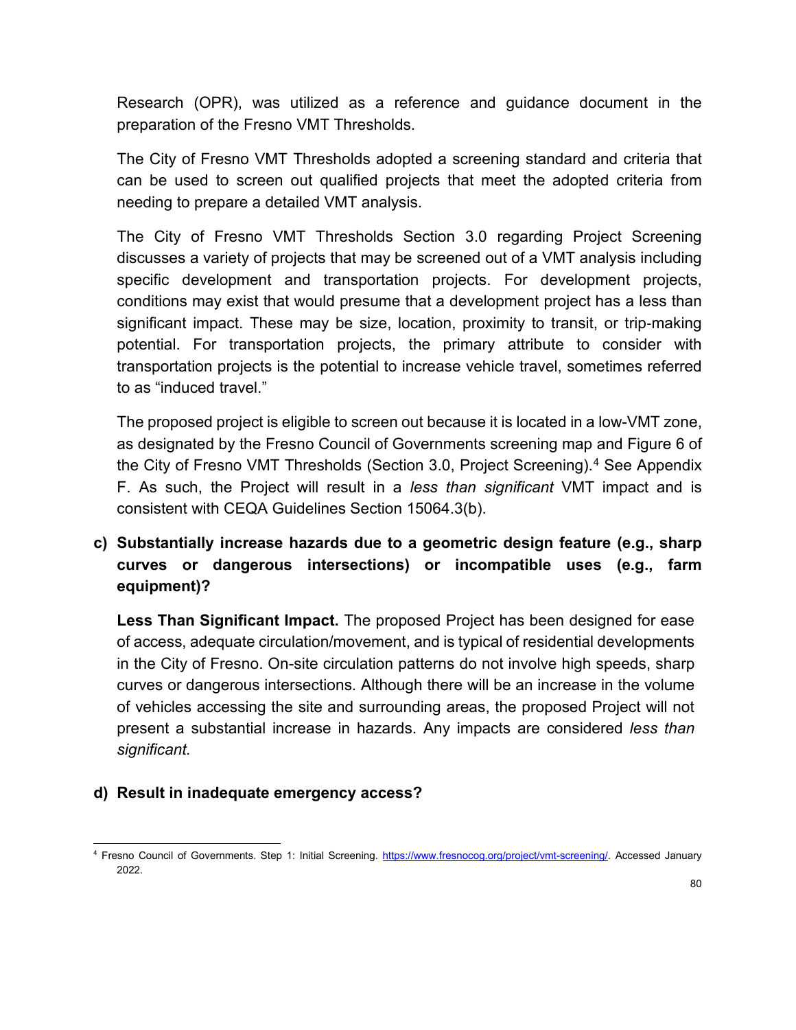Research (OPR), was utilized as a reference and guidance document in the preparation of the Fresno VMT Thresholds.

The City of Fresno VMT Thresholds adopted a screening standard and criteria that can be used to screen out qualified projects that meet the adopted criteria from needing to prepare a detailed VMT analysis.

The City of Fresno VMT Thresholds Section 3.0 regarding Project Screening discusses a variety of projects that may be screened out of a VMT analysis including specific development and transportation projects. For development projects, conditions may exist that would presume that a development project has a less than significant impact. These may be size, location, proximity to transit, or trip-making potential. For transportation projects, the primary attribute to consider with transportation projects is the potential to increase vehicle travel, sometimes referred to as "induced travel."

The proposed project is eligible to screen out because it is located in a low-VMT zone, as designated by the Fresno Council of Governments screening map and Figure 6 of the City of Fresno VMT Thresholds (Section 3.0, Project Screening).[4] See Appendix F. As such, the Project will result in a *less than significant* VMT impact and is consistent with CEQA Guidelines Section 15064.3(b).

**c) Substantially increase hazards due to a geometric design feature (e.g., sharp curves or dangerous intersections) or incompatible uses (e.g., farm equipment)?**

**Less Than Significant Impact.** The proposed Project has been designed for ease of access, adequate circulation/movement, and is typical of residential developments in the City of Fresno. On-site circulation patterns do not involve high speeds, sharp curves or dangerous intersections. Although there will be an increase in the volume of vehicles accessing the site and surrounding areas, the proposed Project will not present a substantial increase in hazards. Any impacts are considered *less than significant.*

**d) Result in inadequate emergency access?**

---

[4] Fresno Council of Governments. Step 1: Initial Screening. https://www.fresnocog.org/project/vmt-screening/. Accessed January 2022.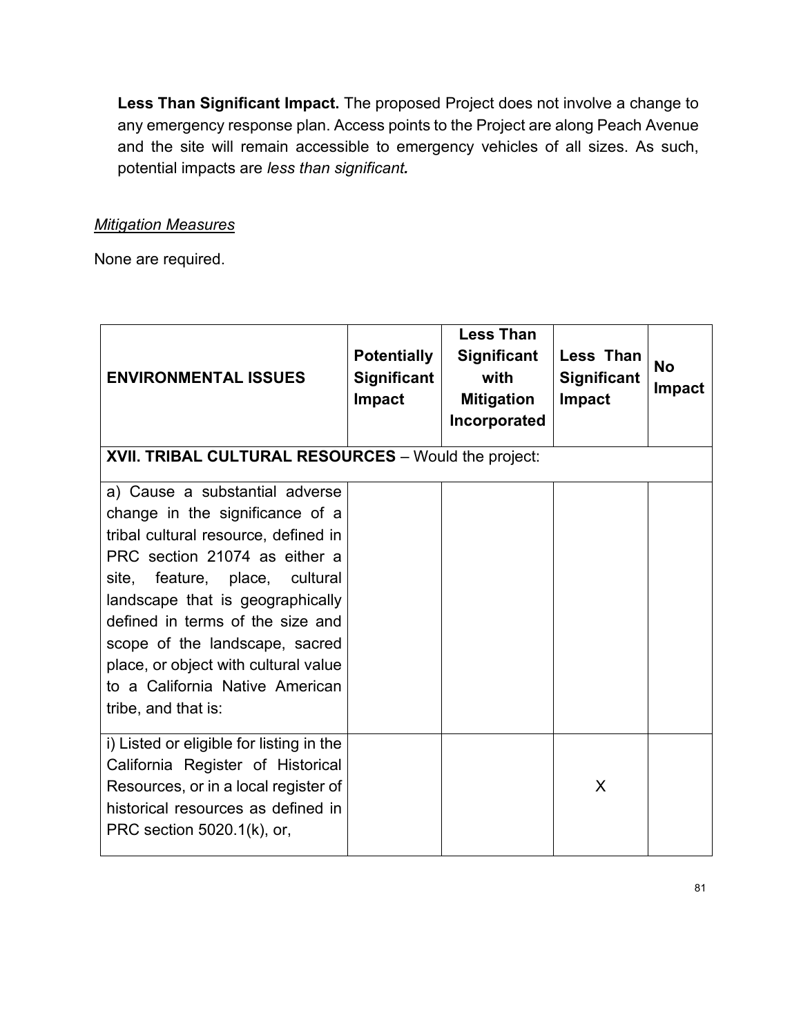**Less Than Significant Impact.** The proposed Project does not involve a change to any emergency response plan. Access points to the Project are along Peach Avenue and the site will remain accessible to emergency vehicles of all sizes. As such, potential impacts are *less than significant.*

*Mitigation Measures*

None are required.

| ENVIRONMENTAL ISSUES | Potentially Significant Impact | Less Than Significant with Mitigation Incorporated | Less Than Significant Impact | No Impact |
|---|---|---|---|---|
| **XVII. TRIBAL CULTURAL RESOURCES** – Would the project: | | | | |
| a) Cause a substantial adverse change in the significance of a tribal cultural resource, defined in PRC section 21074 as either a site, feature, place, cultural landscape that is geographically defined in terms of the size and scope of the landscape, sacred place, or object with cultural value to a California Native American tribe, and that is: | | | | |
| i) Listed or eligible for listing in the California Register of Historical Resources, or in a local register of historical resources as defined in PRC section 5020.1(k), or, | | | X | |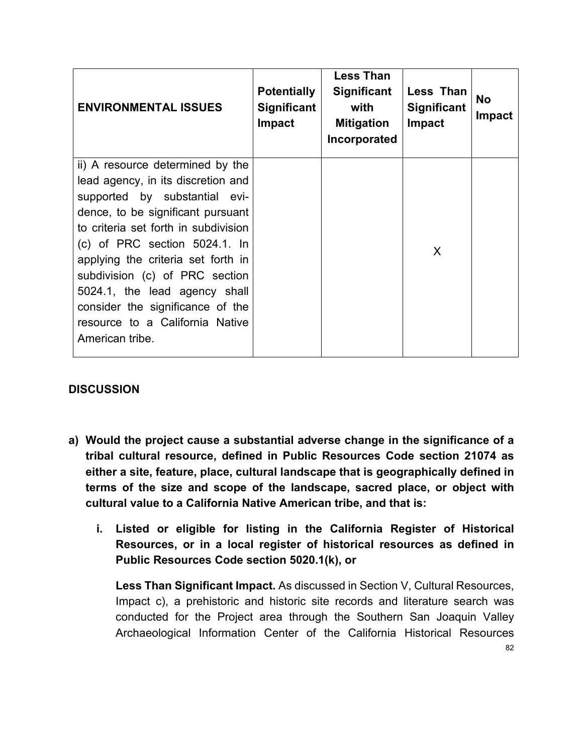| ENVIRONMENTAL ISSUES | Potentially Significant Impact | Less Than Significant with Mitigation Incorporated | Less Than Significant Impact | No Impact |
|---|---|---|---|---|
| ii) A resource determined by the lead agency, in its discretion and supported by substantial evidence, to be significant pursuant to criteria set forth in subdivision (c) of PRC section 5024.1. In applying the criteria set forth in subdivision (c) of PRC section 5024.1, the lead agency shall consider the significance of the resource to a California Native American tribe. | | | X | |

**DISCUSSION**

**a) Would the project cause a substantial adverse change in the significance of a tribal cultural resource, defined in Public Resources Code section 21074 as either a site, feature, place, cultural landscape that is geographically defined in terms of the size and scope of the landscape, sacred place, or object with cultural value to a California Native American tribe, and that is:**

**i. Listed or eligible for listing in the California Register of Historical Resources, or in a local register of historical resources as defined in Public Resources Code section 5020.1(k), or**

**Less Than Significant Impact.** As discussed in Section V, Cultural Resources, Impact c), a prehistoric and historic site records and literature search was conducted for the Project area through the Southern San Joaquin Valley Archaeological Information Center of the California Historical Resources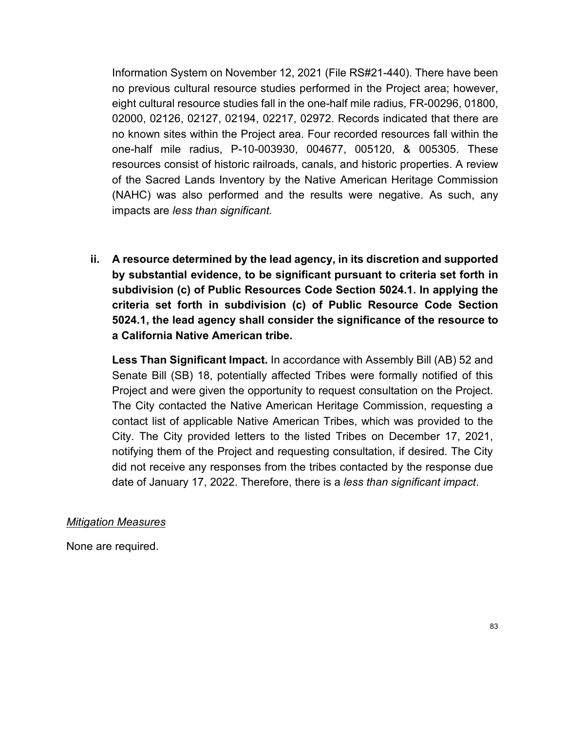Information System on November 12, 2021 (File RS#21-440). There have been no previous cultural resource studies performed in the Project area; however, eight cultural resource studies fall in the one-half mile radius, FR-00296, 01800, 02000, 02126, 02127, 02194, 02217, 02972. Records indicated that there are no known sites within the Project area. Four recorded resources fall within the one-half mile radius, P-10-003930, 004677, 005120, & 005305. These resources consist of historic railroads, canals, and historic properties. A review of the Sacred Lands Inventory by the Native American Heritage Commission (NAHC) was also performed and the results were negative. As such, any impacts are *less than significant.*

**ii. A resource determined by the lead agency, in its discretion and supported by substantial evidence, to be significant pursuant to criteria set forth in subdivision (c) of Public Resources Code Section 5024.1. In applying the criteria set forth in subdivision (c) of Public Resource Code Section 5024.1, the lead agency shall consider the significance of the resource to a California Native American tribe.**

**Less Than Significant Impact.** In accordance with Assembly Bill (AB) 52 and Senate Bill (SB) 18, potentially affected Tribes were formally notified of this Project and were given the opportunity to request consultation on the Project. The City contacted the Native American Heritage Commission, requesting a contact list of applicable Native American Tribes, which was provided to the City. The City provided letters to the listed Tribes on December 17, 2021, notifying them of the Project and requesting consultation, if desired. The City did not receive any responses from the tribes contacted by the response due date of January 17, 2022. Therefore, there is a *less than significant impact*.

*Mitigation Measures*

None are required.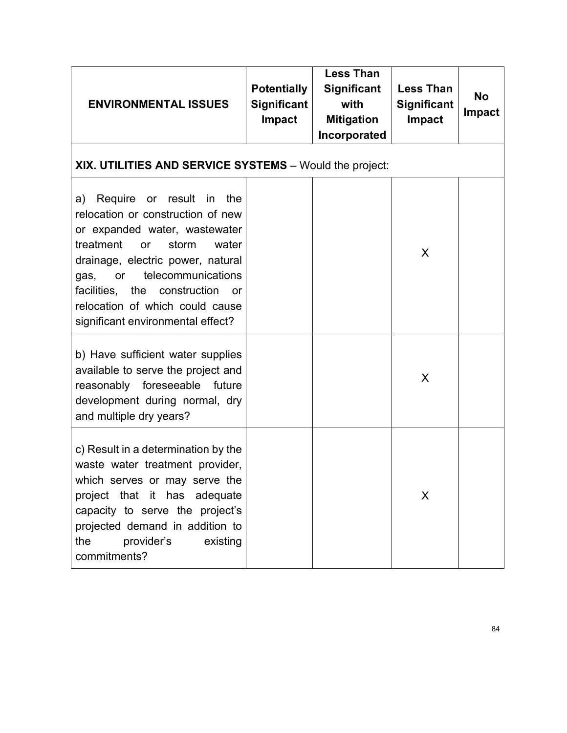| ENVIRONMENTAL ISSUES | Potentially Significant Impact | Less Than Significant with Mitigation Incorporated | Less Than Significant Impact | No Impact |
|---|---|---|---|---|
| **XIX. UTILITIES AND SERVICE SYSTEMS** – Would the project: | | | | |
| a) Require or result in the relocation or construction of new or expanded water, wastewater treatment or storm water drainage, electric power, natural gas, or telecommunications facilities, the construction or relocation of which could cause significant environmental effect? | | | X | |
| b) Have sufficient water supplies available to serve the project and reasonably foreseeable future development during normal, dry and multiple dry years? | | | X | |
| c) Result in a determination by the waste water treatment provider, which serves or may serve the project that it has adequate capacity to serve the project's projected demand in addition to the provider's existing commitments? | | | X | |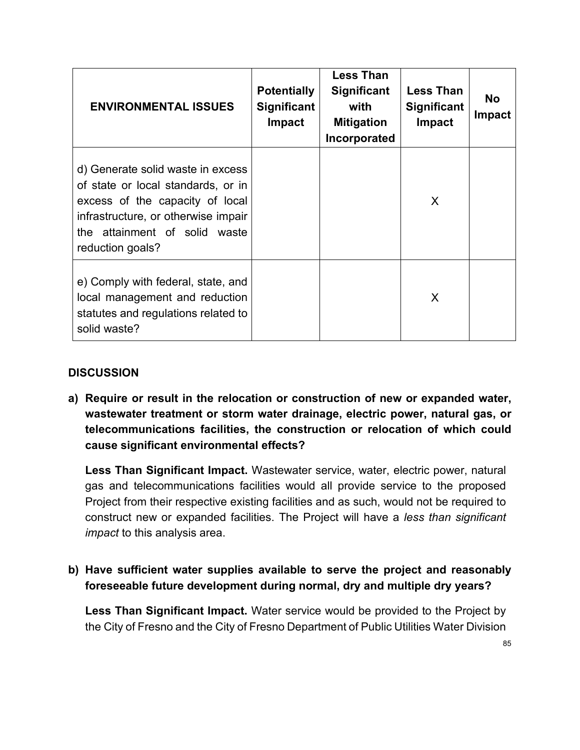| ENVIRONMENTAL ISSUES | Potentially Significant Impact | Less Than Significant with Mitigation Incorporated | Less Than Significant Impact | No Impact |
|---|---|---|---|---|
| d) Generate solid waste in excess of state or local standards, or in excess of the capacity of local infrastructure, or otherwise impair the attainment of solid waste reduction goals? | | | X | |
| e) Comply with federal, state, and local management and reduction statutes and regulations related to solid waste? | | | X | |

## DISCUSSION

**a) Require or result in the relocation or construction of new or expanded water, wastewater treatment or storm water drainage, electric power, natural gas, or telecommunications facilities, the construction or relocation of which could cause significant environmental effects?**

**Less Than Significant Impact.** Wastewater service, water, electric power, natural gas and telecommunications facilities would all provide service to the proposed Project from their respective existing facilities and as such, would not be required to construct new or expanded facilities. The Project will have a *less than significant impact* to this analysis area.

**b) Have sufficient water supplies available to serve the project and reasonably foreseeable future development during normal, dry and multiple dry years?**

**Less Than Significant Impact.** Water service would be provided to the Project by the City of Fresno and the City of Fresno Department of Public Utilities Water Division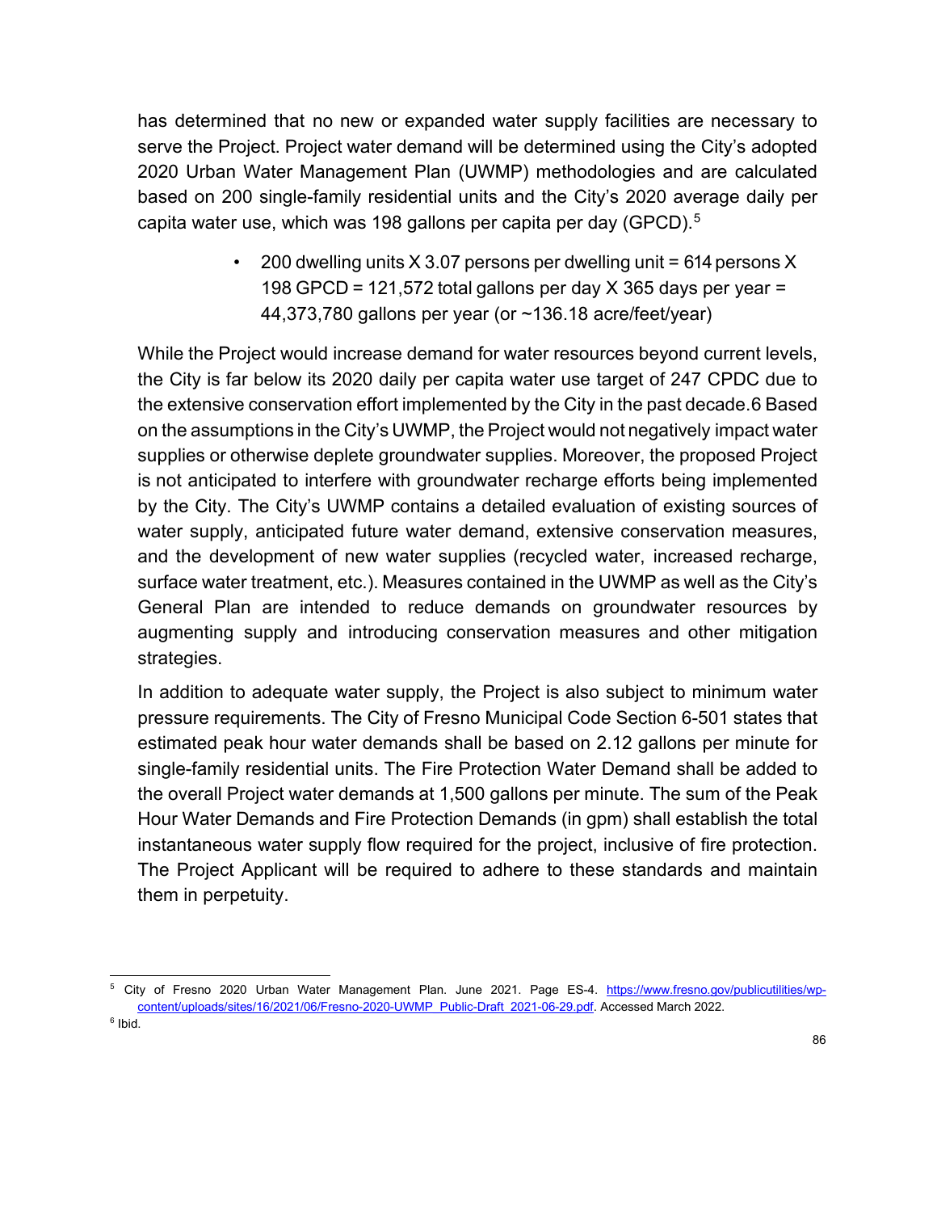has determined that no new or expanded water supply facilities are necessary to serve the Project. Project water demand will be determined using the City's adopted 2020 Urban Water Management Plan (UWMP) methodologies and are calculated based on 200 single-family residential units and the City's 2020 average daily per capita water use, which was 198 gallons per capita per day (GPCD).[5]

- 200 dwelling units X 3.07 persons per dwelling unit = 614 persons X 198 GPCD = 121,572 total gallons per day X 365 days per year = 44,373,780 gallons per year (or ~136.18 acre/feet/year)

While the Project would increase demand for water resources beyond current levels, the City is far below its 2020 daily per capita water use target of 247 CPDC due to the extensive conservation effort implemented by the City in the past decade.6 Based on the assumptions in the City's UWMP, the Project would not negatively impact water supplies or otherwise deplete groundwater supplies. Moreover, the proposed Project is not anticipated to interfere with groundwater recharge efforts being implemented by the City. The City's UWMP contains a detailed evaluation of existing sources of water supply, anticipated future water demand, extensive conservation measures, and the development of new water supplies (recycled water, increased recharge, surface water treatment, etc.). Measures contained in the UWMP as well as the City's General Plan are intended to reduce demands on groundwater resources by augmenting supply and introducing conservation measures and other mitigation strategies.

In addition to adequate water supply, the Project is also subject to minimum water pressure requirements. The City of Fresno Municipal Code Section 6-501 states that estimated peak hour water demands shall be based on 2.12 gallons per minute for single-family residential units. The Fire Protection Water Demand shall be added to the overall Project water demands at 1,500 gallons per minute. The sum of the Peak Hour Water Demands and Fire Protection Demands (in gpm) shall establish the total instantaneous water supply flow required for the project, inclusive of fire protection. The Project Applicant will be required to adhere to these standards and maintain them in perpetuity.

---

[5] City of Fresno 2020 Urban Water Management Plan. June 2021. Page ES-4. https://www.fresno.gov/publicutilities/wp-content/uploads/sites/16/2021/06/Fresno-2020-UWMP_Public-Draft_2021-06-29.pdf. Accessed March 2022.

[6] Ibid.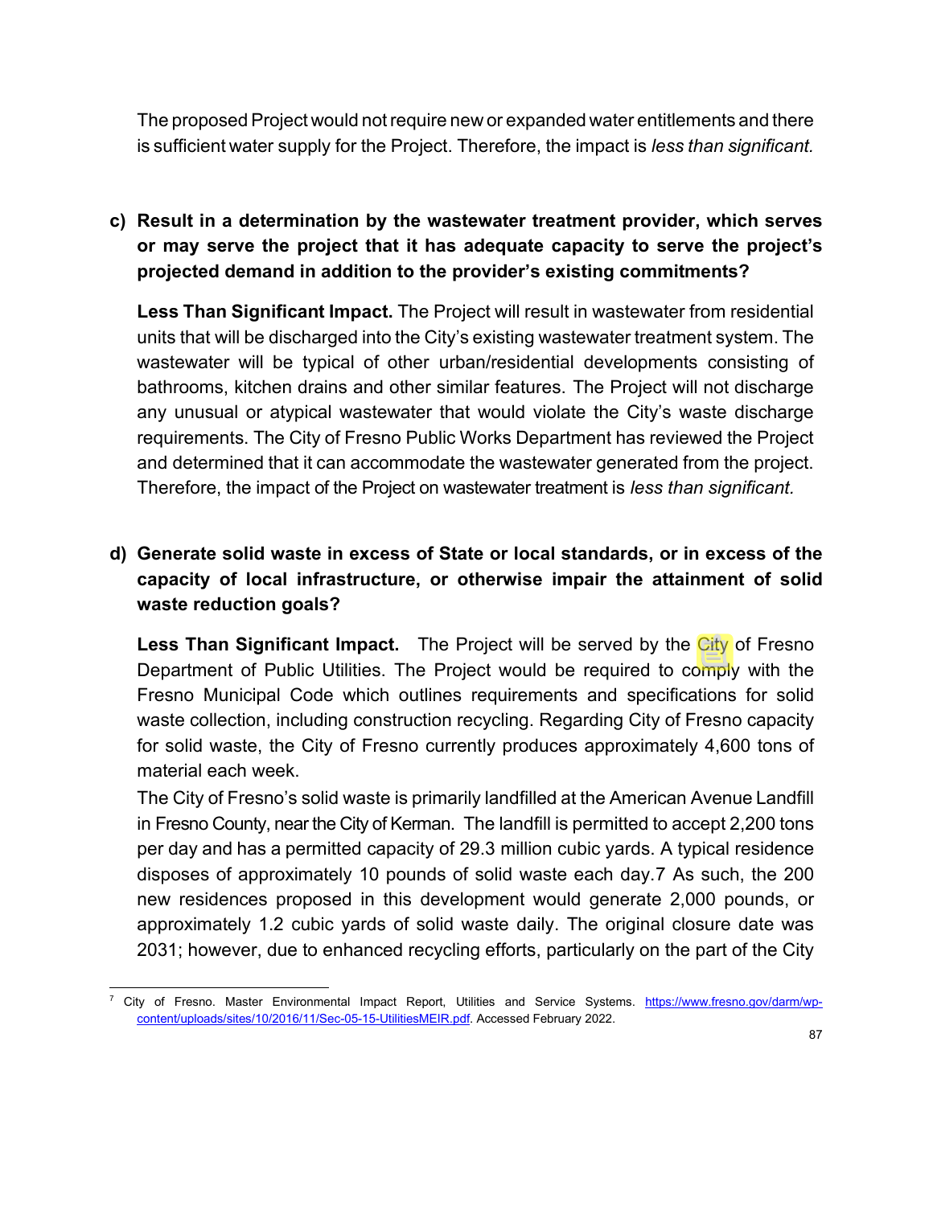The proposed Project would not require new or expanded water entitlements and there is sufficient water supply for the Project. Therefore, the impact is *less than significant.*

**c) Result in a determination by the wastewater treatment provider, which serves or may serve the project that it has adequate capacity to serve the project's projected demand in addition to the provider's existing commitments?**

**Less Than Significant Impact.** The Project will result in wastewater from residential units that will be discharged into the City's existing wastewater treatment system. The wastewater will be typical of other urban/residential developments consisting of bathrooms, kitchen drains and other similar features. The Project will not discharge any unusual or atypical wastewater that would violate the City's waste discharge requirements. The City of Fresno Public Works Department has reviewed the Project and determined that it can accommodate the wastewater generated from the project. Therefore, the impact of the Project on wastewater treatment is *less than significant.*

**d) Generate solid waste in excess of State or local standards, or in excess of the capacity of local infrastructure, or otherwise impair the attainment of solid waste reduction goals?**

**Less Than Significant Impact.** The Project will be served by the City of Fresno Department of Public Utilities. The Project would be required to comply with the Fresno Municipal Code which outlines requirements and specifications for solid waste collection, including construction recycling. Regarding City of Fresno capacity for solid waste, the City of Fresno currently produces approximately 4,600 tons of material each week.

The City of Fresno's solid waste is primarily landfilled at the American Avenue Landfill in Fresno County, near the City of Kerman. The landfill is permitted to accept 2,200 tons per day and has a permitted capacity of 29.3 million cubic yards. A typical residence disposes of approximately 10 pounds of solid waste each day.[7] As such, the 200 new residences proposed in this development would generate 2,000 pounds, or approximately 1.2 cubic yards of solid waste daily. The original closure date was 2031; however, due to enhanced recycling efforts, particularly on the part of the City

---

[7] City of Fresno. Master Environmental Impact Report, Utilities and Service Systems. https://www.fresno.gov/darm/wp-content/uploads/sites/10/2016/11/Sec-05-15-UtilitiesMEIR.pdf. Accessed February 2022.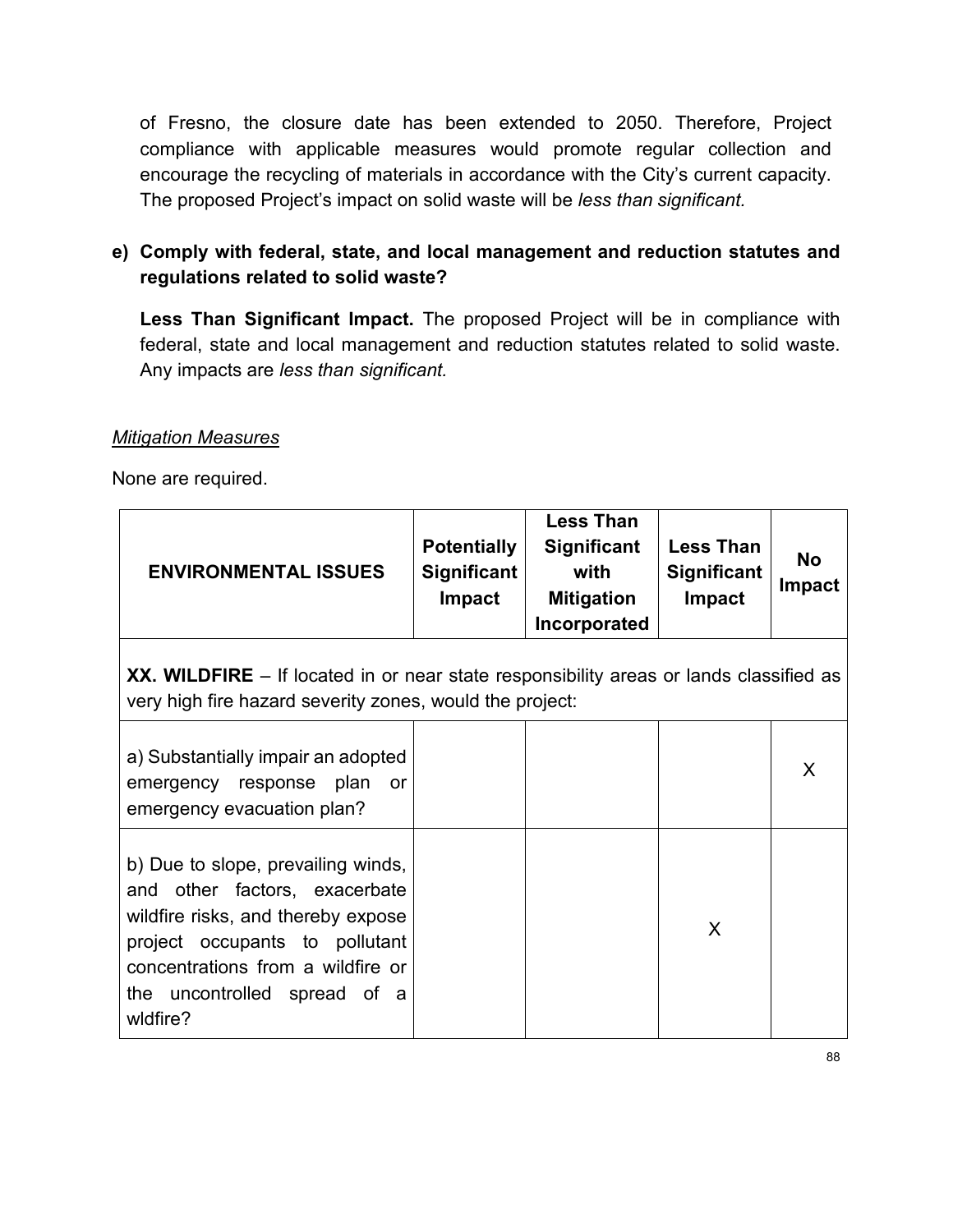of Fresno, the closure date has been extended to 2050. Therefore, Project compliance with applicable measures would promote regular collection and encourage the recycling of materials in accordance with the City's current capacity. The proposed Project's impact on solid waste will be *less than significant.*

**e) Comply with federal, state, and local management and reduction statutes and regulations related to solid waste?**

**Less Than Significant Impact.** The proposed Project will be in compliance with federal, state and local management and reduction statutes related to solid waste. Any impacts are *less than significant.*

*Mitigation Measures*

None are required.

| ENVIRONMENTAL ISSUES | Potentially Significant Impact | Less Than Significant with Mitigation Incorporated | Less Than Significant Impact | No Impact |
|---|---|---|---|---|
| **XX. WILDFIRE** – If located in or near state responsibility areas or lands classified as very high fire hazard severity zones, would the project: | | | | |
| a) Substantially impair an adopted emergency response plan or emergency evacuation plan? | | | | X |
| b) Due to slope, prevailing winds, and other factors, exacerbate wildfire risks, and thereby expose project occupants to pollutant concentrations from a wildfire or the uncontrolled spread of a wldfire? | | | X | |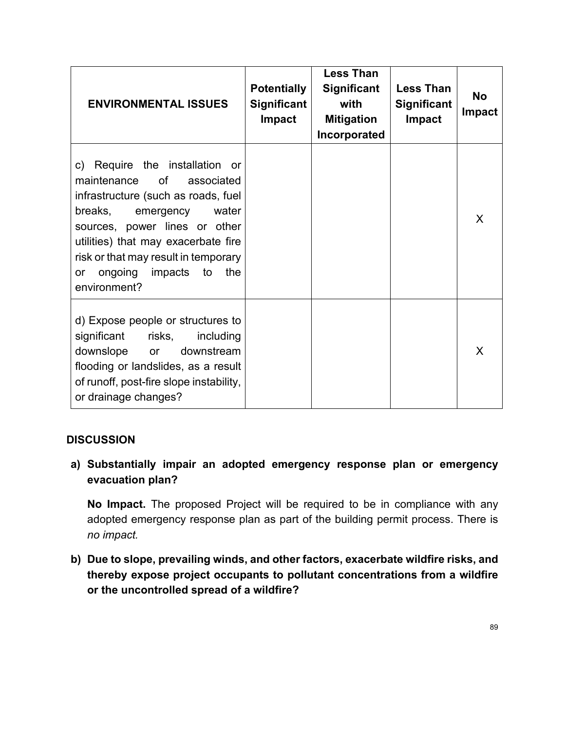| ENVIRONMENTAL ISSUES | Potentially Significant Impact | Less Than Significant with Mitigation Incorporated | Less Than Significant Impact | No Impact |
|---|---|---|---|---|
| c) Require the installation or maintenance of associated infrastructure (such as roads, fuel breaks, emergency water sources, power lines or other utilities) that may exacerbate fire risk or that may result in temporary or ongoing impacts to the environment? | | | | X |
| d) Expose people or structures to significant risks, including downslope or downstream flooding or landslides, as a result of runoff, post-fire slope instability, or drainage changes? | | | | X |

## DISCUSSION

**a) Substantially impair an adopted emergency response plan or emergency evacuation plan?**

**No Impact.** The proposed Project will be required to be in compliance with any adopted emergency response plan as part of the building permit process. There is *no impact.*

**b) Due to slope, prevailing winds, and other factors, exacerbate wildfire risks, and thereby expose project occupants to pollutant concentrations from a wildfire or the uncontrolled spread of a wildfire?**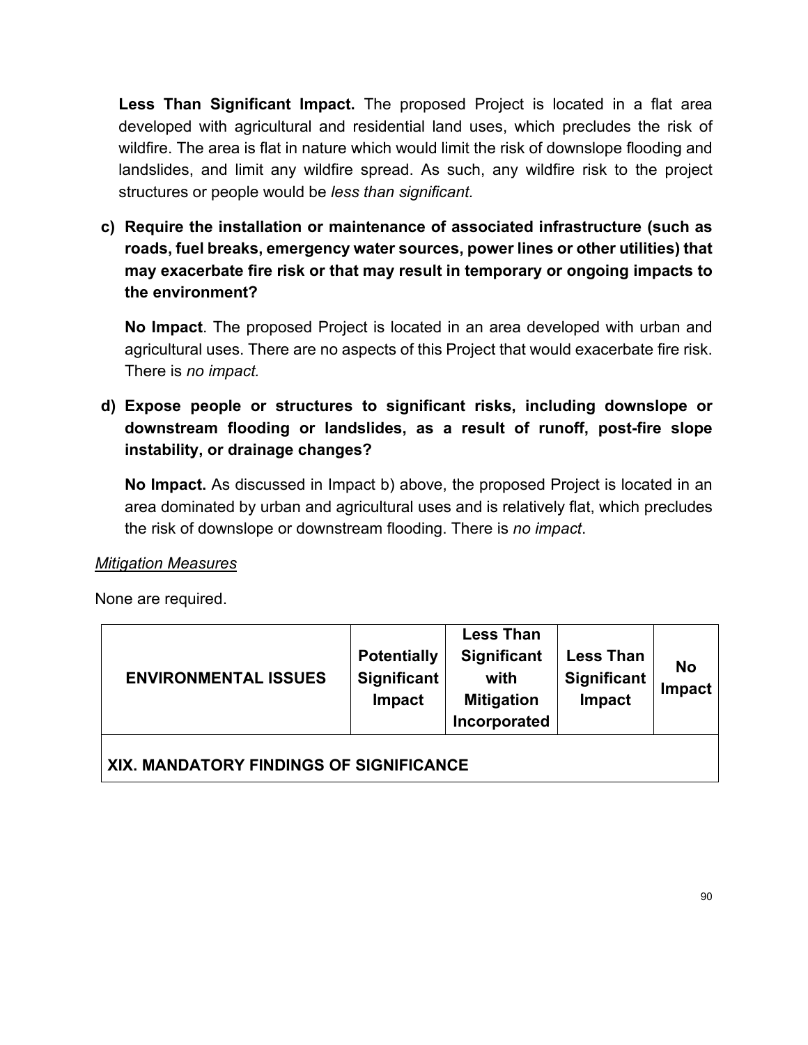**Less Than Significant Impact.** The proposed Project is located in a flat area developed with agricultural and residential land uses, which precludes the risk of wildfire. The area is flat in nature which would limit the risk of downslope flooding and landslides, and limit any wildfire spread. As such, any wildfire risk to the project structures or people would be *less than significant.*

**c) Require the installation or maintenance of associated infrastructure (such as roads, fuel breaks, emergency water sources, power lines or other utilities) that may exacerbate fire risk or that may result in temporary or ongoing impacts to the environment?**

**No Impact**. The proposed Project is located in an area developed with urban and agricultural uses. There are no aspects of this Project that would exacerbate fire risk. There is *no impact.*

**d) Expose people or structures to significant risks, including downslope or downstream flooding or landslides, as a result of runoff, post-fire slope instability, or drainage changes?**

**No Impact.** As discussed in Impact b) above, the proposed Project is located in an area dominated by urban and agricultural uses and is relatively flat, which precludes the risk of downslope or downstream flooding. There is *no impact*.

*Mitigation Measures*

None are required.

| ENVIRONMENTAL ISSUES | Potentially Significant Impact | Less Than Significant with Mitigation Incorporated | Less Than Significant Impact | No Impact |
|---|---|---|---|---|
| **XIX. MANDATORY FINDINGS OF SIGNIFICANCE** | | | | |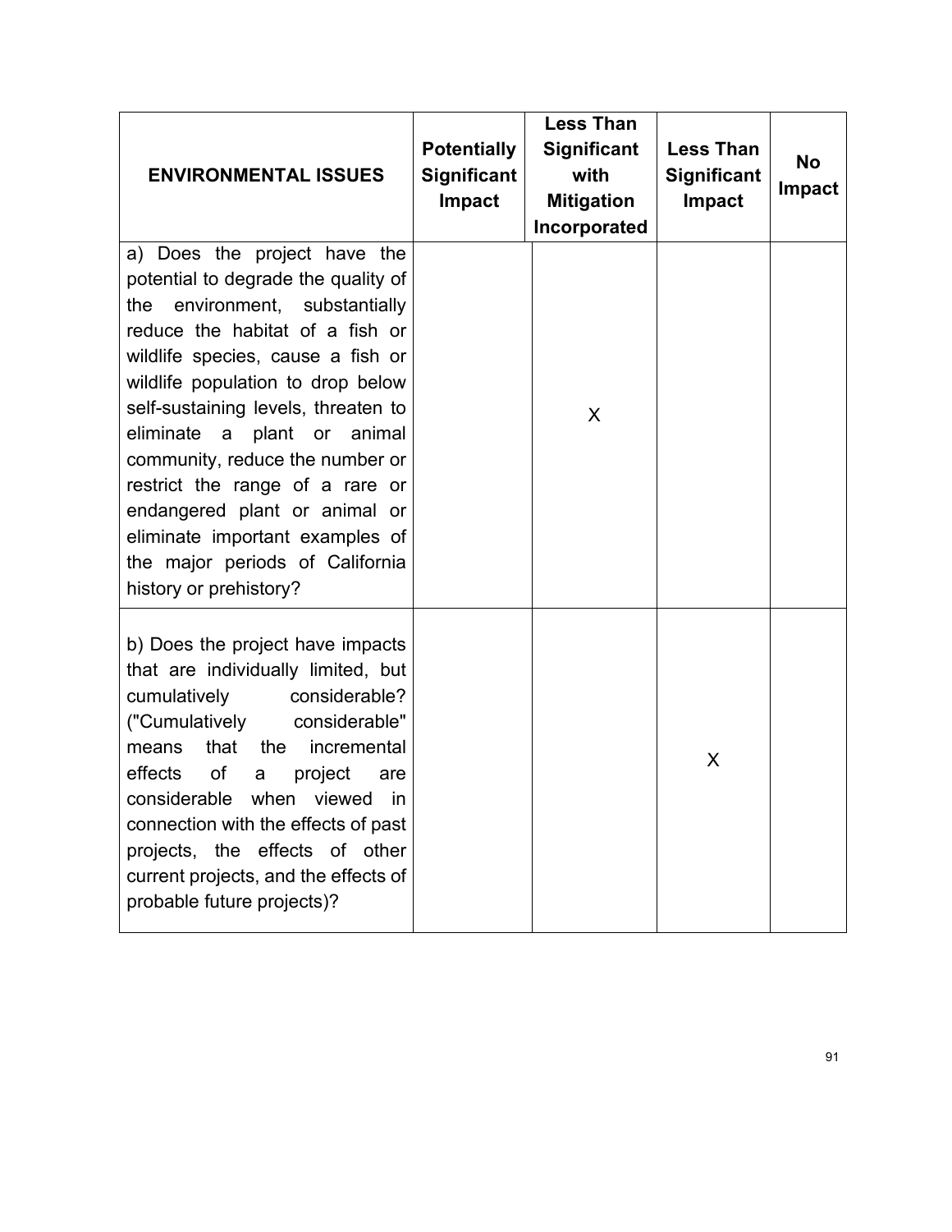| ENVIRONMENTAL ISSUES | Potentially Significant Impact | Less Than Significant with Mitigation Incorporated | Less Than Significant Impact | No Impact |
|---|---|---|---|---|
| a) Does the project have the potential to degrade the quality of the environment, substantially reduce the habitat of a fish or wildlife species, cause a fish or wildlife population to drop below self-sustaining levels, threaten to eliminate a plant or animal community, reduce the number or restrict the range of a rare or endangered plant or animal or eliminate important examples of the major periods of California history or prehistory? | | X | | |
| b) Does the project have impacts that are individually limited, but cumulatively considerable? ("Cumulatively considerable" means that the incremental effects of a project are considerable when viewed in connection with the effects of past projects, the effects of other current projects, and the effects of probable future projects)? | | | X | |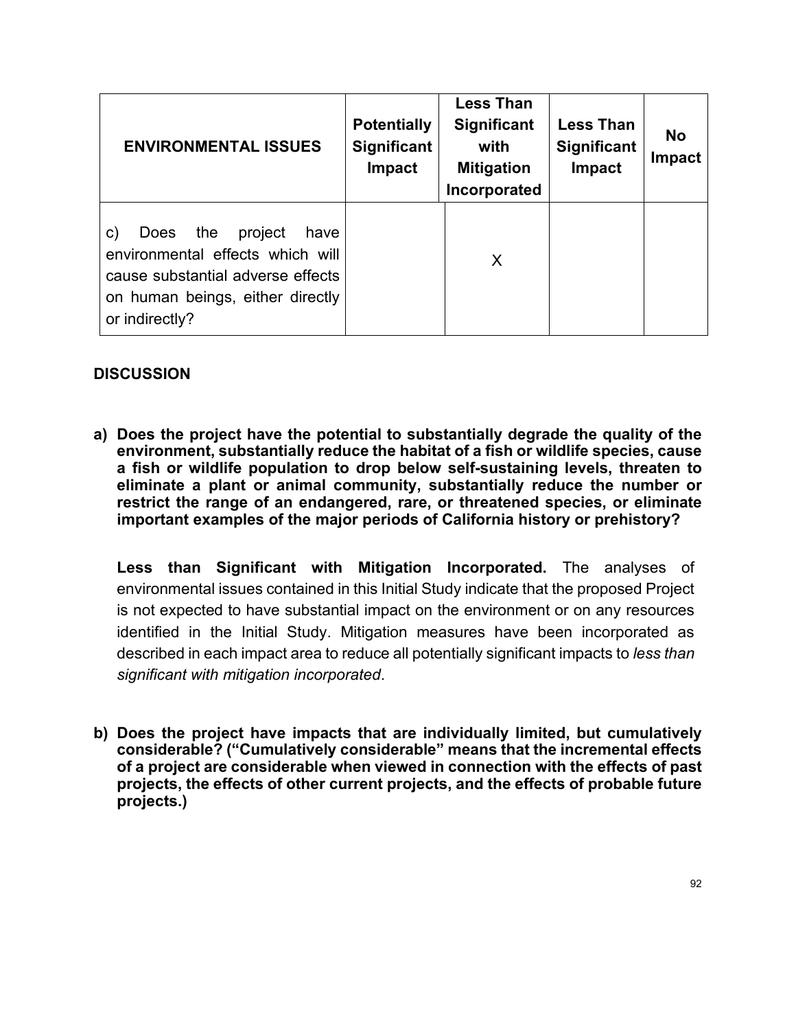| ENVIRONMENTAL ISSUES | Potentially Significant Impact | Less Than Significant with Mitigation Incorporated | Less Than Significant Impact | No Impact |
|---|---|---|---|---|
| c) Does the project have environmental effects which will cause substantial adverse effects on human beings, either directly or indirectly? | | X | | |

**DISCUSSION**

**a) Does the project have the potential to substantially degrade the quality of the environment, substantially reduce the habitat of a fish or wildlife species, cause a fish or wildlife population to drop below self-sustaining levels, threaten to eliminate a plant or animal community, substantially reduce the number or restrict the range of an endangered, rare, or threatened species, or eliminate important examples of the major periods of California history or prehistory?**

**Less than Significant with Mitigation Incorporated.** The analyses of environmental issues contained in this Initial Study indicate that the proposed Project is not expected to have substantial impact on the environment or on any resources identified in the Initial Study. Mitigation measures have been incorporated as described in each impact area to reduce all potentially significant impacts to *less than significant with mitigation incorporated*.

**b) Does the project have impacts that are individually limited, but cumulatively considerable? ("Cumulatively considerable" means that the incremental effects of a project are considerable when viewed in connection with the effects of past projects, the effects of other current projects, and the effects of probable future projects.)**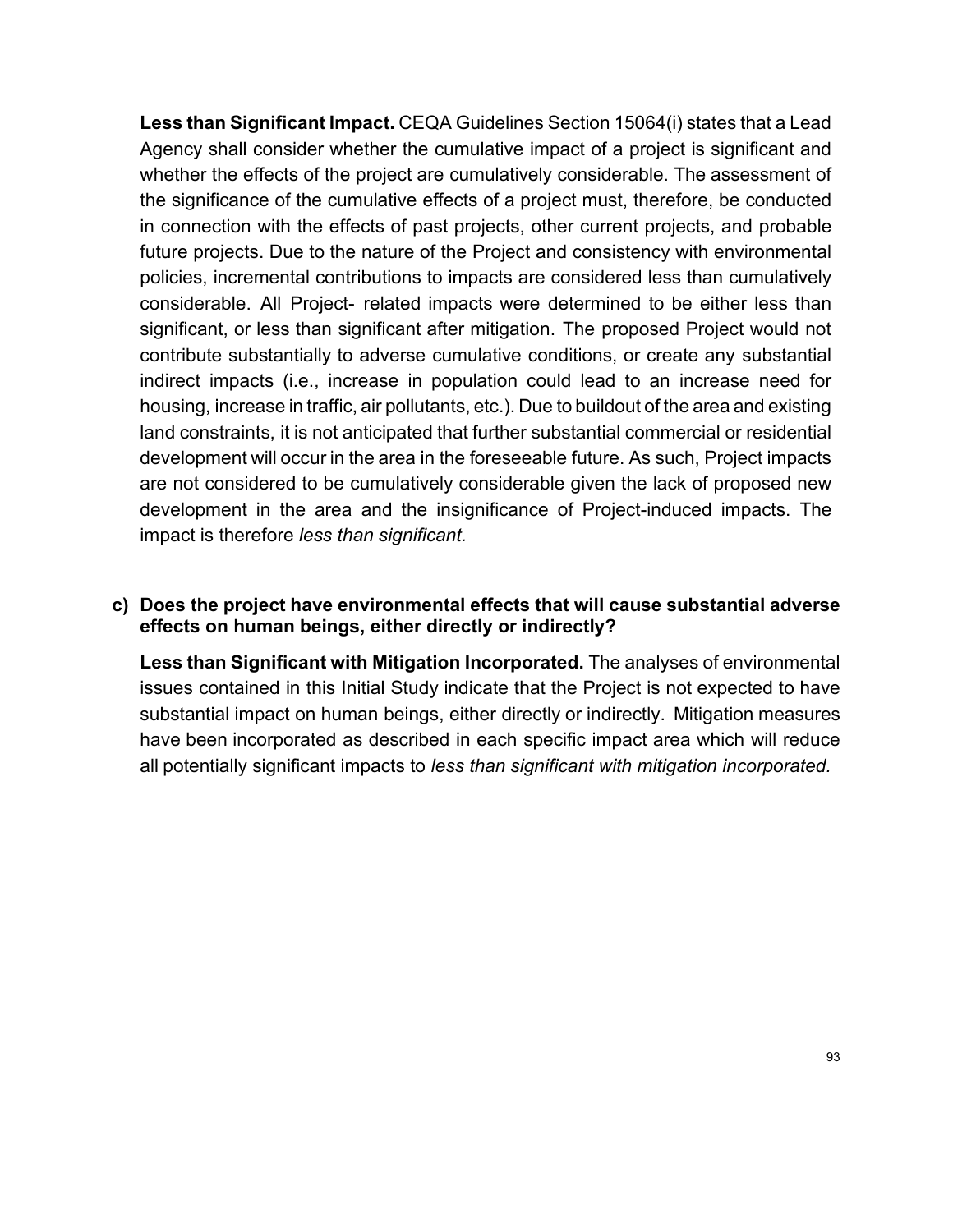**Less than Significant Impact.** CEQA Guidelines Section 15064(i) states that a Lead Agency shall consider whether the cumulative impact of a project is significant and whether the effects of the project are cumulatively considerable. The assessment of the significance of the cumulative effects of a project must, therefore, be conducted in connection with the effects of past projects, other current projects, and probable future projects. Due to the nature of the Project and consistency with environmental policies, incremental contributions to impacts are considered less than cumulatively considerable. All Project- related impacts were determined to be either less than significant, or less than significant after mitigation. The proposed Project would not contribute substantially to adverse cumulative conditions, or create any substantial indirect impacts (i.e., increase in population could lead to an increase need for housing, increase in traffic, air pollutants, etc.). Due to buildout of the area and existing land constraints, it is not anticipated that further substantial commercial or residential development will occur in the area in the foreseeable future. As such, Project impacts are not considered to be cumulatively considerable given the lack of proposed new development in the area and the insignificance of Project-induced impacts. The impact is therefore *less than significant.*

**c) Does the project have environmental effects that will cause substantial adverse effects on human beings, either directly or indirectly?**

**Less than Significant with Mitigation Incorporated.** The analyses of environmental issues contained in this Initial Study indicate that the Project is not expected to have substantial impact on human beings, either directly or indirectly. Mitigation measures have been incorporated as described in each specific impact area which will reduce all potentially significant impacts to *less than significant with mitigation incorporated.*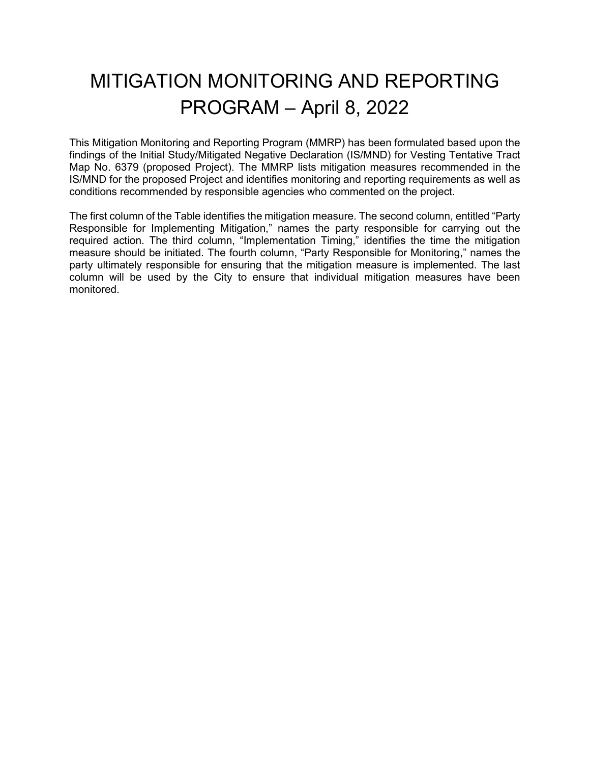# MITIGATION MONITORING AND REPORTING PROGRAM – April 8, 2022

This Mitigation Monitoring and Reporting Program (MMRP) has been formulated based upon the findings of the Initial Study/Mitigated Negative Declaration (IS/MND) for Vesting Tentative Tract Map No. 6379 (proposed Project). The MMRP lists mitigation measures recommended in the IS/MND for the proposed Project and identifies monitoring and reporting requirements as well as conditions recommended by responsible agencies who commented on the project.

The first column of the Table identifies the mitigation measure. The second column, entitled "Party Responsible for Implementing Mitigation," names the party responsible for carrying out the required action. The third column, "Implementation Timing," identifies the time the mitigation measure should be initiated. The fourth column, "Party Responsible for Monitoring," names the party ultimately responsible for ensuring that the mitigation measure is implemented. The last column will be used by the City to ensure that individual mitigation measures have been monitored.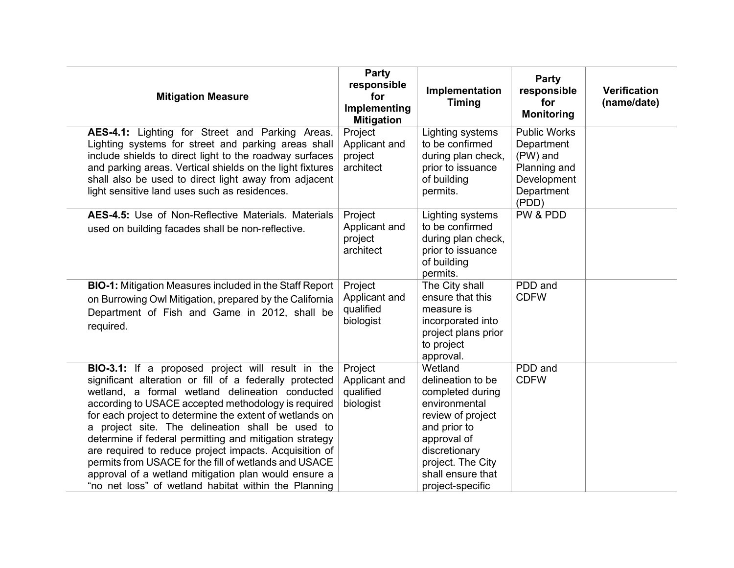| Mitigation Measure | Party responsible for Implementing Mitigation | Implementation Timing | Party responsible for Monitoring | Verification (name/date) |
|---|---|---|---|---|
| **AES-4.1:** Lighting for Street and Parking Areas. Lighting systems for street and parking areas shall include shields to direct light to the roadway surfaces and parking areas. Vertical shields on the light fixtures shall also be used to direct light away from adjacent light sensitive land uses such as residences. | Project Applicant and project architect | Lighting systems to be confirmed during plan check, prior to issuance of building permits. | Public Works Department (PW) and Planning and Development Department (PDD) | |
| **AES-4.5:** Use of Non-Reflective Materials. Materials used on building facades shall be non-reflective. | Project Applicant and project architect | Lighting systems to be confirmed during plan check, prior to issuance of building permits. | PW & PDD | |
| **BIO-1:** Mitigation Measures included in the Staff Report on Burrowing Owl Mitigation, prepared by the California Department of Fish and Game in 2012, shall be required. | Project Applicant and qualified biologist | The City shall ensure that this measure is incorporated into project plans prior to project approval. | PDD and CDFW | |
| **BIO-3.1:** If a proposed project will result in the significant alteration or fill of a federally protected wetland, a formal wetland delineation conducted according to USACE accepted methodology is required for each project to determine the extent of wetlands on a project site. The delineation shall be used to determine if federal permitting and mitigation strategy are required to reduce project impacts. Acquisition of permits from USACE for the fill of wetlands and USACE approval of a wetland mitigation plan would ensure a "no net loss" of wetland habitat within the Planning | Project Applicant and qualified biologist | Wetland delineation to be completed during environmental review of project and prior to approval of discretionary project. The City shall ensure that project-specific | PDD and CDFW | |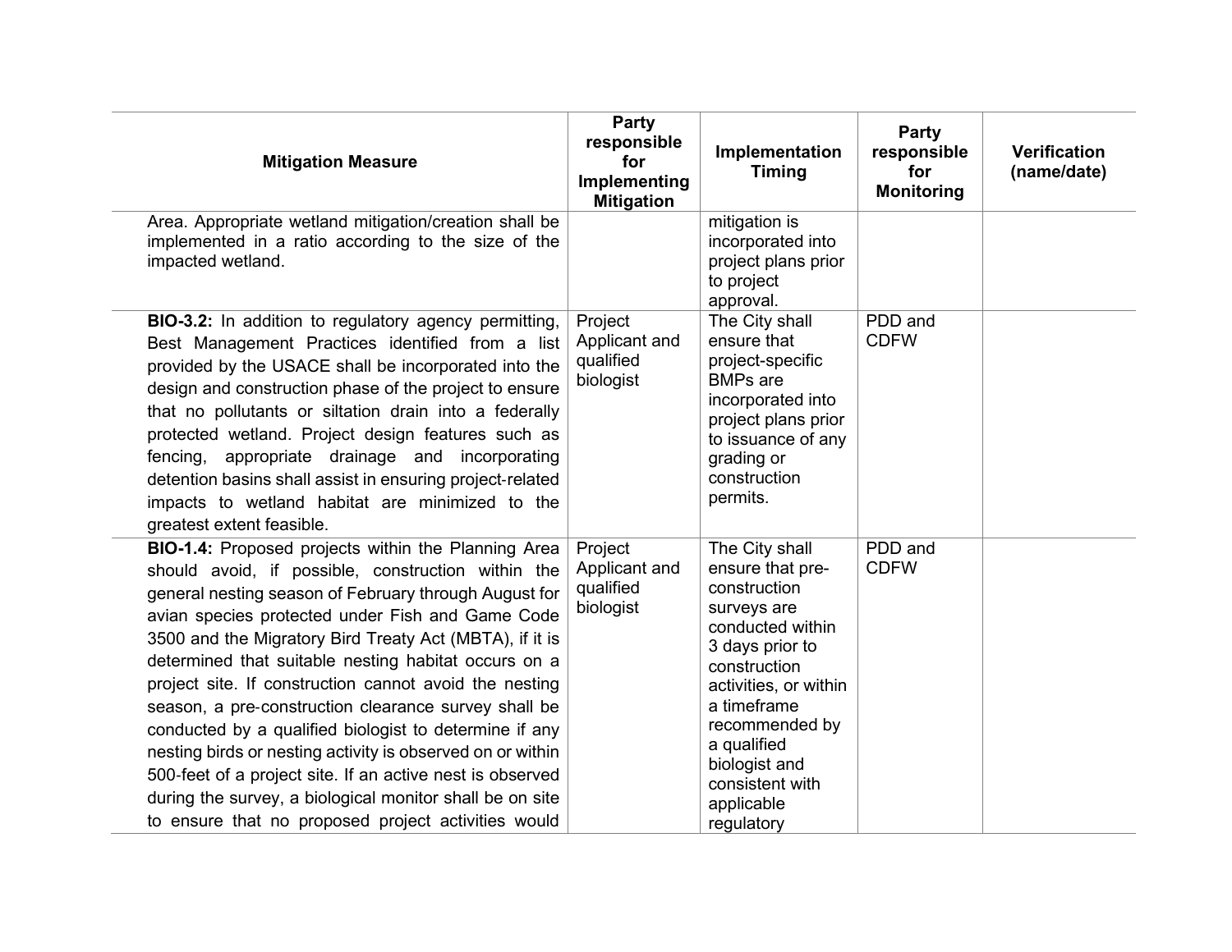| Mitigation Measure | Party responsible for Implementing Mitigation | Implementation Timing | Party responsible for Monitoring | Verification (name/date) |
|---|---|---|---|---|
| Area. Appropriate wetland mitigation/creation shall be implemented in a ratio according to the size of the impacted wetland. | | mitigation is incorporated into project plans prior to project approval. | | |
| **BIO-3.2:** In addition to regulatory agency permitting, Best Management Practices identified from a list provided by the USACE shall be incorporated into the design and construction phase of the project to ensure that no pollutants or siltation drain into a federally protected wetland. Project design features such as fencing, appropriate drainage and incorporating detention basins shall assist in ensuring project-related impacts to wetland habitat are minimized to the greatest extent feasible. | Project Applicant and qualified biologist | The City shall ensure that project-specific BMPs are incorporated into project plans prior to issuance of any grading or construction permits. | PDD and CDFW | |
| **BIO-1.4:** Proposed projects within the Planning Area should avoid, if possible, construction within the general nesting season of February through August for avian species protected under Fish and Game Code 3500 and the Migratory Bird Treaty Act (MBTA), if it is determined that suitable nesting habitat occurs on a project site. If construction cannot avoid the nesting season, a pre-construction clearance survey shall be conducted by a qualified biologist to determine if any nesting birds or nesting activity is observed on or within 500-feet of a project site. If an active nest is observed during the survey, a biological monitor shall be on site to ensure that no proposed project activities would | Project Applicant and qualified biologist | The City shall ensure that pre-construction surveys are conducted within 3 days prior to construction activities, or within a timeframe recommended by a qualified biologist and consistent with applicable regulatory | PDD and CDFW | |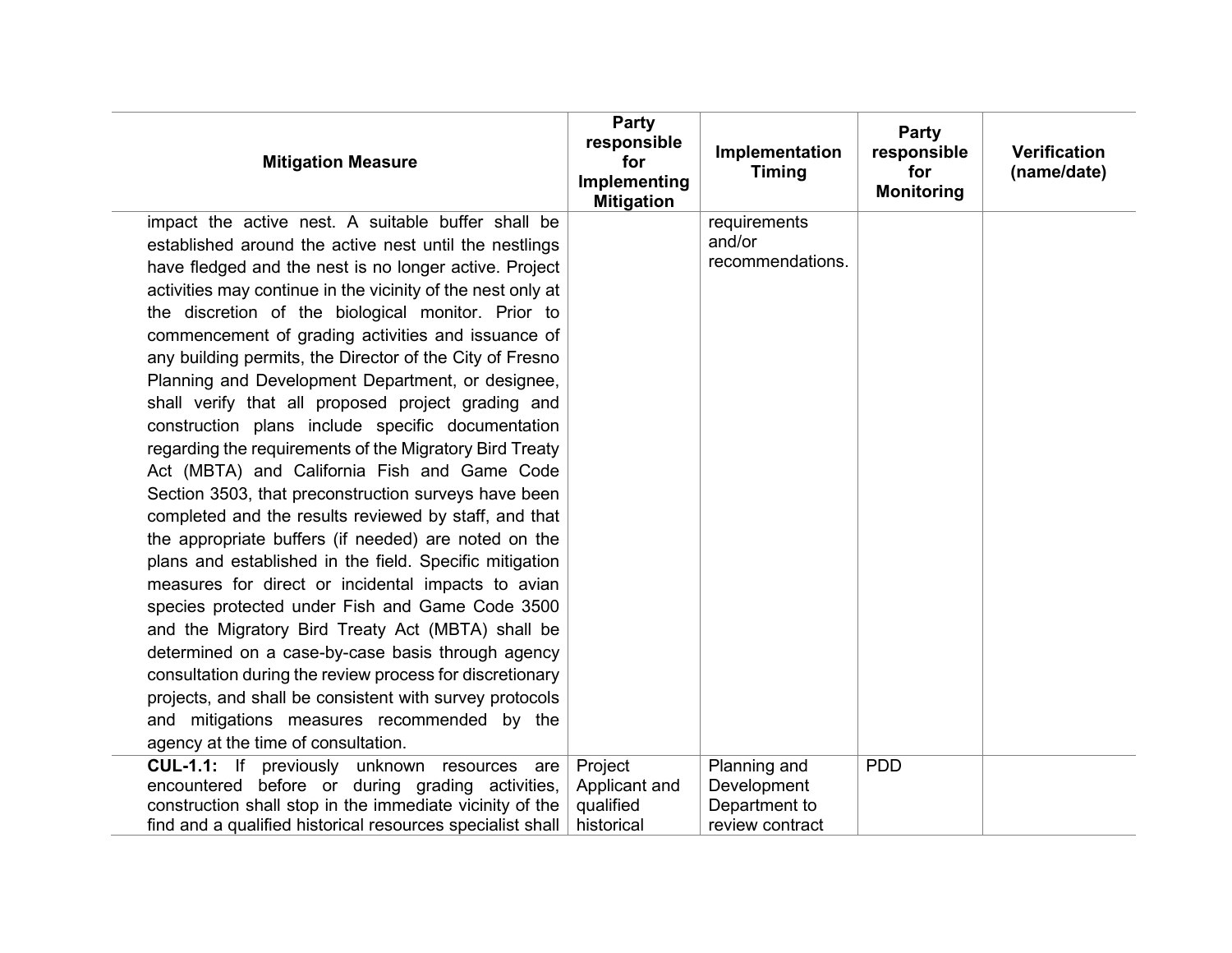| Mitigation Measure | Party responsible for Implementing Mitigation | Implementation Timing | Party responsible for Monitoring | Verification (name/date) |
|---|---|---|---|---|
| impact the active nest. A suitable buffer shall be established around the active nest until the nestlings have fledged and the nest is no longer active. Project activities may continue in the vicinity of the nest only at the discretion of the biological monitor. Prior to commencement of grading activities and issuance of any building permits, the Director of the City of Fresno Planning and Development Department, or designee, shall verify that all proposed project grading and construction plans include specific documentation regarding the requirements of the Migratory Bird Treaty Act (MBTA) and California Fish and Game Code Section 3503, that preconstruction surveys have been completed and the results reviewed by staff, and that the appropriate buffers (if needed) are noted on the plans and established in the field. Specific mitigation measures for direct or incidental impacts to avian species protected under Fish and Game Code 3500 and the Migratory Bird Treaty Act (MBTA) shall be determined on a case-by-case basis through agency consultation during the review process for discretionary projects, and shall be consistent with survey protocols and mitigations measures recommended by the agency at the time of consultation. | | requirements and/or recommendations. | | |
| **CUL-1.1:** If previously unknown resources are encountered before or during grading activities, construction shall stop in the immediate vicinity of the find and a qualified historical resources specialist shall | Project Applicant and qualified historical | Planning and Development Department to review contract | PDD | |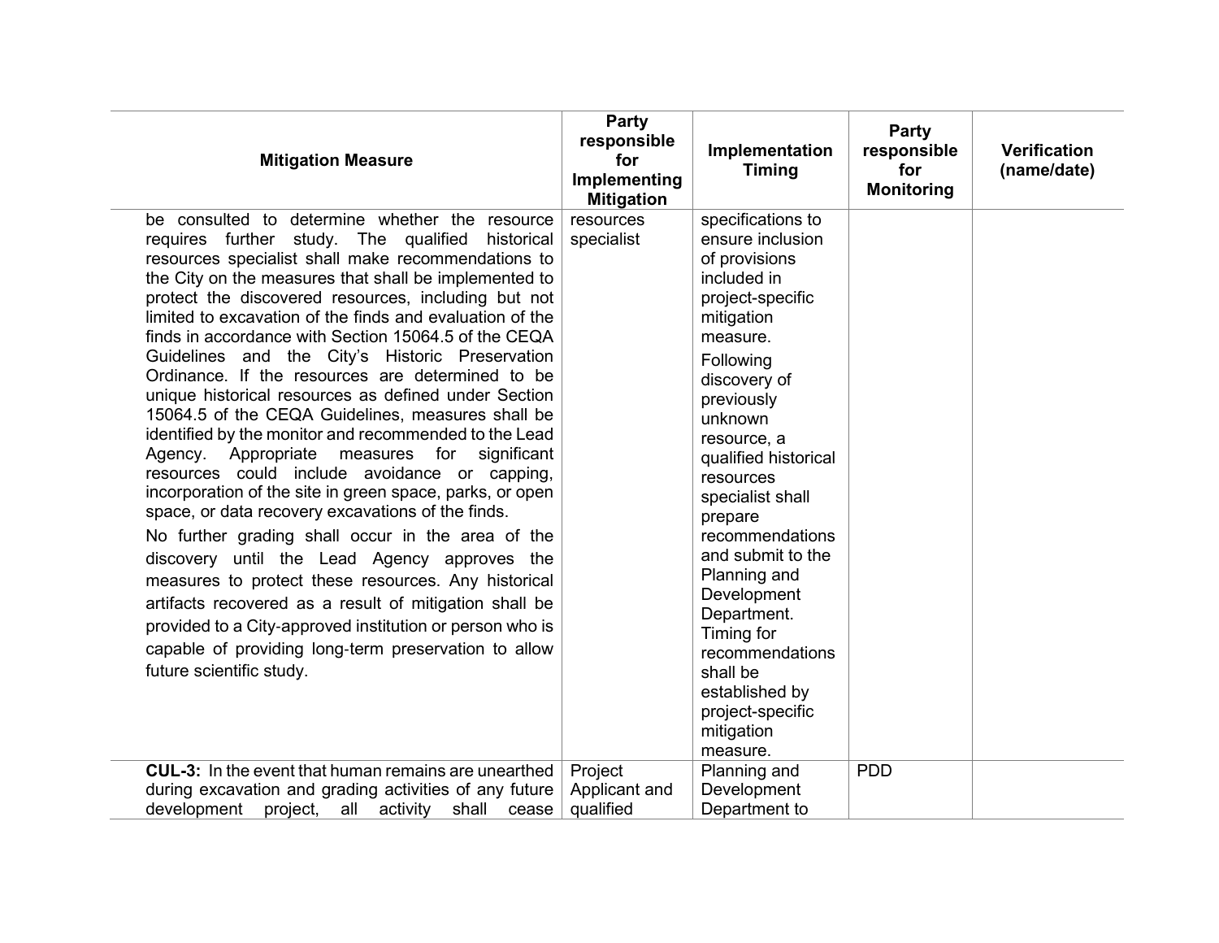| Mitigation Measure | Party responsible for Implementing Mitigation | Implementation Timing | Party responsible for Monitoring | Verification (name/date) |
|---|---|---|---|---|
| be consulted to determine whether the resource requires further study. The qualified historical resources specialist shall make recommendations to the City on the measures that shall be implemented to protect the discovered resources, including but not limited to excavation of the finds and evaluation of the finds in accordance with Section 15064.5 of the CEQA Guidelines and the City's Historic Preservation Ordinance. If the resources are determined to be unique historical resources as defined under Section 15064.5 of the CEQA Guidelines, measures shall be identified by the monitor and recommended to the Lead Agency. Appropriate measures for significant resources could include avoidance or capping, incorporation of the site in green space, parks, or open space, or data recovery excavations of the finds.<br><br>No further grading shall occur in the area of the discovery until the Lead Agency approves the measures to protect these resources. Any historical artifacts recovered as a result of mitigation shall be provided to a City-approved institution or person who is capable of providing long-term preservation to allow future scientific study. | resources specialist | specifications to ensure inclusion of provisions included in project-specific mitigation measure.<br><br>Following discovery of previously unknown resource, a qualified historical resources specialist shall prepare recommendations and submit to the Planning and Development Department. Timing for recommendations shall be established by project-specific mitigation measure. | | |
| **CUL-3:** In the event that human remains are unearthed during excavation and grading activities of any future development project, all activity shall cease | Project Applicant and qualified | Planning and Development Department to | PDD | |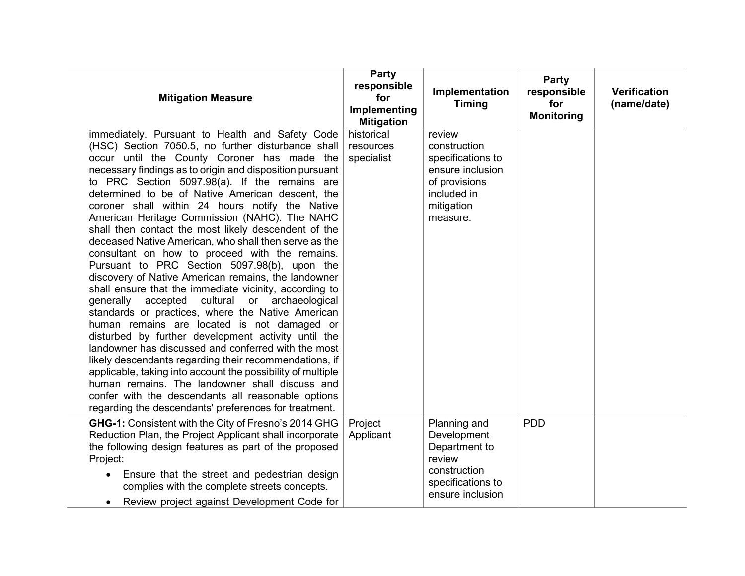| Mitigation Measure | Party responsible for Implementing Mitigation | Implementation Timing | Party responsible for Monitoring | Verification (name/date) |
|---|---|---|---|---|
| immediately. Pursuant to Health and Safety Code (HSC) Section 7050.5, no further disturbance shall occur until the County Coroner has made the necessary findings as to origin and disposition pursuant to PRC Section 5097.98(a). If the remains are determined to be of Native American descent, the coroner shall within 24 hours notify the Native American Heritage Commission (NAHC). The NAHC shall then contact the most likely descendent of the deceased Native American, who shall then serve as the consultant on how to proceed with the remains. Pursuant to PRC Section 5097.98(b), upon the discovery of Native American remains, the landowner shall ensure that the immediate vicinity, according to generally accepted cultural or archaeological standards or practices, where the Native American human remains are located is not damaged or disturbed by further development activity until the landowner has discussed and conferred with the most likely descendants regarding their recommendations, if applicable, taking into account the possibility of multiple human remains. The landowner shall discuss and confer with the descendants all reasonable options regarding the descendants' preferences for treatment. | historical resources specialist | review construction specifications to ensure inclusion of provisions included in mitigation measure. | | |
| **GHG-1:** Consistent with the City of Fresno's 2014 GHG Reduction Plan, the Project Applicant shall incorporate the following design features as part of the proposed Project:<br>• Ensure that the street and pedestrian design complies with the complete streets concepts.<br>• Review project against Development Code for | Project Applicant | Planning and Development Department to review construction specifications to ensure inclusion | PDD | |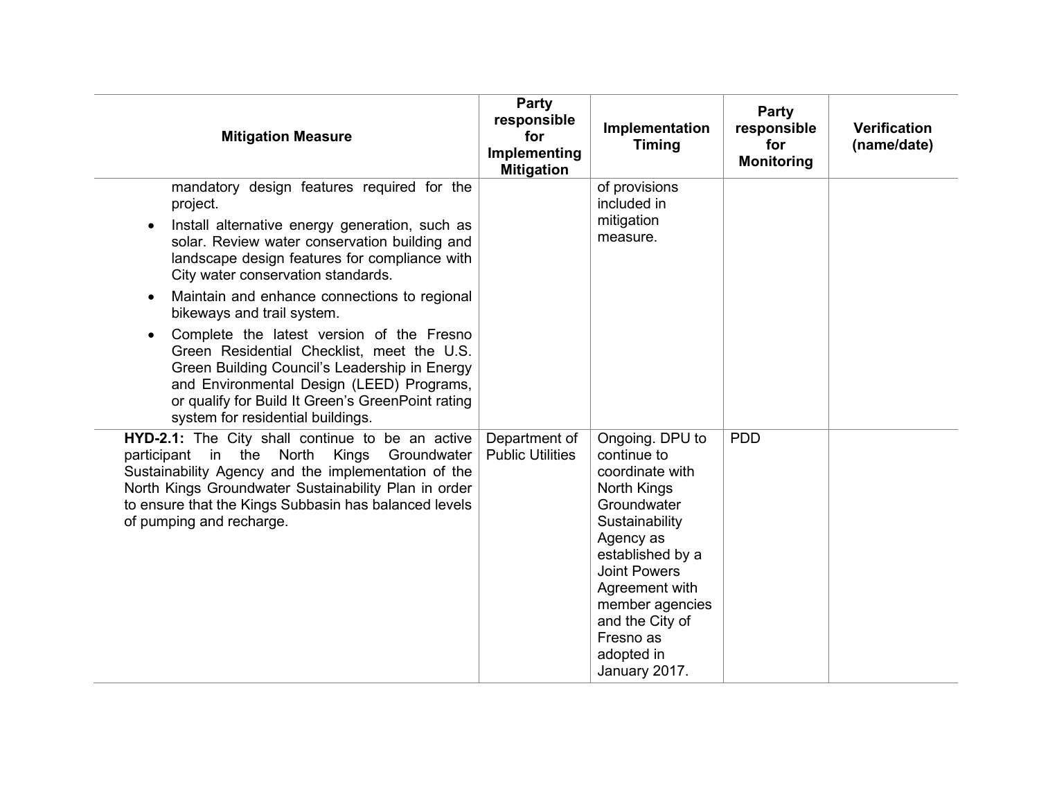| Mitigation Measure | Party responsible for Implementing Mitigation | Implementation Timing | Party responsible for Monitoring | Verification (name/date) |
|---|---|---|---|---|
| mandatory design features required for the project.<br>• Install alternative energy generation, such as solar. Review water conservation building and landscape design features for compliance with City water conservation standards.<br>• Maintain and enhance connections to regional bikeways and trail system.<br>• Complete the latest version of the Fresno Green Residential Checklist, meet the U.S. Green Building Council's Leadership in Energy and Environmental Design (LEED) Programs, or qualify for Build It Green's GreenPoint rating system for residential buildings. | | of provisions included in mitigation measure. | | |
| **HYD-2.1:** The City shall continue to be an active participant in the North Kings Groundwater Sustainability Agency and the implementation of the North Kings Groundwater Sustainability Plan in order to ensure that the Kings Subbasin has balanced levels of pumping and recharge. | Department of Public Utilities | Ongoing. DPU to continue to coordinate with North Kings Groundwater Sustainability Agency as established by a Joint Powers Agreement with member agencies and the City of Fresno as adopted in January 2017. | PDD | |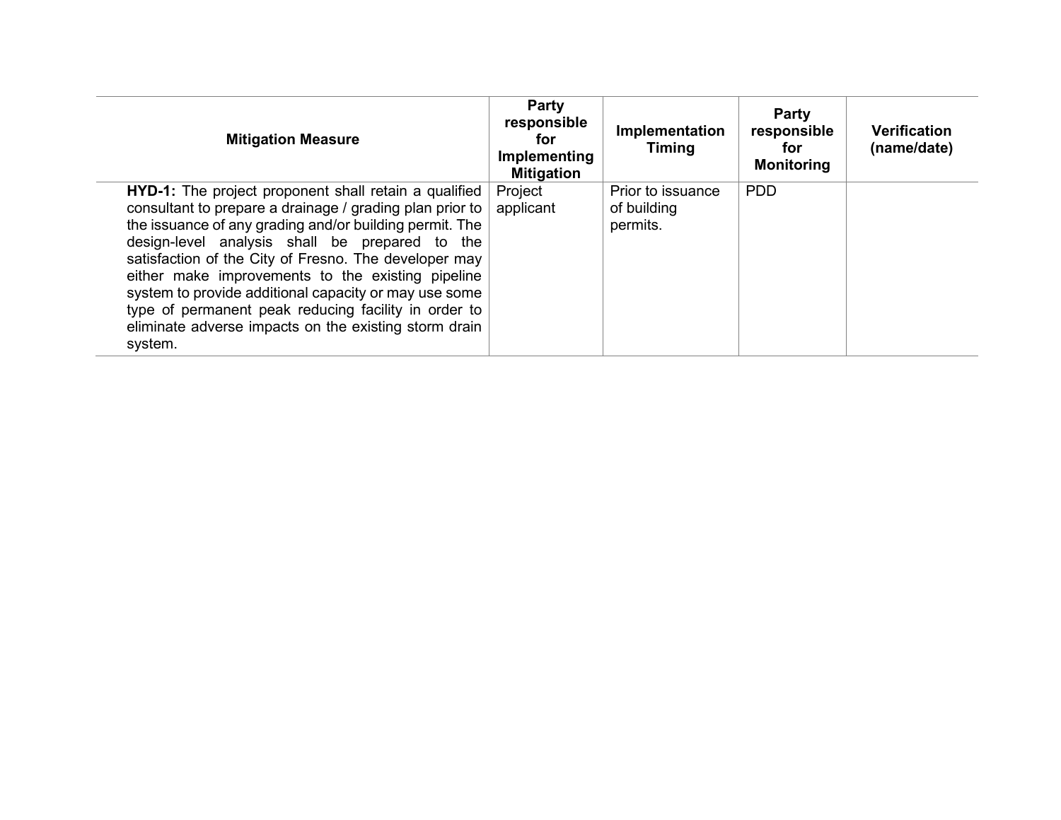| Mitigation Measure | Party responsible for Implementing Mitigation | Implementation Timing | Party responsible for Monitoring | Verification (name/date) |
|---|---|---|---|---|
| **HYD-1:** The project proponent shall retain a qualified consultant to prepare a drainage / grading plan prior to the issuance of any grading and/or building permit. The design-level analysis shall be prepared to the satisfaction of the City of Fresno. The developer may either make improvements to the existing pipeline system to provide additional capacity or may use some type of permanent peak reducing facility in order to eliminate adverse impacts on the existing storm drain system. | Project applicant | Prior to issuance of building permits. | PDD | |